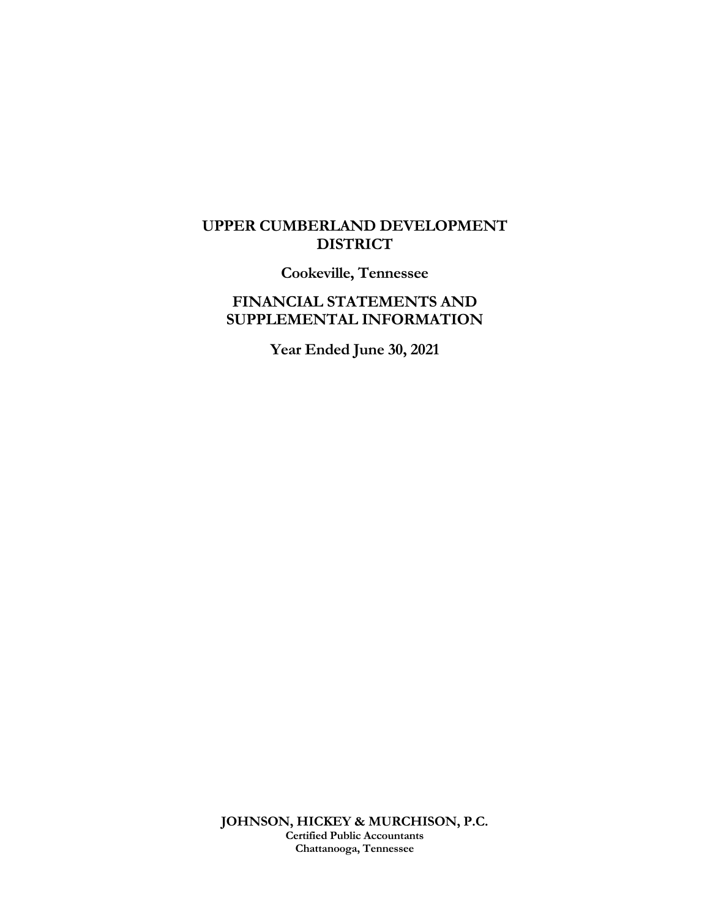# UPPER CUMBERLAND DEVELOPMENT DISTRICT

## Cookeville, Tennessee

## FINANCIAL STATEMENTS AND SUPPLEMENTAL INFORMATION

## Year Ended June 30, 2021

**JOHNSON, HICKEY & MURCHISON, P.C.**
**Certified Public Accountants**
**Chattanooga, Tennessee**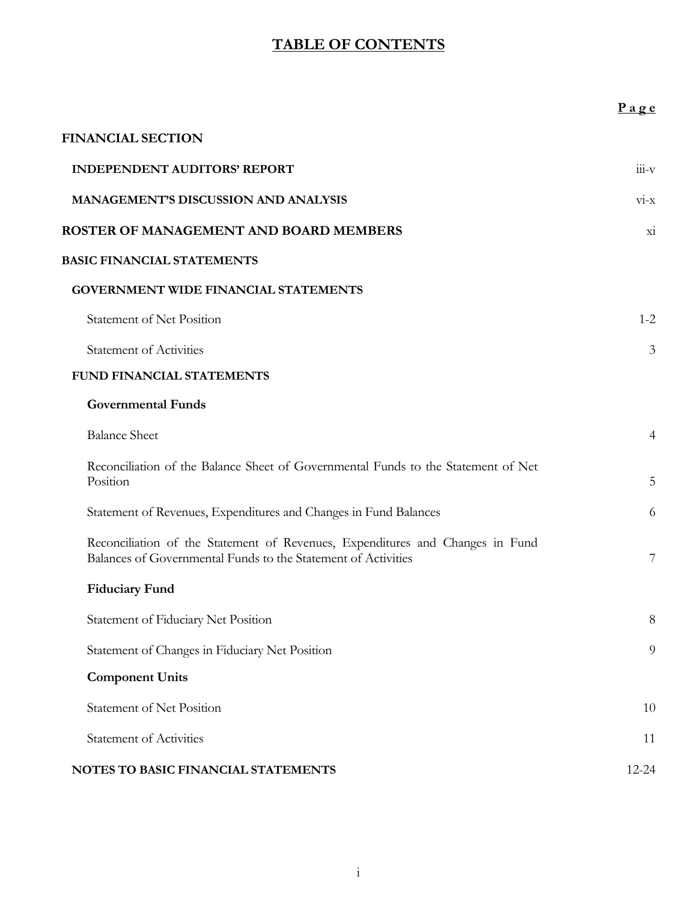# TABLE OF CONTENTS

| | Page |
|---|---|
| **FINANCIAL SECTION** | |
| **INDEPENDENT AUDITORS' REPORT** | iii-v |
| **MANAGEMENT'S DISCUSSION AND ANALYSIS** | vi-x |
| **ROSTER OF MANAGEMENT AND BOARD MEMBERS** | xi |
| **BASIC FINANCIAL STATEMENTS** | |
| **GOVERNMENT WIDE FINANCIAL STATEMENTS** | |
| Statement of Net Position | 1-2 |
| Statement of Activities | 3 |
| **FUND FINANCIAL STATEMENTS** | |
| **Governmental Funds** | |
| Balance Sheet | 4 |
| Reconciliation of the Balance Sheet of Governmental Funds to the Statement of Net Position | 5 |
| Statement of Revenues, Expenditures and Changes in Fund Balances | 6 |
| Reconciliation of the Statement of Revenues, Expenditures and Changes in Fund Balances of Governmental Funds to the Statement of Activities | 7 |
| **Fiduciary Fund** | |
| Statement of Fiduciary Net Position | 8 |
| Statement of Changes in Fiduciary Net Position | 9 |
| **Component Units** | |
| Statement of Net Position | 10 |
| Statement of Activities | 11 |
| **NOTES TO BASIC FINANCIAL STATEMENTS** | 12-24 |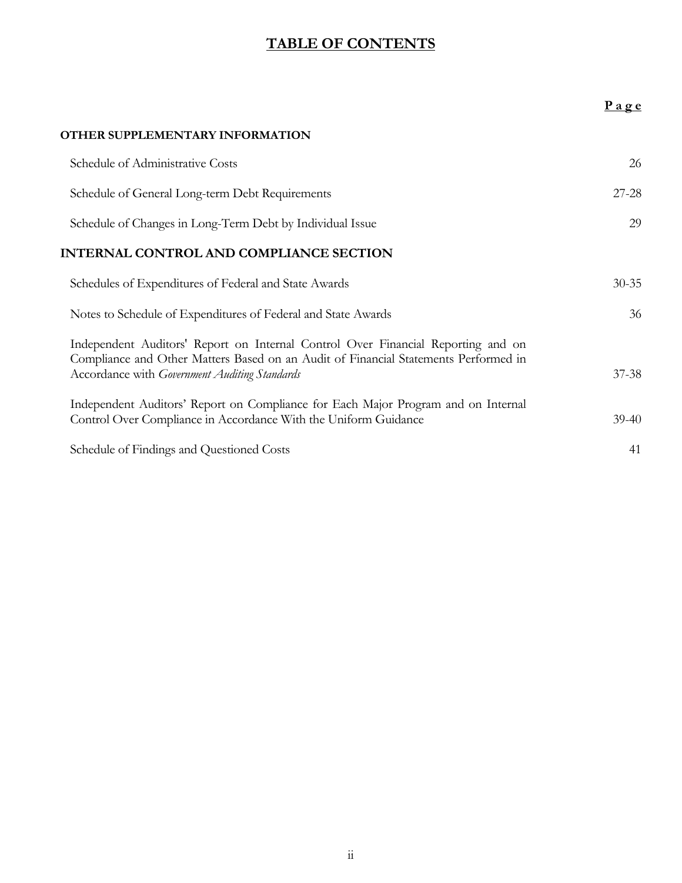# TABLE OF CONTENTS

| | Page |
|---|---|
| **OTHER SUPPLEMENTARY INFORMATION** | |
| Schedule of Administrative Costs | 26 |
| Schedule of General Long-term Debt Requirements | 27-28 |
| Schedule of Changes in Long-Term Debt by Individual Issue | 29 |
| **INTERNAL CONTROL AND COMPLIANCE SECTION** | |
| Schedules of Expenditures of Federal and State Awards | 30-35 |
| Notes to Schedule of Expenditures of Federal and State Awards | 36 |
| Independent Auditors' Report on Internal Control Over Financial Reporting and on Compliance and Other Matters Based on an Audit of Financial Statements Performed in Accordance with *Government Auditing Standards* | 37-38 |
| Independent Auditors' Report on Compliance for Each Major Program and on Internal Control Over Compliance in Accordance With the Uniform Guidance | 39-40 |
| Schedule of Findings and Questioned Costs | 41 |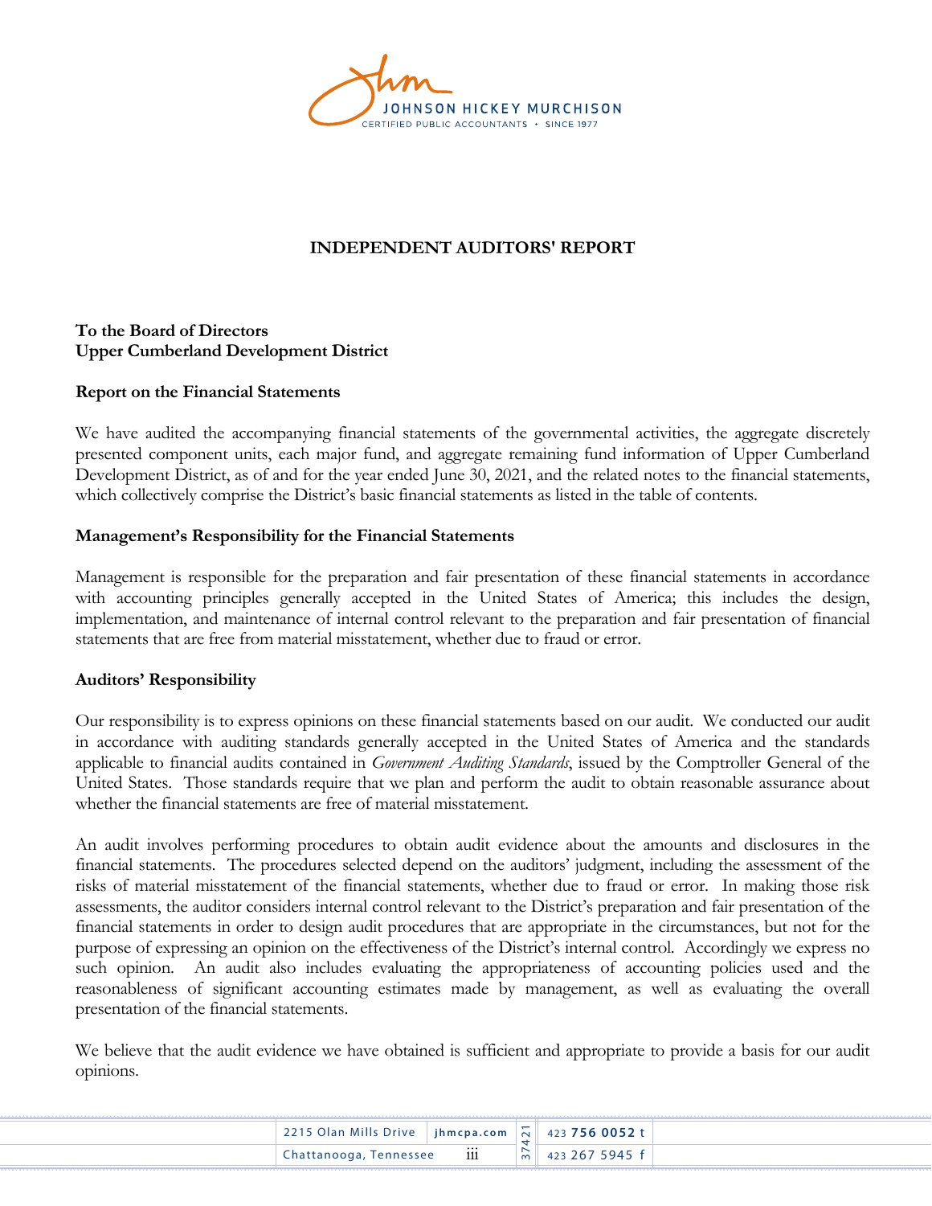# INDEPENDENT AUDITORS' REPORT

**To the Board of Directors**
**Upper Cumberland Development District**

## Report on the Financial Statements

We have audited the accompanying financial statements of the governmental activities, the aggregate discretely presented component units, each major fund, and aggregate remaining fund information of Upper Cumberland Development District, as of and for the year ended June 30, 2021, and the related notes to the financial statements, which collectively comprise the District's basic financial statements as listed in the table of contents.

## Management's Responsibility for the Financial Statements

Management is responsible for the preparation and fair presentation of these financial statements in accordance with accounting principles generally accepted in the United States of America; this includes the design, implementation, and maintenance of internal control relevant to the preparation and fair presentation of financial statements that are free from material misstatement, whether due to fraud or error.

## Auditors' Responsibility

Our responsibility is to express opinions on these financial statements based on our audit. We conducted our audit in accordance with auditing standards generally accepted in the United States of America and the standards applicable to financial audits contained in *Government Auditing Standards*, issued by the Comptroller General of the United States. Those standards require that we plan and perform the audit to obtain reasonable assurance about whether the financial statements are free of material misstatement.

An audit involves performing procedures to obtain audit evidence about the amounts and disclosures in the financial statements. The procedures selected depend on the auditors' judgment, including the assessment of the risks of material misstatement of the financial statements, whether due to fraud or error. In making those risk assessments, the auditor considers internal control relevant to the District's preparation and fair presentation of the financial statements in order to design audit procedures that are appropriate in the circumstances, but not for the purpose of expressing an opinion on the effectiveness of the District's internal control. Accordingly we express no such opinion. An audit also includes evaluating the appropriateness of accounting policies used and the reasonableness of significant accounting estimates made by management, as well as evaluating the overall presentation of the financial statements.

We believe that the audit evidence we have obtained is sufficient and appropriate to provide a basis for our audit opinions.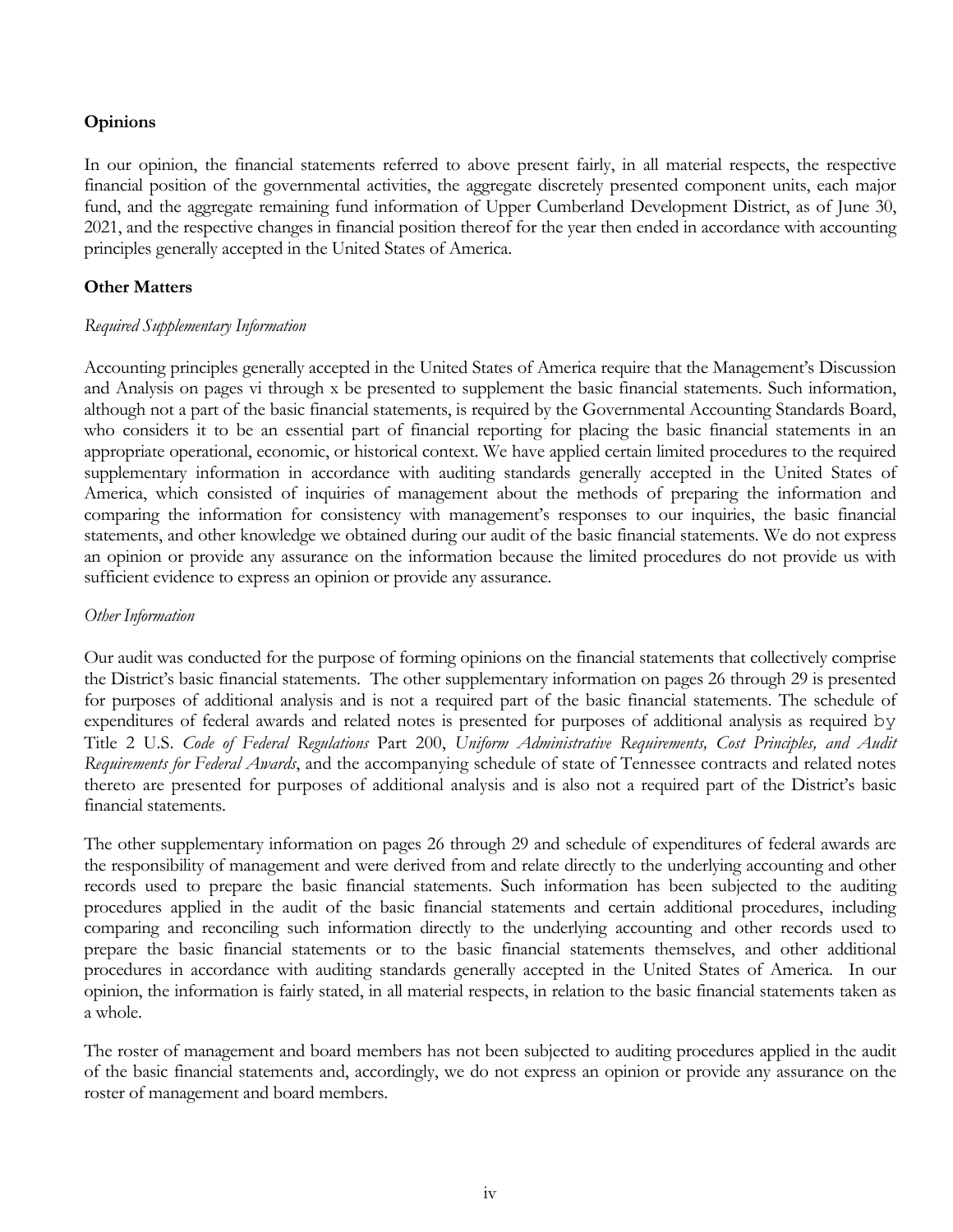**Opinions**

In our opinion, the financial statements referred to above present fairly, in all material respects, the respective financial position of the governmental activities, the aggregate discretely presented component units, each major fund, and the aggregate remaining fund information of Upper Cumberland Development District, as of June 30, 2021, and the respective changes in financial position thereof for the year then ended in accordance with accounting principles generally accepted in the United States of America.

**Other Matters**

*Required Supplementary Information*

Accounting principles generally accepted in the United States of America require that the Management's Discussion and Analysis on pages vi through x be presented to supplement the basic financial statements. Such information, although not a part of the basic financial statements, is required by the Governmental Accounting Standards Board, who considers it to be an essential part of financial reporting for placing the basic financial statements in an appropriate operational, economic, or historical context. We have applied certain limited procedures to the required supplementary information in accordance with auditing standards generally accepted in the United States of America, which consisted of inquiries of management about the methods of preparing the information and comparing the information for consistency with management's responses to our inquiries, the basic financial statements, and other knowledge we obtained during our audit of the basic financial statements. We do not express an opinion or provide any assurance on the information because the limited procedures do not provide us with sufficient evidence to express an opinion or provide any assurance.

*Other Information*

Our audit was conducted for the purpose of forming opinions on the financial statements that collectively comprise the District's basic financial statements. The other supplementary information on pages 26 through 29 is presented for purposes of additional analysis and is not a required part of the basic financial statements. The schedule of expenditures of federal awards and related notes is presented for purposes of additional analysis as required by Title 2 U.S. *Code of Federal Regulations* Part 200, *Uniform Administrative Requirements, Cost Principles, and Audit Requirements for Federal Awards*, and the accompanying schedule of state of Tennessee contracts and related notes thereto are presented for purposes of additional analysis and is also not a required part of the District's basic financial statements.

The other supplementary information on pages 26 through 29 and schedule of expenditures of federal awards are the responsibility of management and were derived from and relate directly to the underlying accounting and other records used to prepare the basic financial statements. Such information has been subjected to the auditing procedures applied in the audit of the basic financial statements and certain additional procedures, including comparing and reconciling such information directly to the underlying accounting and other records used to prepare the basic financial statements or to the basic financial statements themselves, and other additional procedures in accordance with auditing standards generally accepted in the United States of America. In our opinion, the information is fairly stated, in all material respects, in relation to the basic financial statements taken as a whole.

The roster of management and board members has not been subjected to auditing procedures applied in the audit of the basic financial statements and, accordingly, we do not express an opinion or provide any assurance on the roster of management and board members.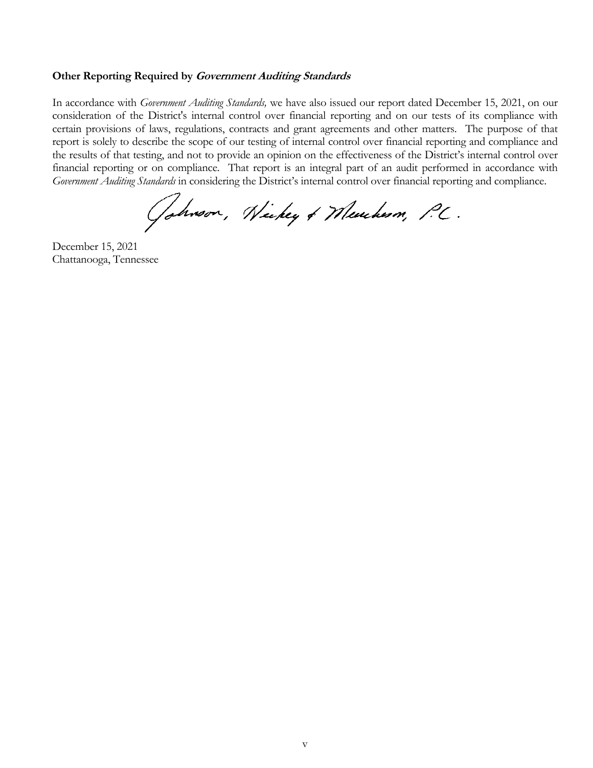### Other Reporting Required by *Government Auditing Standards*

In accordance with *Government Auditing Standards,* we have also issued our report dated December 15, 2021, on our consideration of the District's internal control over financial reporting and on our tests of its compliance with certain provisions of laws, regulations, contracts and grant agreements and other matters. The purpose of that report is solely to describe the scope of our testing of internal control over financial reporting and compliance and the results of that testing, and not to provide an opinion on the effectiveness of the District's internal control over financial reporting or on compliance. That report is an integral part of an audit performed in accordance with *Government Auditing Standards* in considering the District's internal control over financial reporting and compliance.

Johnson, Hickey & Murchison, P.C.

December 15, 2021
Chattanooga, Tennessee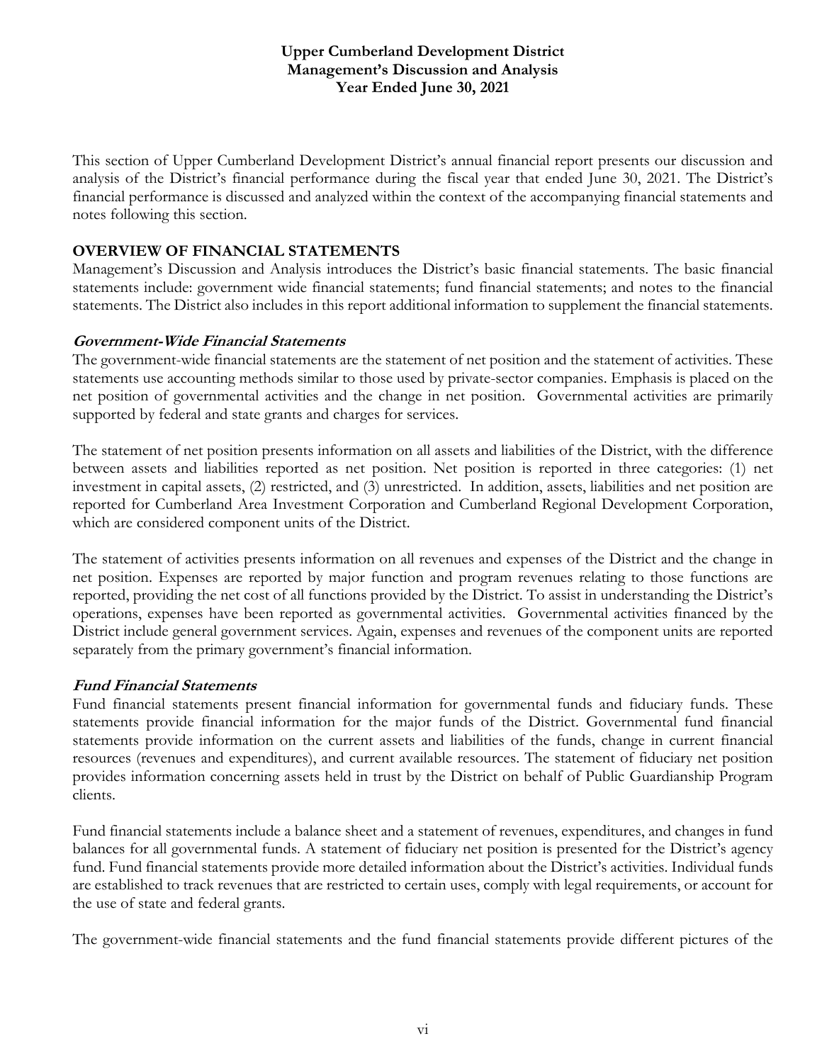# Upper Cumberland Development District
## Management's Discussion and Analysis
## Year Ended June 30, 2021

This section of Upper Cumberland Development District's annual financial report presents our discussion and analysis of the District's financial performance during the fiscal year that ended June 30, 2021. The District's financial performance is discussed and analyzed within the context of the accompanying financial statements and notes following this section.

### OVERVIEW OF FINANCIAL STATEMENTS

Management's Discussion and Analysis introduces the District's basic financial statements. The basic financial statements include: government wide financial statements; fund financial statements; and notes to the financial statements. The District also includes in this report additional information to supplement the financial statements.

#### *Government-Wide Financial Statements*

The government-wide financial statements are the statement of net position and the statement of activities. These statements use accounting methods similar to those used by private-sector companies. Emphasis is placed on the net position of governmental activities and the change in net position. Governmental activities are primarily supported by federal and state grants and charges for services.

The statement of net position presents information on all assets and liabilities of the District, with the difference between assets and liabilities reported as net position. Net position is reported in three categories: (1) net investment in capital assets, (2) restricted, and (3) unrestricted. In addition, assets, liabilities and net position are reported for Cumberland Area Investment Corporation and Cumberland Regional Development Corporation, which are considered component units of the District.

The statement of activities presents information on all revenues and expenses of the District and the change in net position. Expenses are reported by major function and program revenues relating to those functions are reported, providing the net cost of all functions provided by the District. To assist in understanding the District's operations, expenses have been reported as governmental activities. Governmental activities financed by the District include general government services. Again, expenses and revenues of the component units are reported separately from the primary government's financial information.

#### *Fund Financial Statements*

Fund financial statements present financial information for governmental funds and fiduciary funds. These statements provide financial information for the major funds of the District. Governmental fund financial statements provide information on the current assets and liabilities of the funds, change in current financial resources (revenues and expenditures), and current available resources. The statement of fiduciary net position provides information concerning assets held in trust by the District on behalf of Public Guardianship Program clients.

Fund financial statements include a balance sheet and a statement of revenues, expenditures, and changes in fund balances for all governmental funds. A statement of fiduciary net position is presented for the District's agency fund. Fund financial statements provide more detailed information about the District's activities. Individual funds are established to track revenues that are restricted to certain uses, comply with legal requirements, or account for the use of state and federal grants.

The government-wide financial statements and the fund financial statements provide different pictures of the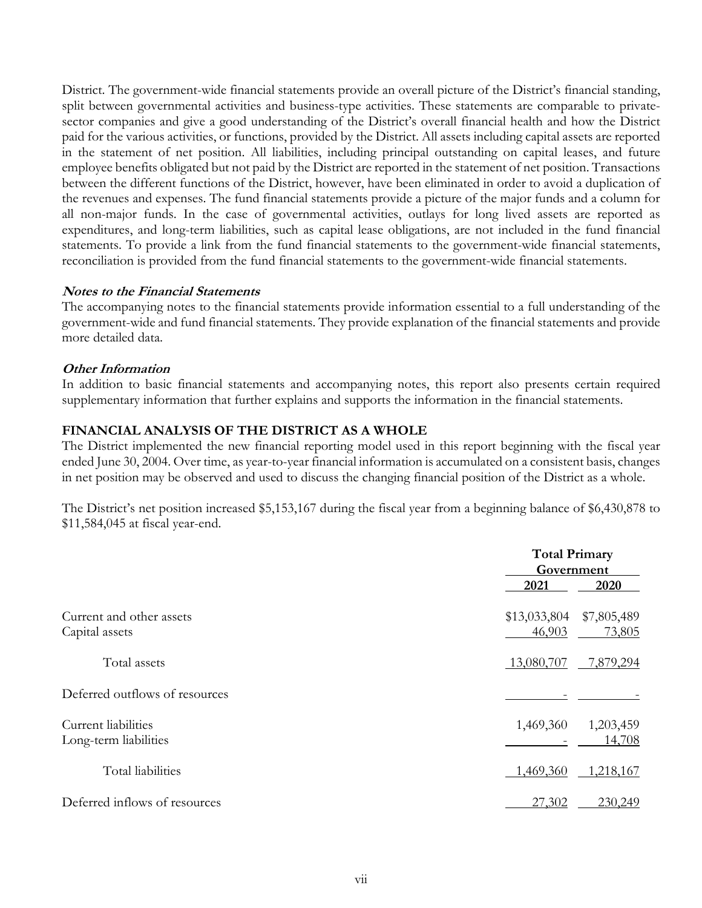District. The government-wide financial statements provide an overall picture of the District's financial standing, split between governmental activities and business-type activities. These statements are comparable to private-sector companies and give a good understanding of the District's overall financial health and how the District paid for the various activities, or functions, provided by the District. All assets including capital assets are reported in the statement of net position. All liabilities, including principal outstanding on capital leases, and future employee benefits obligated but not paid by the District are reported in the statement of net position. Transactions between the different functions of the District, however, have been eliminated in order to avoid a duplication of the revenues and expenses. The fund financial statements provide a picture of the major funds and a column for all non-major funds. In the case of governmental activities, outlays for long lived assets are reported as expenditures, and long-term liabilities, such as capital lease obligations, are not included in the fund financial statements. To provide a link from the fund financial statements to the government-wide financial statements, reconciliation is provided from the fund financial statements to the government-wide financial statements.

***Notes to the Financial Statements***

The accompanying notes to the financial statements provide information essential to a full understanding of the government-wide and fund financial statements. They provide explanation of the financial statements and provide more detailed data.

***Other Information***

In addition to basic financial statements and accompanying notes, this report also presents certain required supplementary information that further explains and supports the information in the financial statements.

**FINANCIAL ANALYSIS OF THE DISTRICT AS A WHOLE**

The District implemented the new financial reporting model used in this report beginning with the fiscal year ended June 30, 2004. Over time, as year-to-year financial information is accumulated on a consistent basis, changes in net position may be observed and used to discuss the changing financial position of the District as a whole.

The District's net position increased $5,153,167 during the fiscal year from a beginning balance of $6,430,878 to $11,584,045 at fiscal year-end.

| | Total Primary Government | |
|---|---|---|
| | **2021** | **2020** |
| Current and other assets | $13,033,804 | $7,805,489 |
| Capital assets | 46,903 | 73,805 |
| Total assets | 13,080,707 | 7,879,294 |
| Deferred outflows of resources | - | - |
| Current liabilities | 1,469,360 | 1,203,459 |
| Long-term liabilities | - | 14,708 |
| Total liabilities | 1,469,360 | 1,218,167 |
| Deferred inflows of resources | 27,302 | 230,249 |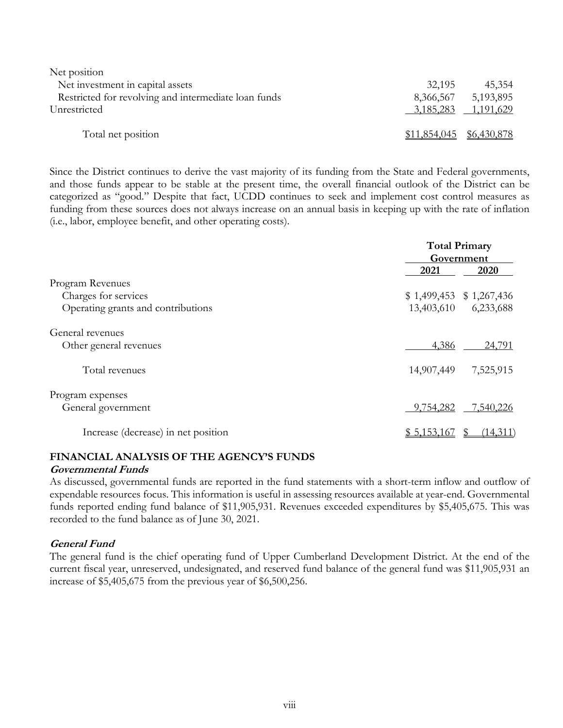| | | |
|---|---|---|
| Net position | | |
| Net investment in capital assets | 32,195 | 45,354 |
| Restricted for revolving and intermediate loan funds | 8,366,567 | 5,193,895 |
| Unrestricted | 3,185,283 | 1,191,629 |
| Total net position | $11,854,045 | $6,430,878 |

Since the District continues to derive the vast majority of its funding from the State and Federal governments, and those funds appear to be stable at the present time, the overall financial outlook of the District can be categorized as "good." Despite that fact, UCDD continues to seek and implement cost control measures as funding from these sources does not always increase on an annual basis in keeping up with the rate of inflation (i.e., labor, employee benefit, and other operating costs).

| | Total Primary Government | |
|---|---|---|
| | **2021** | **2020** |
| Program Revenues | | |
| Charges for services | $ 1,499,453 | $ 1,267,436 |
| Operating grants and contributions | 13,403,610 | 6,233,688 |
| General revenues | | |
| Other general revenues | 4,386 | 24,791 |
| Total revenues | 14,907,449 | 7,525,915 |
| Program expenses | | |
| General government | 9,754,282 | 7,540,226 |
| Increase (decrease) in net position | $ 5,153,167 | $ (14,311) |

## FINANCIAL ANALYSIS OF THE AGENCY'S FUNDS

### *Governmental Funds*

As discussed, governmental funds are reported in the fund statements with a short-term inflow and outflow of expendable resources focus. This information is useful in assessing resources available at year-end. Governmental funds reported ending fund balance of $11,905,931. Revenues exceeded expenditures by $5,405,675. This was recorded to the fund balance as of June 30, 2021.

### *General Fund*

The general fund is the chief operating fund of Upper Cumberland Development District. At the end of the current fiscal year, unreserved, undesignated, and reserved fund balance of the general fund was $11,905,931 an increase of $5,405,675 from the previous year of $6,500,256.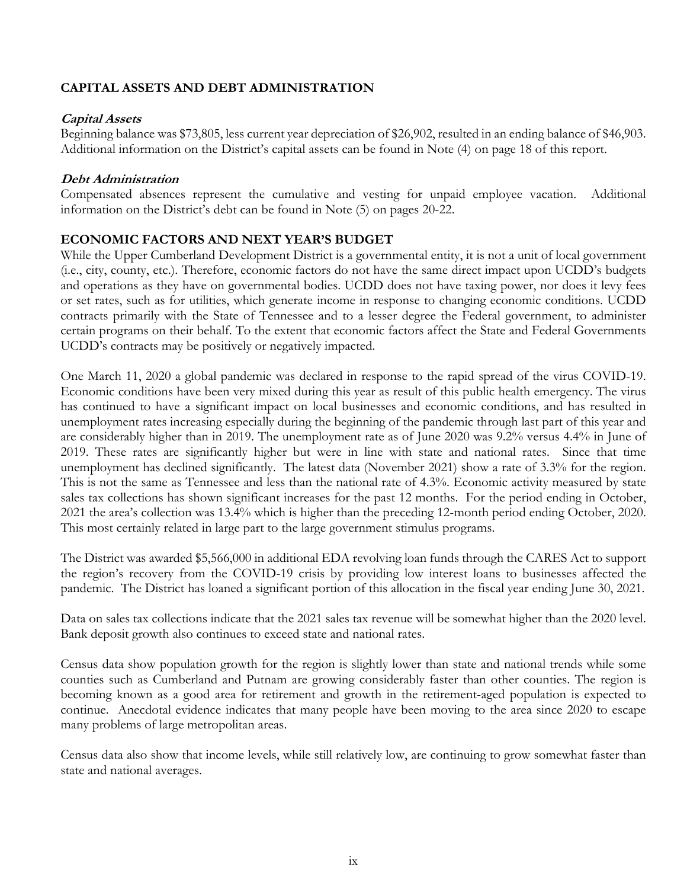## CAPITAL ASSETS AND DEBT ADMINISTRATION

### *Capital Assets*

Beginning balance was $73,805, less current year depreciation of $26,902, resulted in an ending balance of $46,903. Additional information on the District's capital assets can be found in Note (4) on page 18 of this report.

### *Debt Administration*

Compensated absences represent the cumulative and vesting for unpaid employee vacation. Additional information on the District's debt can be found in Note (5) on pages 20-22.

## ECONOMIC FACTORS AND NEXT YEAR'S BUDGET

While the Upper Cumberland Development District is a governmental entity, it is not a unit of local government (i.e., city, county, etc.). Therefore, economic factors do not have the same direct impact upon UCDD's budgets and operations as they have on governmental bodies. UCDD does not have taxing power, nor does it levy fees or set rates, such as for utilities, which generate income in response to changing economic conditions. UCDD contracts primarily with the State of Tennessee and to a lesser degree the Federal government, to administer certain programs on their behalf. To the extent that economic factors affect the State and Federal Governments UCDD's contracts may be positively or negatively impacted.

One March 11, 2020 a global pandemic was declared in response to the rapid spread of the virus COVID-19. Economic conditions have been very mixed during this year as result of this public health emergency. The virus has continued to have a significant impact on local businesses and economic conditions, and has resulted in unemployment rates increasing especially during the beginning of the pandemic through last part of this year and are considerably higher than in 2019. The unemployment rate as of June 2020 was 9.2% versus 4.4% in June of 2019. These rates are significantly higher but were in line with state and national rates. Since that time unemployment has declined significantly. The latest data (November 2021) show a rate of 3.3% for the region. This is not the same as Tennessee and less than the national rate of 4.3%. Economic activity measured by state sales tax collections has shown significant increases for the past 12 months. For the period ending in October, 2021 the area's collection was 13.4% which is higher than the preceding 12-month period ending October, 2020. This most certainly related in large part to the large government stimulus programs.

The District was awarded $5,566,000 in additional EDA revolving loan funds through the CARES Act to support the region's recovery from the COVID-19 crisis by providing low interest loans to businesses affected the pandemic. The District has loaned a significant portion of this allocation in the fiscal year ending June 30, 2021.

Data on sales tax collections indicate that the 2021 sales tax revenue will be somewhat higher than the 2020 level. Bank deposit growth also continues to exceed state and national rates.

Census data show population growth for the region is slightly lower than state and national trends while some counties such as Cumberland and Putnam are growing considerably faster than other counties. The region is becoming known as a good area for retirement and growth in the retirement-aged population is expected to continue. Anecdotal evidence indicates that many people have been moving to the area since 2020 to escape many problems of large metropolitan areas.

Census data also show that income levels, while still relatively low, are continuing to grow somewhat faster than state and national averages.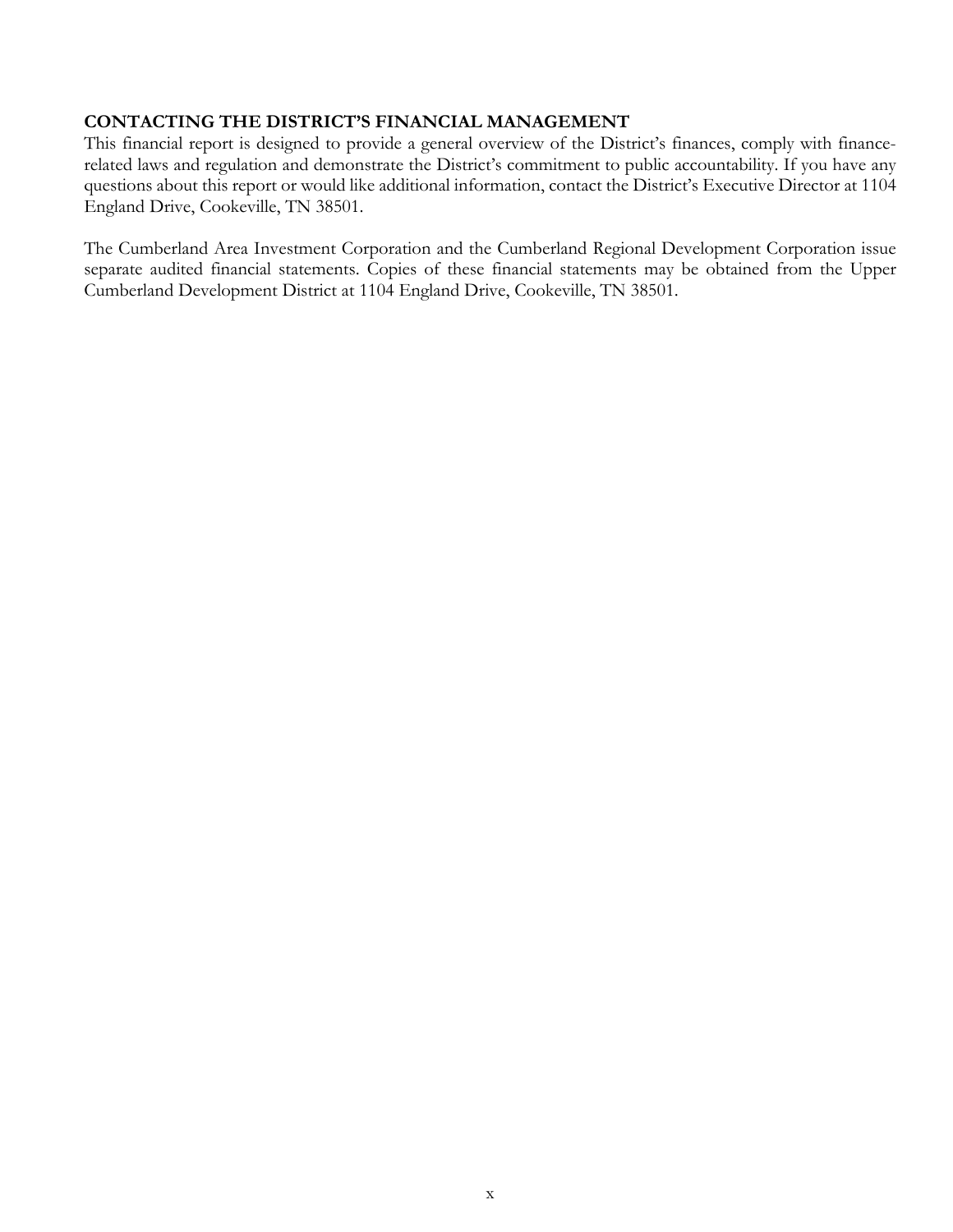## CONTACTING THE DISTRICT'S FINANCIAL MANAGEMENT

This financial report is designed to provide a general overview of the District's finances, comply with finance-related laws and regulation and demonstrate the District's commitment to public accountability. If you have any questions about this report or would like additional information, contact the District's Executive Director at 1104 England Drive, Cookeville, TN 38501.

The Cumberland Area Investment Corporation and the Cumberland Regional Development Corporation issue separate audited financial statements. Copies of these financial statements may be obtained from the Upper Cumberland Development District at 1104 England Drive, Cookeville, TN 38501.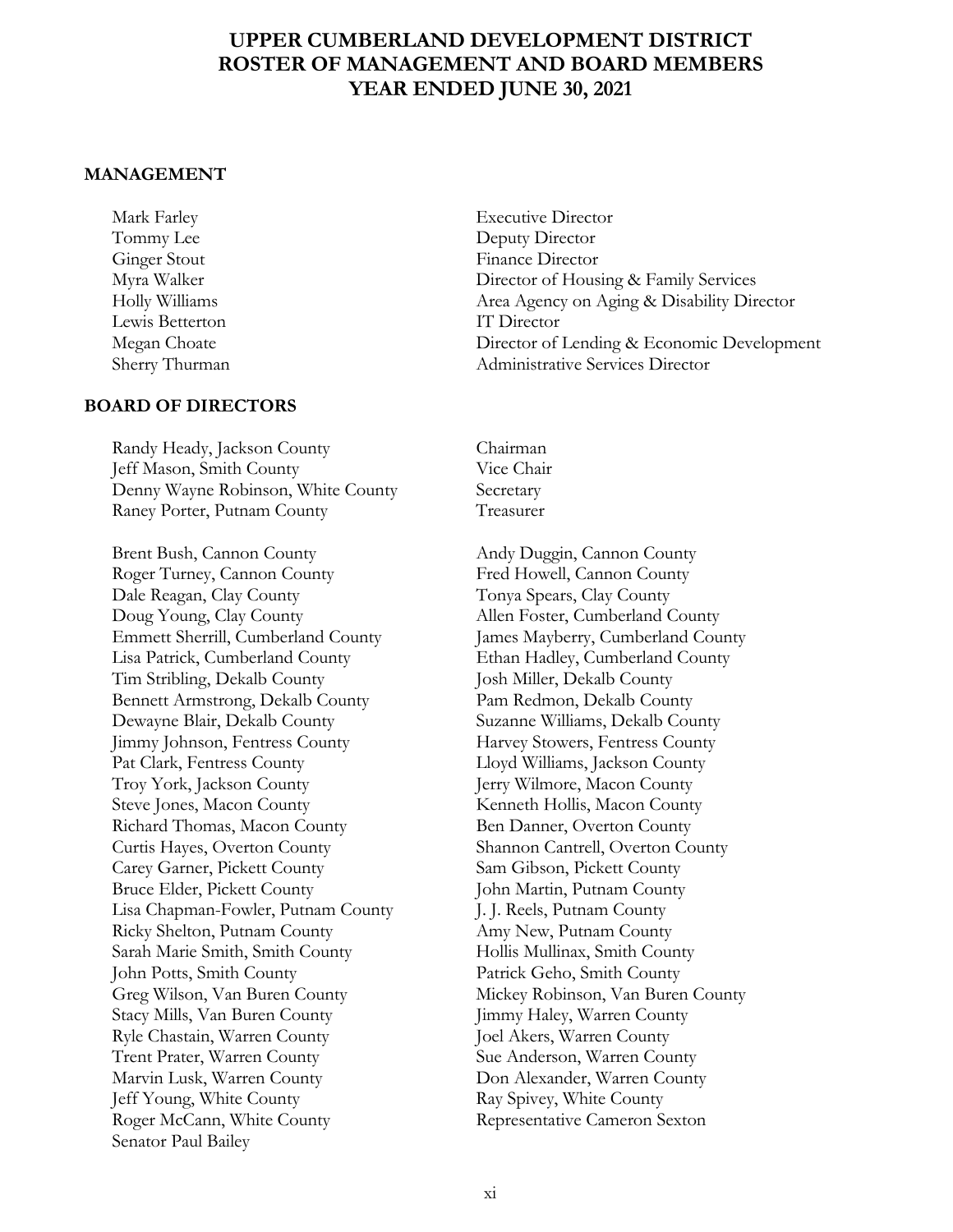# UPPER CUMBERLAND DEVELOPMENT DISTRICT
# ROSTER OF MANAGEMENT AND BOARD MEMBERS
# YEAR ENDED JUNE 30, 2021

## MANAGEMENT

| Name | Title |
|---|---|
| Mark Farley | Executive Director |
| Tommy Lee | Deputy Director |
| Ginger Stout | Finance Director |
| Myra Walker | Director of Housing & Family Services |
| Holly Williams | Area Agency on Aging & Disability Director |
| Lewis Betterton | IT Director |
| Megan Choate | Director of Lending & Economic Development |
| Sherry Thurman | Administrative Services Director |

## BOARD OF DIRECTORS

| Name | Title |
|---|---|
| Randy Heady, Jackson County | Chairman |
| Jeff Mason, Smith County | Vice Chair |
| Denny Wayne Robinson, White County | Secretary |
| Raney Porter, Putnam County | Treasurer |

Brent Bush, Cannon County
Roger Turney, Cannon County
Dale Reagan, Clay County
Doug Young, Clay County
Emmett Sherrill, Cumberland County
Lisa Patrick, Cumberland County
Tim Stribling, Dekalb County
Bennett Armstrong, Dekalb County
Dewayne Blair, Dekalb County
Jimmy Johnson, Fentress County
Pat Clark, Fentress County
Troy York, Jackson County
Steve Jones, Macon County
Richard Thomas, Macon County
Curtis Hayes, Overton County
Carey Garner, Pickett County
Bruce Elder, Pickett County
Lisa Chapman-Fowler, Putnam County
Ricky Shelton, Putnam County
Sarah Marie Smith, Smith County
John Potts, Smith County
Greg Wilson, Van Buren County
Stacy Mills, Van Buren County
Ryle Chastain, Warren County
Trent Prater, Warren County
Marvin Lusk, Warren County
Jeff Young, White County
Roger McCann, White County
Senator Paul Bailey
Andy Duggin, Cannon County
Fred Howell, Cannon County
Tonya Spears, Clay County
Allen Foster, Cumberland County
James Mayberry, Cumberland County
Ethan Hadley, Cumberland County
Josh Miller, Dekalb County
Pam Redmon, Dekalb County
Suzanne Williams, Dekalb County
Harvey Stowers, Fentress County
Lloyd Williams, Jackson County
Jerry Wilmore, Macon County
Kenneth Hollis, Macon County
Ben Danner, Overton County
Shannon Cantrell, Overton County
Sam Gibson, Pickett County
John Martin, Putnam County
J. J. Reels, Putnam County
Amy New, Putnam County
Hollis Mullinax, Smith County
Patrick Geho, Smith County
Mickey Robinson, Van Buren County
Jimmy Haley, Warren County
Joel Akers, Warren County
Sue Anderson, Warren County
Don Alexander, Warren County
Ray Spivey, White County
Representative Cameron Sexton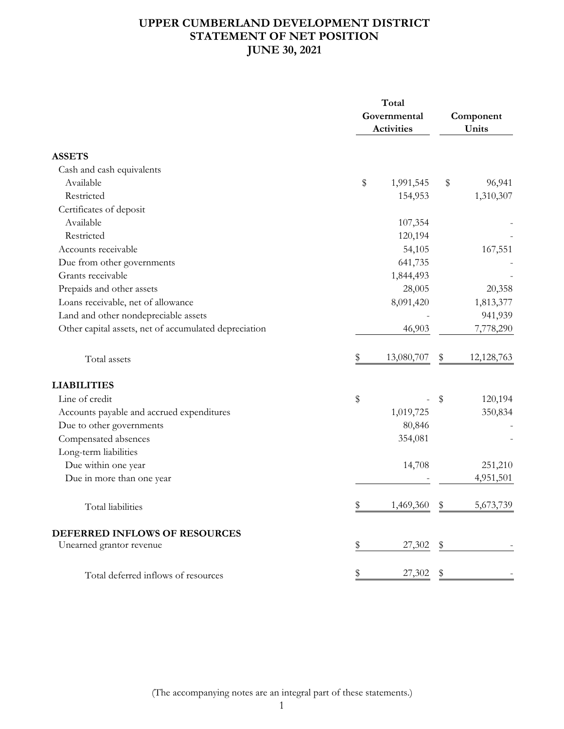# UPPER CUMBERLAND DEVELOPMENT DISTRICT
# STATEMENT OF NET POSITION
# JUNE 30, 2021

| | Total Governmental Activities | Component Units |
|---|---|---|
| **ASSETS** | | |
| Cash and cash equivalents | | |
| Available | $ 1,991,545 | $ 96,941 |
| Restricted | 154,953 | 1,310,307 |
| Certificates of deposit | | |
| Available | 107,354 | - |
| Restricted | 120,194 | - |
| Accounts receivable | 54,105 | 167,551 |
| Due from other governments | 641,735 | - |
| Grants receivable | 1,844,493 | - |
| Prepaids and other assets | 28,005 | 20,358 |
| Loans receivable, net of allowance | 8,091,420 | 1,813,377 |
| Land and other nondepreciable assets | - | 941,939 |
| Other capital assets, net of accumulated depreciation | 46,903 | 7,778,290 |
| Total assets | $ 13,080,707 | $ 12,128,763 |
| **LIABILITIES** | | |
| Line of credit | $ - | $ 120,194 |
| Accounts payable and accrued expenditures | 1,019,725 | 350,834 |
| Due to other governments | 80,846 | - |
| Compensated absences | 354,081 | - |
| Long-term liabilities | | |
| Due within one year | 14,708 | 251,210 |
| Due in more than one year | - | 4,951,501 |
| Total liabilities | $ 1,469,360 | $ 5,673,739 |
| **DEFERRED INFLOWS OF RESOURCES** | | |
| Unearned grantor revenue | $ 27,302 | $ - |
| Total deferred inflows of resources | $ 27,302 | $ - |

(The accompanying notes are an integral part of these statements.)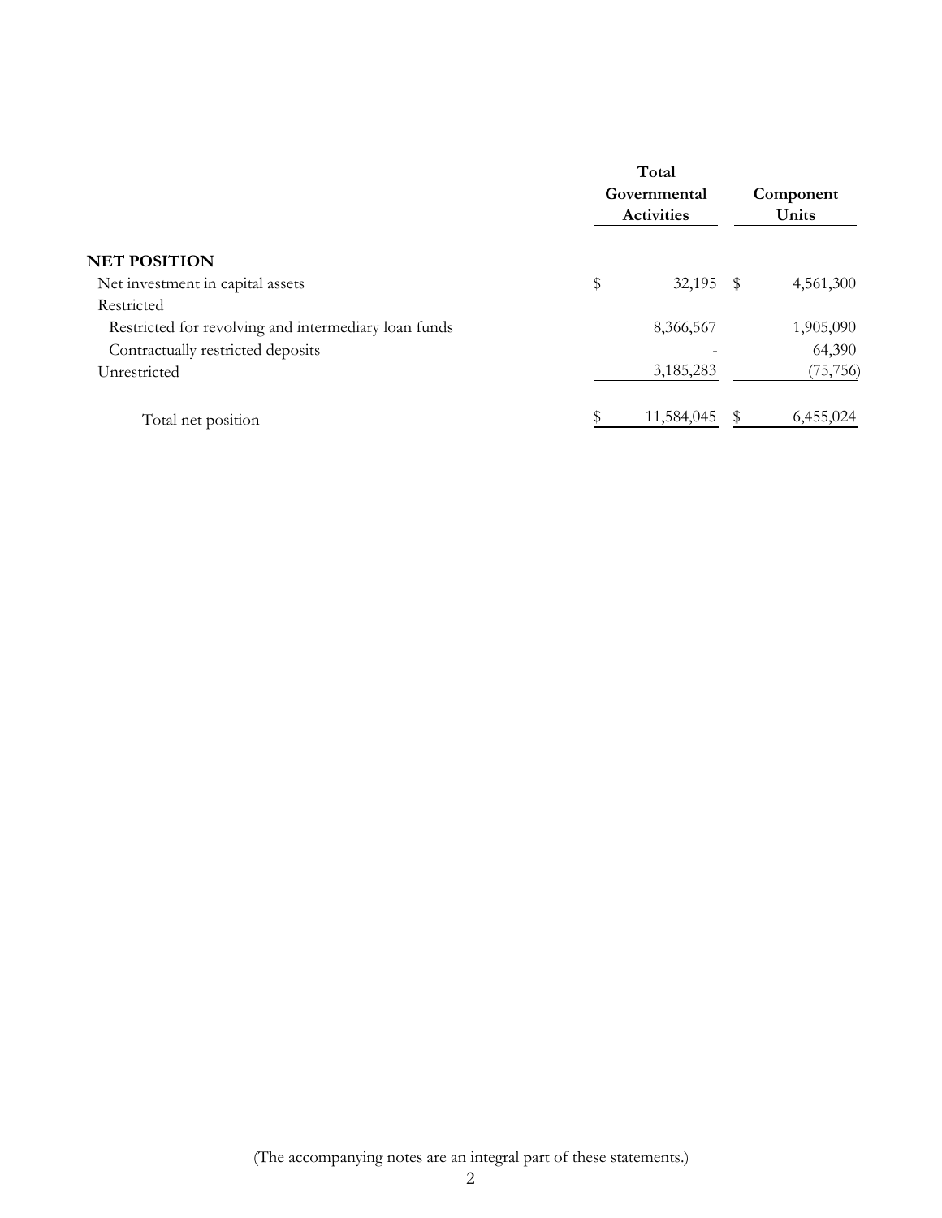| | Total Governmental Activities | Component Units |
|---|---|---|
| **NET POSITION** | | |
| Net investment in capital assets | $ 32,195 | $ 4,561,300 |
| Restricted | | |
| Restricted for revolving and intermediary loan funds | 8,366,567 | 1,905,090 |
| Contractually restricted deposits | - | 64,390 |
| Unrestricted | 3,185,283 | (75,756) |
| Total net position | $ 11,584,045 | $ 6,455,024 |

(The accompanying notes are an integral part of these statements.)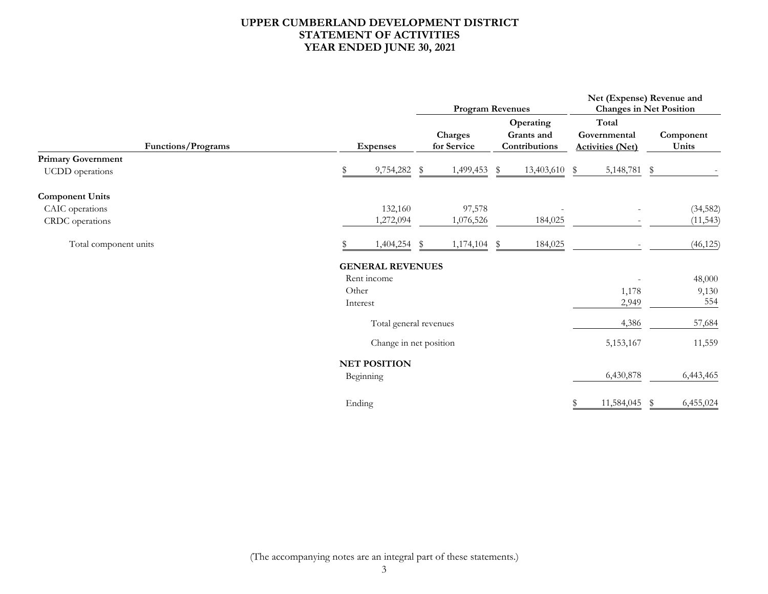# UPPER CUMBERLAND DEVELOPMENT DISTRICT
# STATEMENT OF ACTIVITIES
# YEAR ENDED JUNE 30, 2021

| | | Program Revenues | | Net (Expense) Revenue and Changes in Net Position | |
|---|---|---|---|---|---|
| **Functions/Programs** | **Expenses** | **Charges for Service** | **Operating Grants and Contributions** | **Total Governmental Activities (Net)** | **Component Units** |
| **Primary Government** | | | | | |
| UCDD operations | $ 9,754,282 | $ 1,499,453 | $ 13,403,610 | $ 5,148,781 | $ - |
| **Component Units** | | | | | |
| CAIC operations | 132,160 | 97,578 | - | - | (34,582) |
| CRDC operations | 1,272,094 | 1,076,526 | 184,025 | - | (11,543) |
| Total component units | $ 1,404,254 | $ 1,174,104 | $ 184,025 | - | (46,125) |
| **GENERAL REVENUES** | | | | | |
| Rent income | | | | - | 48,000 |
| Other | | | | 1,178 | 9,130 |
| Interest | | | | 2,949 | 554 |
| Total general revenues | | | | 4,386 | 57,684 |
| Change in net position | | | | 5,153,167 | 11,559 |
| **NET POSITION** | | | | | |
| Beginning | | | | 6,430,878 | 6,443,465 |
| Ending | | | | $ 11,584,045 | $ 6,455,024 |

(The accompanying notes are an integral part of these statements.)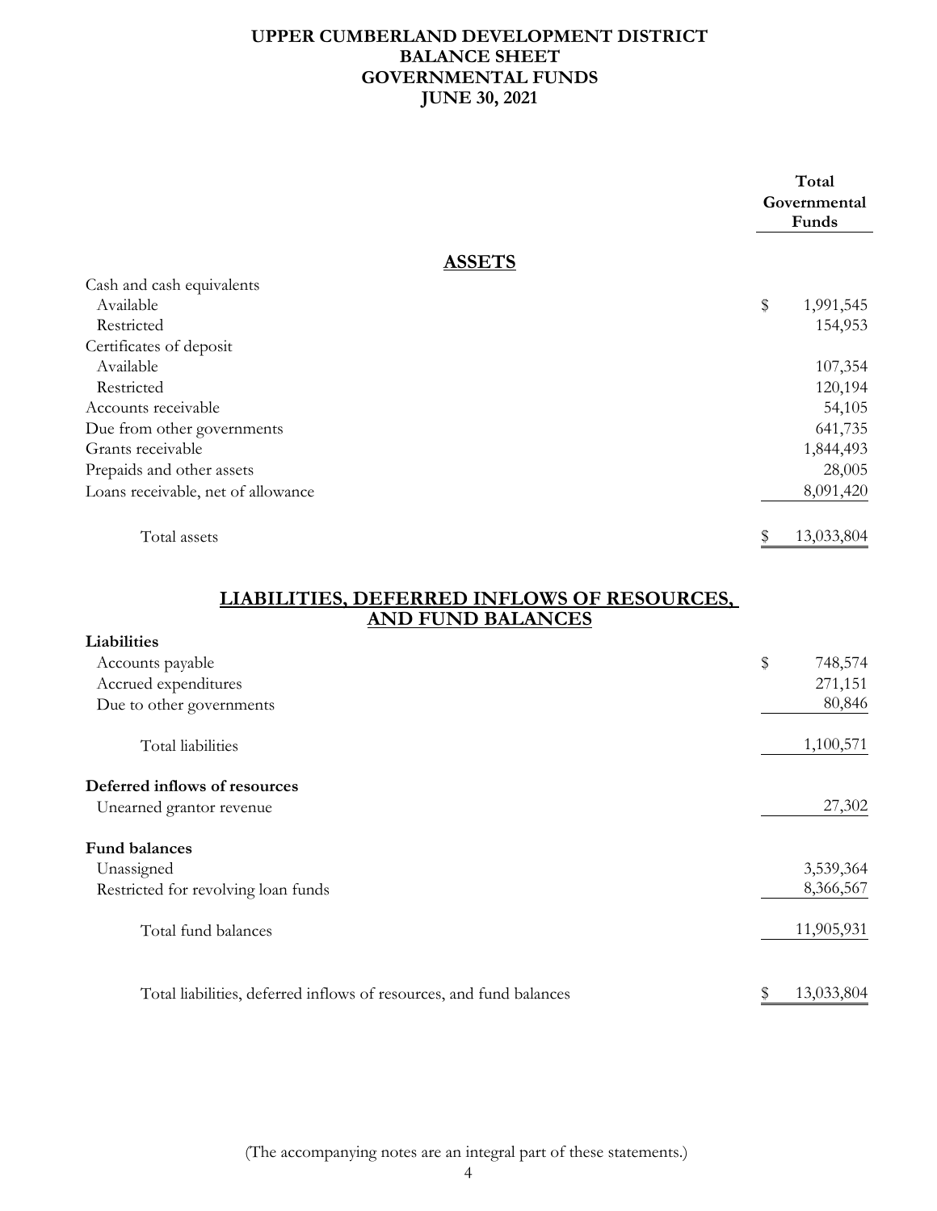# UPPER CUMBERLAND DEVELOPMENT DISTRICT
## BALANCE SHEET
## GOVERNMENTAL FUNDS
## JUNE 30, 2021

| | Total Governmental Funds |
|---|---|
| **ASSETS** | |
| Cash and cash equivalents | |
| Available | $ 1,991,545 |
| Restricted | 154,953 |
| Certificates of deposit | |
| Available | 107,354 |
| Restricted | 120,194 |
| Accounts receivable | 54,105 |
| Due from other governments | 641,735 |
| Grants receivable | 1,844,493 |
| Prepaids and other assets | 28,005 |
| Loans receivable, net of allowance | 8,091,420 |
| Total assets | $ 13,033,804 |
| **LIABILITIES, DEFERRED INFLOWS OF RESOURCES, AND FUND BALANCES** | |
| **Liabilities** | |
| Accounts payable | $ 748,574 |
| Accrued expenditures | 271,151 |
| Due to other governments | 80,846 |
| Total liabilities | 1,100,571 |
| **Deferred inflows of resources** | |
| Unearned grantor revenue | 27,302 |
| **Fund balances** | |
| Unassigned | 3,539,364 |
| Restricted for revolving loan funds | 8,366,567 |
| Total fund balances | 11,905,931 |
| Total liabilities, deferred inflows of resources, and fund balances | $ 13,033,804 |

(The accompanying notes are an integral part of these statements.)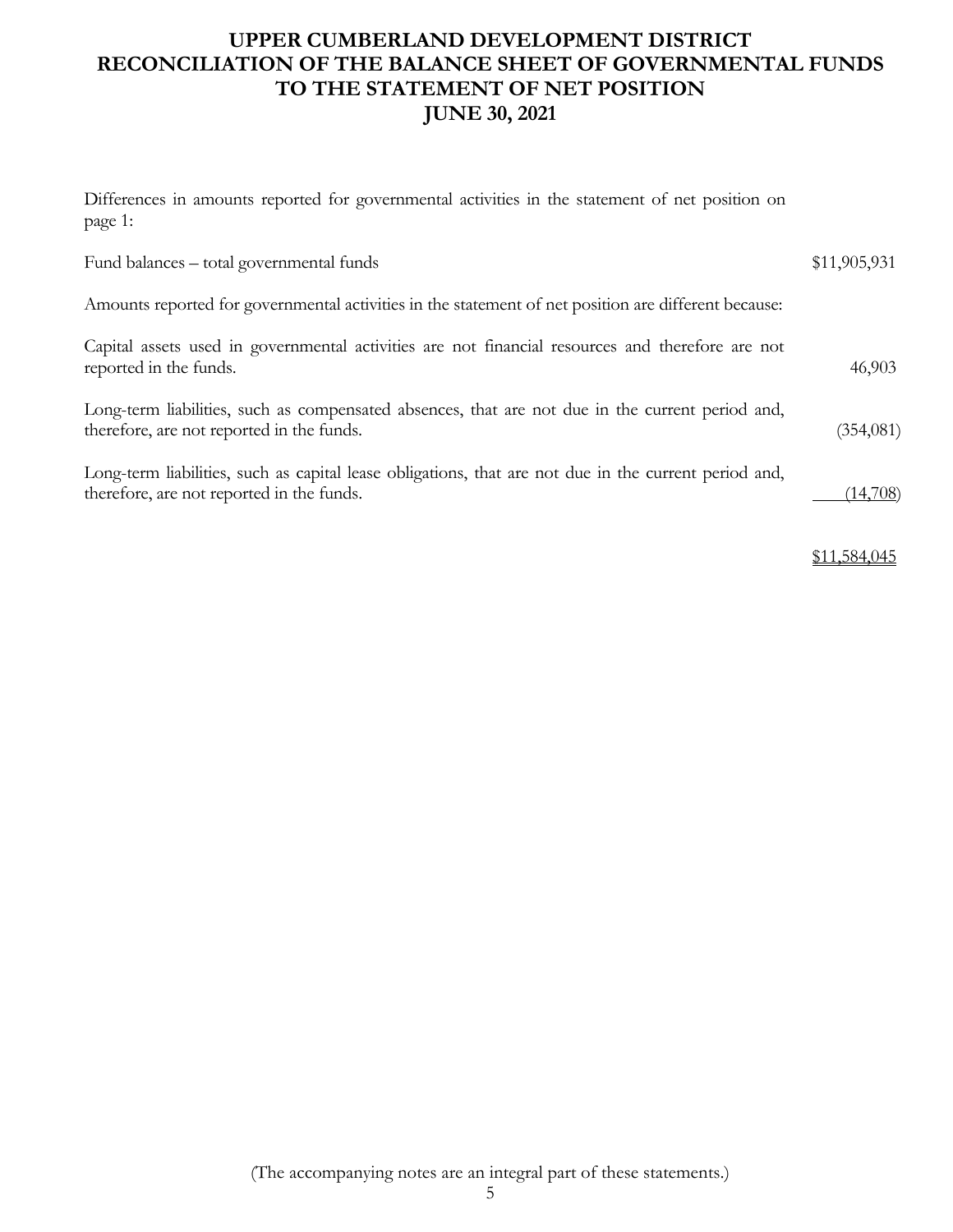# UPPER CUMBERLAND DEVELOPMENT DISTRICT
# RECONCILIATION OF THE BALANCE SHEET OF GOVERNMENTAL FUNDS
# TO THE STATEMENT OF NET POSITION
# JUNE 30, 2021

| Description | Amount |
|---|---|
| Differences in amounts reported for governmental activities in the statement of net position on page 1: | |
| Fund balances – total governmental funds | $11,905,931 |
| Amounts reported for governmental activities in the statement of net position are different because: | |
| Capital assets used in governmental activities are not financial resources and therefore are not reported in the funds. | 46,903 |
| Long-term liabilities, such as compensated absences, that are not due in the current period and, therefore, are not reported in the funds. | (354,081) |
| Long-term liabilities, such as capital lease obligations, that are not due in the current period and, therefore, are not reported in the funds. | (14,708) |
| | $11,584,045 |

(The accompanying notes are an integral part of these statements.)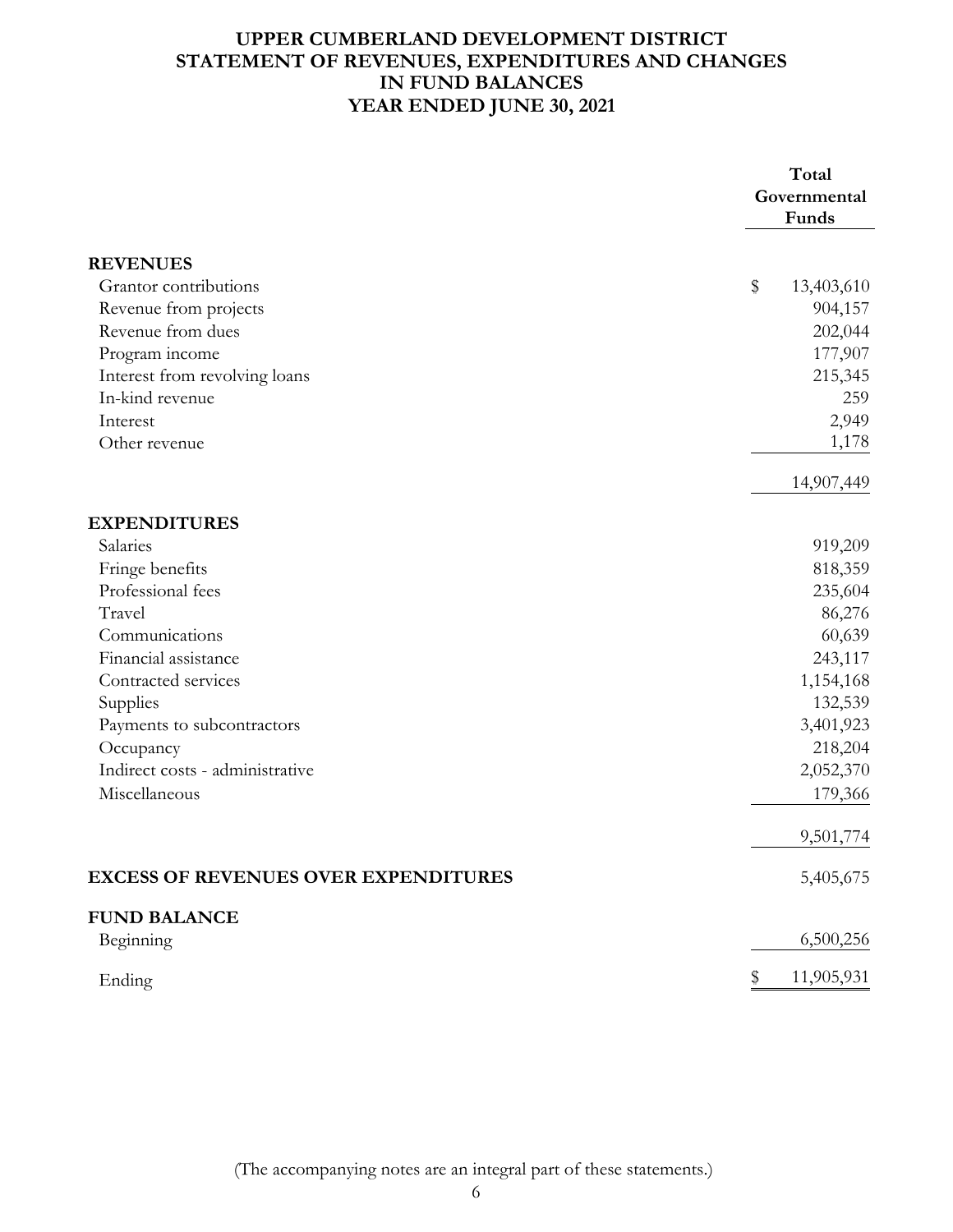# UPPER CUMBERLAND DEVELOPMENT DISTRICT
# STATEMENT OF REVENUES, EXPENDITURES AND CHANGES IN FUND BALANCES
# YEAR ENDED JUNE 30, 2021

| | Total Governmental Funds |
|---|---|
| **REVENUES** | |
| Grantor contributions | $ 13,403,610 |
| Revenue from projects | 904,157 |
| Revenue from dues | 202,044 |
| Program income | 177,907 |
| Interest from revolving loans | 215,345 |
| In-kind revenue | 259 |
| Interest | 2,949 |
| Other revenue | 1,178 |
| | 14,907,449 |
| **EXPENDITURES** | |
| Salaries | 919,209 |
| Fringe benefits | 818,359 |
| Professional fees | 235,604 |
| Travel | 86,276 |
| Communications | 60,639 |
| Financial assistance | 243,117 |
| Contracted services | 1,154,168 |
| Supplies | 132,539 |
| Payments to subcontractors | 3,401,923 |
| Occupancy | 218,204 |
| Indirect costs - administrative | 2,052,370 |
| Miscellaneous | 179,366 |
| | 9,501,774 |
| **EXCESS OF REVENUES OVER EXPENDITURES** | 5,405,675 |
| **FUND BALANCE** | |
| Beginning | 6,500,256 |
| Ending | $ 11,905,931 |

(The accompanying notes are an integral part of these statements.)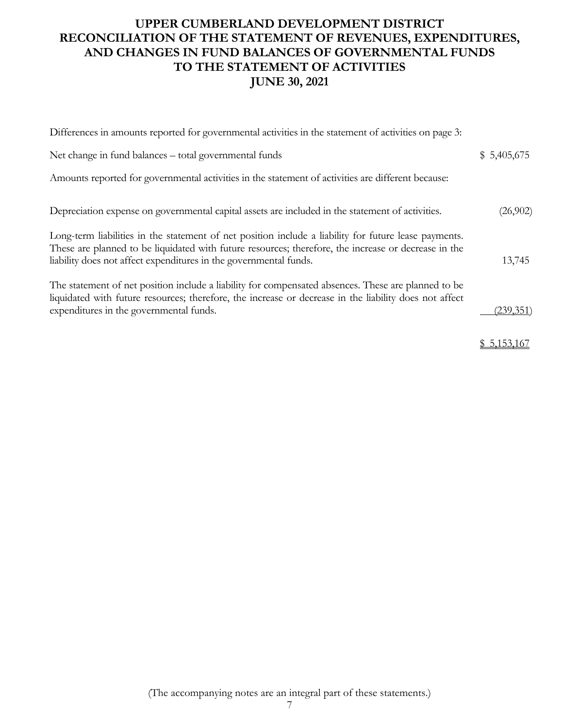# UPPER CUMBERLAND DEVELOPMENT DISTRICT
# RECONCILIATION OF THE STATEMENT OF REVENUES, EXPENDITURES, AND CHANGES IN FUND BALANCES OF GOVERNMENTAL FUNDS TO THE STATEMENT OF ACTIVITIES
# JUNE 30, 2021

| | |
|---|---|
| Differences in amounts reported for governmental activities in the statement of activities on page 3: | |
| Net change in fund balances – total governmental funds | $ 5,405,675 |
| Amounts reported for governmental activities in the statement of activities are different because: | |
| Depreciation expense on governmental capital assets are included in the statement of activities. | (26,902) |
| Long-term liabilities in the statement of net position include a liability for future lease payments. These are planned to be liquidated with future resources; therefore, the increase or decrease in the liability does not affect expenditures in the governmental funds. | 13,745 |
| The statement of net position include a liability for compensated absences. These are planned to be liquidated with future resources; therefore, the increase or decrease in the liability does not affect expenditures in the governmental funds. | (239,351) |
| | $ 5,153,167 |

(The accompanying notes are an integral part of these statements.)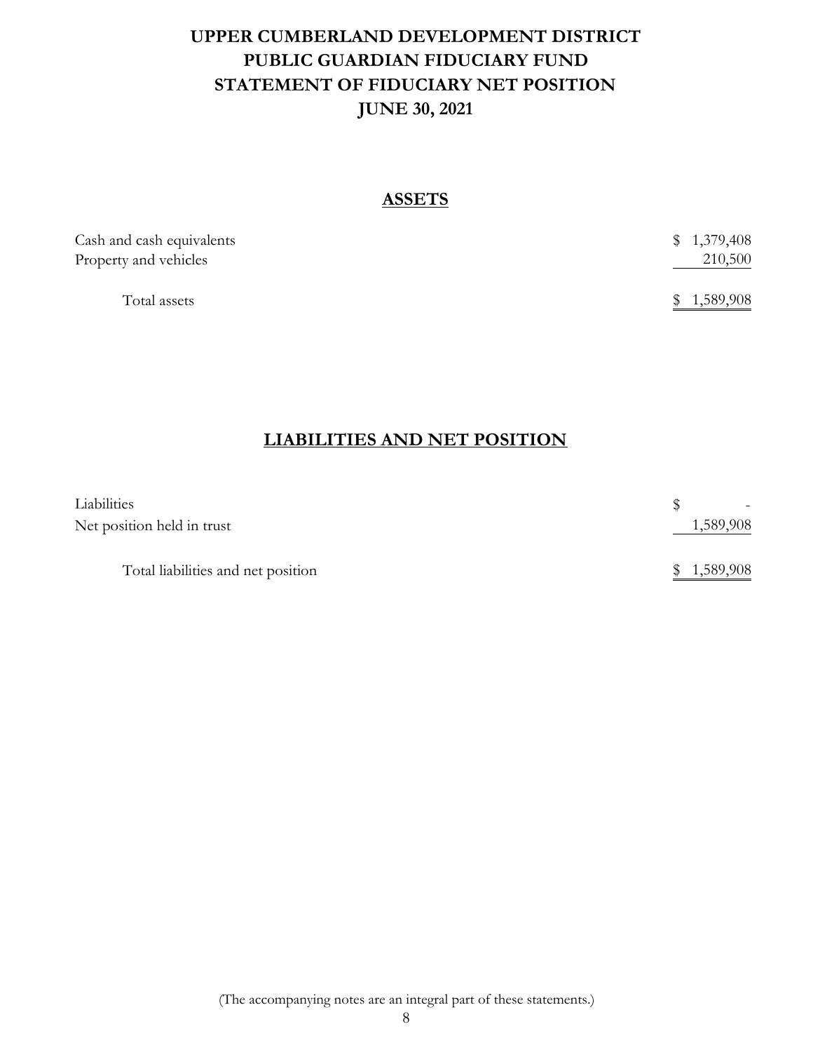# UPPER CUMBERLAND DEVELOPMENT DISTRICT
# PUBLIC GUARDIAN FIDUCIARY FUND
# STATEMENT OF FIDUCIARY NET POSITION
# JUNE 30, 2021

## ASSETS

| | |
|---|---|
| Cash and cash equivalents | $ 1,379,408 |
| Property and vehicles | 210,500 |
| Total assets | $ 1,589,908 |

## LIABILITIES AND NET POSITION

| | |
|---|---|
| Liabilities | $ - |
| Net position held in trust | 1,589,908 |
| Total liabilities and net position | $ 1,589,908 |

(The accompanying notes are an integral part of these statements.)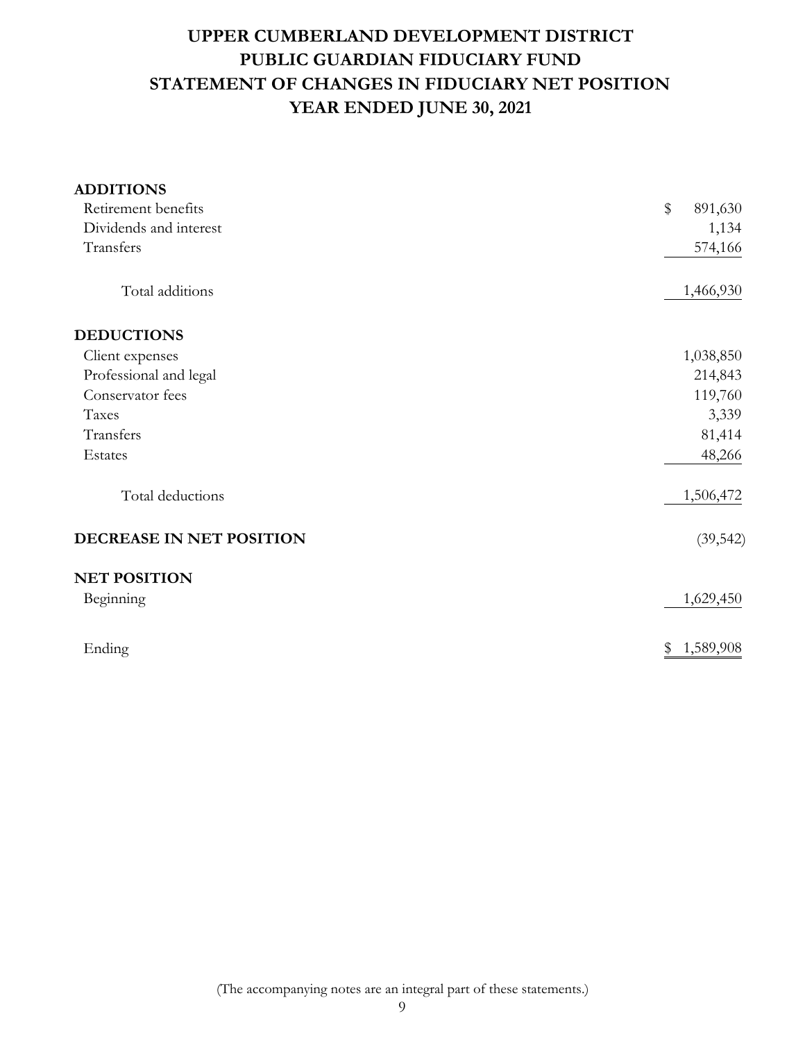# UPPER CUMBERLAND DEVELOPMENT DISTRICT
# PUBLIC GUARDIAN FIDUCIARY FUND
# STATEMENT OF CHANGES IN FIDUCIARY NET POSITION
# YEAR ENDED JUNE 30, 2021

| | |
|---|---:|
| **ADDITIONS** | |
| Retirement benefits | $ 891,630 |
| Dividends and interest | 1,134 |
| Transfers | 574,166 |
| Total additions | 1,466,930 |
| **DEDUCTIONS** | |
| Client expenses | 1,038,850 |
| Professional and legal | 214,843 |
| Conservator fees | 119,760 |
| Taxes | 3,339 |
| Transfers | 81,414 |
| Estates | 48,266 |
| Total deductions | 1,506,472 |
| **DECREASE IN NET POSITION** | (39,542) |
| **NET POSITION** | |
| Beginning | 1,629,450 |
| Ending | $ 1,589,908 |

(The accompanying notes are an integral part of these statements.)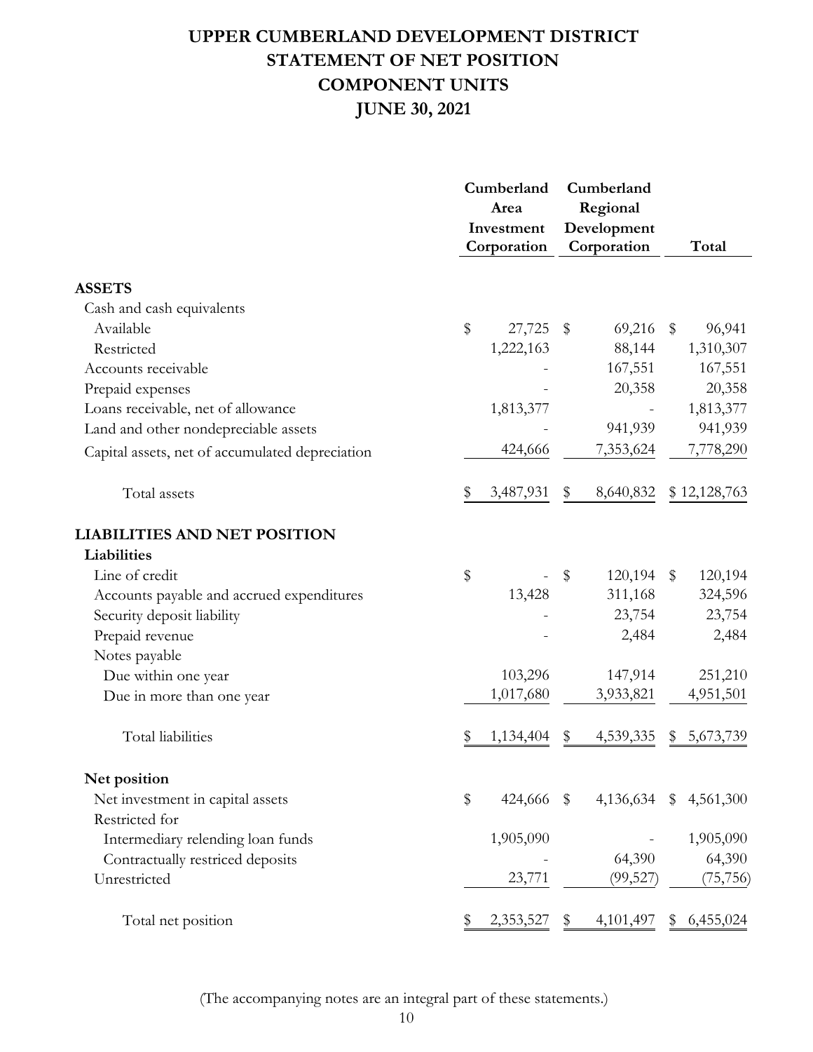# UPPER CUMBERLAND DEVELOPMENT DISTRICT
# STATEMENT OF NET POSITION
# COMPONENT UNITS
# JUNE 30, 2021

| | Cumberland Area Investment Corporation | Cumberland Regional Development Corporation | Total |
|---|---|---|---|
| **ASSETS** | | | |
| Cash and cash equivalents | | | |
| Available | $ 27,725 | $ 69,216 | $ 96,941 |
| Restricted | 1,222,163 | 88,144 | 1,310,307 |
| Accounts receivable | - | 167,551 | 167,551 |
| Prepaid expenses | - | 20,358 | 20,358 |
| Loans receivable, net of allowance | 1,813,377 | - | 1,813,377 |
| Land and other nondepreciable assets | - | 941,939 | 941,939 |
| Capital assets, net of accumulated depreciation | 424,666 | 7,353,624 | 7,778,290 |
| Total assets | $ 3,487,931 | $ 8,640,832 | $ 12,128,763 |
| **LIABILITIES AND NET POSITION** | | | |
| **Liabilities** | | | |
| Line of credit | $ - | $ 120,194 | $ 120,194 |
| Accounts payable and accrued expenditures | 13,428 | 311,168 | 324,596 |
| Security deposit liability | - | 23,754 | 23,754 |
| Prepaid revenue | - | 2,484 | 2,484 |
| Notes payable | | | |
| Due within one year | 103,296 | 147,914 | 251,210 |
| Due in more than one year | 1,017,680 | 3,933,821 | 4,951,501 |
| Total liabilities | $ 1,134,404 | $ 4,539,335 | $ 5,673,739 |
| **Net position** | | | |
| Net investment in capital assets | $ 424,666 | $ 4,136,634 | $ 4,561,300 |
| Restricted for | | | |
| Intermediary relending loan funds | 1,905,090 | - | 1,905,090 |
| Contractually restriced deposits | - | 64,390 | 64,390 |
| Unrestricted | 23,771 | (99,527) | (75,756) |
| Total net position | $ 2,353,527 | $ 4,101,497 | $ 6,455,024 |

(The accompanying notes are an integral part of these statements.)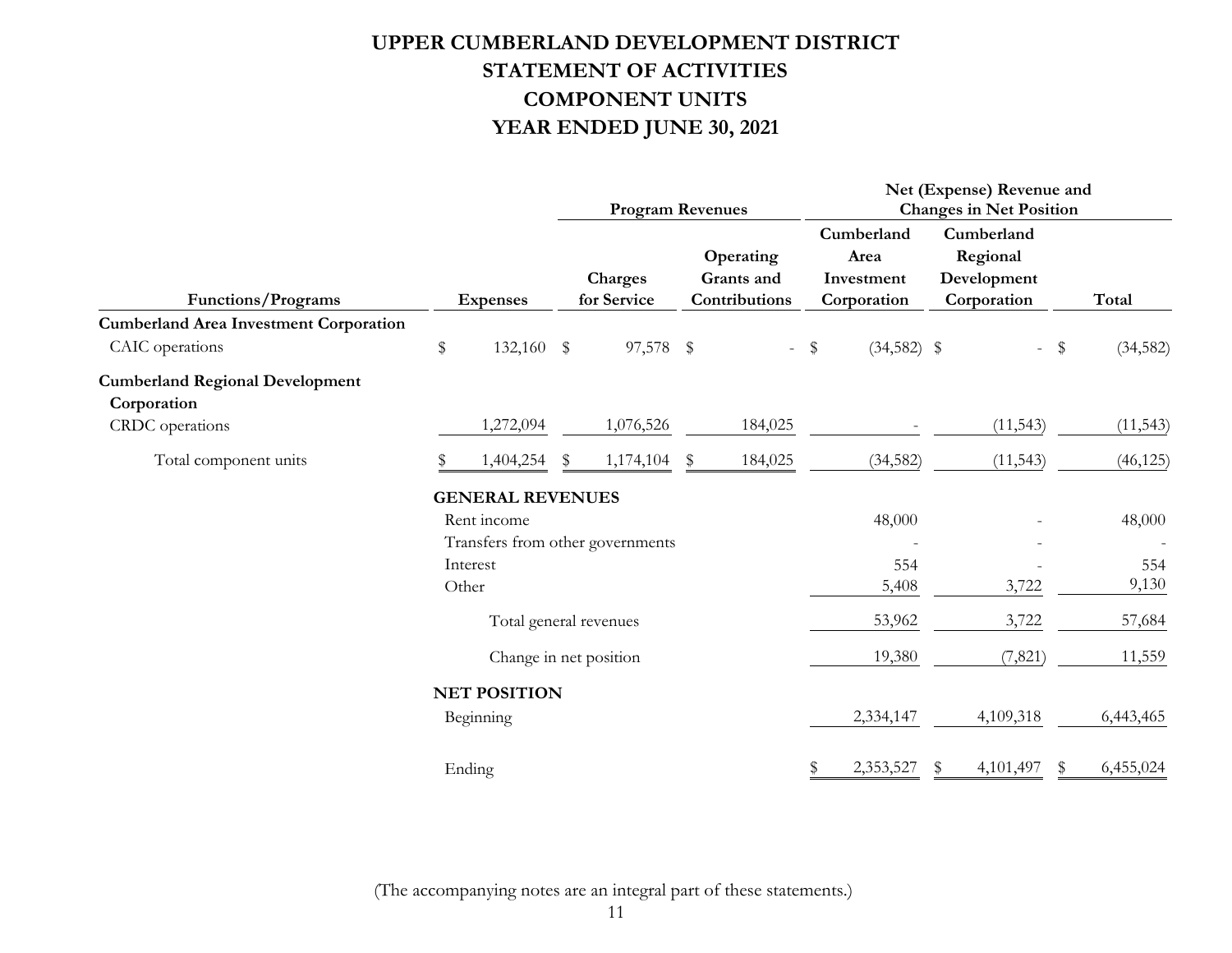# UPPER CUMBERLAND DEVELOPMENT DISTRICT
# STATEMENT OF ACTIVITIES
# COMPONENT UNITS
# YEAR ENDED JUNE 30, 2021

| | | Program Revenues | | Net (Expense) Revenue and Changes in Net Position | | |
|---|---|---|---|---|---|---|
| **Functions/Programs** | **Expenses** | **Charges for Service** | **Operating Grants and Contributions** | **Cumberland Area Investment Corporation** | **Cumberland Regional Development Corporation** | **Total** |
| **Cumberland Area Investment Corporation** | | | | | | |
| CAIC operations | $ 132,160 | $ 97,578 | $ - | $ (34,582) | $ - | $ (34,582) |
| **Cumberland Regional Development Corporation** | | | | | | |
| CRDC operations | 1,272,094 | 1,076,526 | 184,025 | - | (11,543) | (11,543) |
| Total component units | $ 1,404,254 | $ 1,174,104 | $ 184,025 | (34,582) | (11,543) | (46,125) |
| **GENERAL REVENUES** | | | | | | |
| Rent income | | | | 48,000 | - | 48,000 |
| Transfers from other governments | | | | - | - | - |
| Interest | | | | 554 | - | 554 |
| Other | | | | 5,408 | 3,722 | 9,130 |
| Total general revenues | | | | 53,962 | 3,722 | 57,684 |
| Change in net position | | | | 19,380 | (7,821) | 11,559 |
| **NET POSITION** | | | | | | |
| Beginning | | | | 2,334,147 | 4,101,318 | 6,443,465 |
| Ending | | | | $ 2,353,527 | $ 4,101,497 | $ 6,455,024 |

(The accompanying notes are an integral part of these statements.)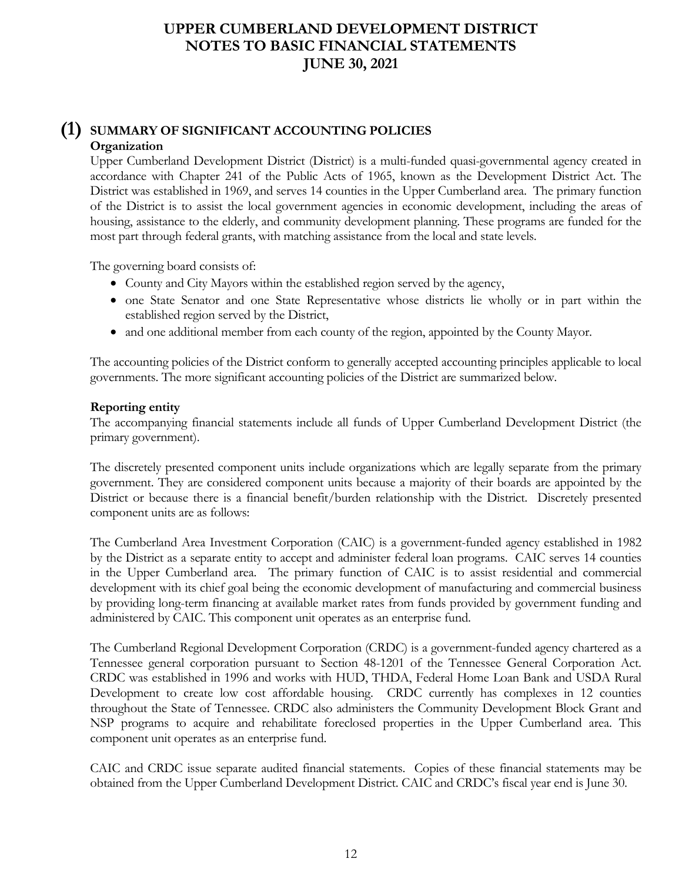# UPPER CUMBERLAND DEVELOPMENT DISTRICT
# NOTES TO BASIC FINANCIAL STATEMENTS
# JUNE 30, 2021

## (1) SUMMARY OF SIGNIFICANT ACCOUNTING POLICIES

### Organization

Upper Cumberland Development District (District) is a multi-funded quasi-governmental agency created in accordance with Chapter 241 of the Public Acts of 1965, known as the Development District Act. The District was established in 1969, and serves 14 counties in the Upper Cumberland area. The primary function of the District is to assist the local government agencies in economic development, including the areas of housing, assistance to the elderly, and community development planning. These programs are funded for the most part through federal grants, with matching assistance from the local and state levels.

The governing board consists of:

- County and City Mayors within the established region served by the agency,
- one State Senator and one State Representative whose districts lie wholly or in part within the established region served by the District,
- and one additional member from each county of the region, appointed by the County Mayor.

The accounting policies of the District conform to generally accepted accounting principles applicable to local governments. The more significant accounting policies of the District are summarized below.

### Reporting entity

The accompanying financial statements include all funds of Upper Cumberland Development District (the primary government).

The discretely presented component units include organizations which are legally separate from the primary government. They are considered component units because a majority of their boards are appointed by the District or because there is a financial benefit/burden relationship with the District. Discretely presented component units are as follows:

The Cumberland Area Investment Corporation (CAIC) is a government-funded agency established in 1982 by the District as a separate entity to accept and administer federal loan programs. CAIC serves 14 counties in the Upper Cumberland area. The primary function of CAIC is to assist residential and commercial development with its chief goal being the economic development of manufacturing and commercial business by providing long-term financing at available market rates from funds provided by government funding and administered by CAIC. This component unit operates as an enterprise fund.

The Cumberland Regional Development Corporation (CRDC) is a government-funded agency chartered as a Tennessee general corporation pursuant to Section 48-1201 of the Tennessee General Corporation Act. CRDC was established in 1996 and works with HUD, THDA, Federal Home Loan Bank and USDA Rural Development to create low cost affordable housing. CRDC currently has complexes in 12 counties throughout the State of Tennessee. CRDC also administers the Community Development Block Grant and NSP programs to acquire and rehabilitate foreclosed properties in the Upper Cumberland area. This component unit operates as an enterprise fund.

CAIC and CRDC issue separate audited financial statements. Copies of these financial statements may be obtained from the Upper Cumberland Development District. CAIC and CRDC's fiscal year end is June 30.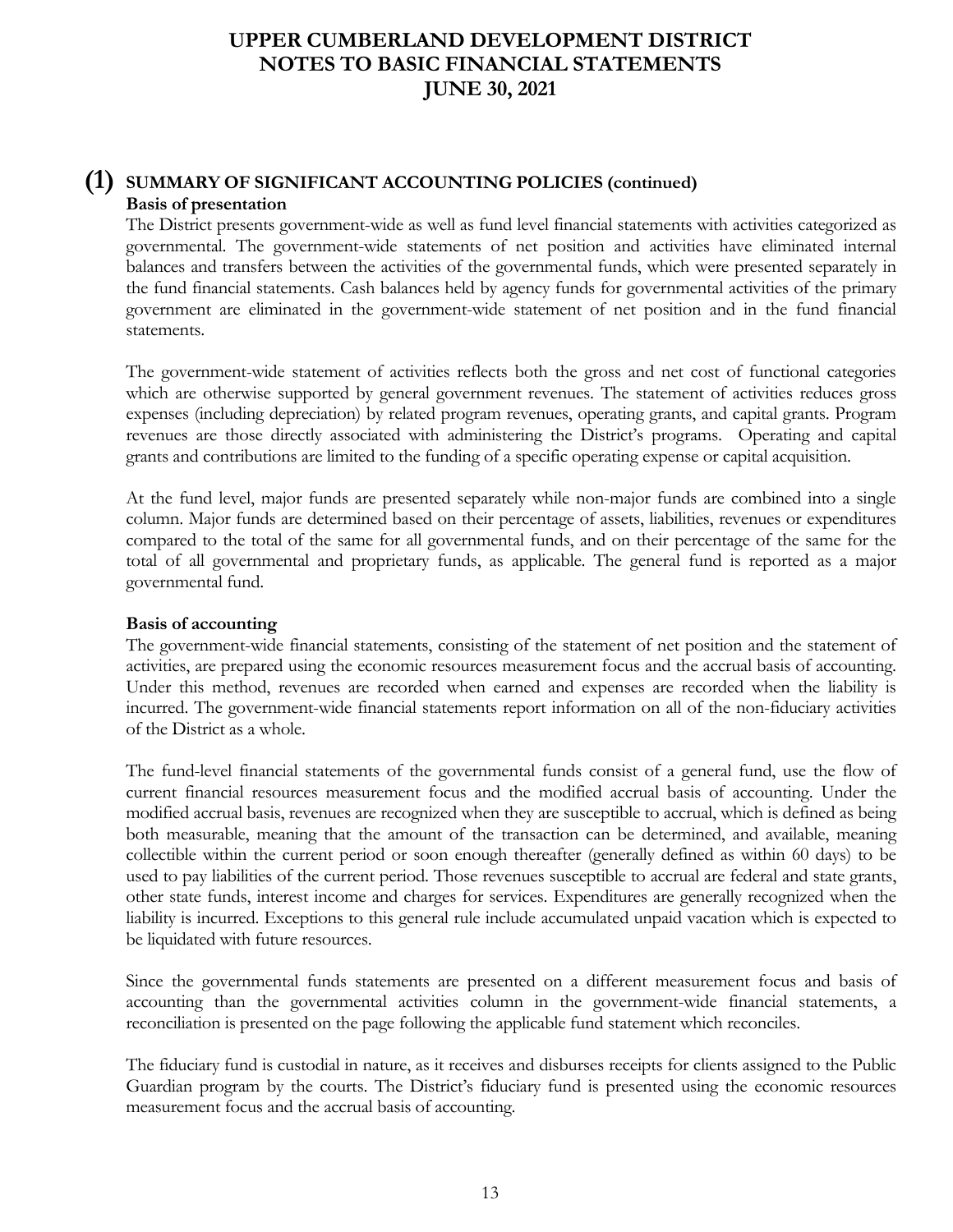# UPPER CUMBERLAND DEVELOPMENT DISTRICT
# NOTES TO BASIC FINANCIAL STATEMENTS
# JUNE 30, 2021

## (1) SUMMARY OF SIGNIFICANT ACCOUNTING POLICIES (continued)

**Basis of presentation**

The District presents government-wide as well as fund level financial statements with activities categorized as governmental. The government-wide statements of net position and activities have eliminated internal balances and transfers between the activities of the governmental funds, which were presented separately in the fund financial statements. Cash balances held by agency funds for governmental activities of the primary government are eliminated in the government-wide statement of net position and in the fund financial statements.

The government-wide statement of activities reflects both the gross and net cost of functional categories which are otherwise supported by general government revenues. The statement of activities reduces gross expenses (including depreciation) by related program revenues, operating grants, and capital grants. Program revenues are those directly associated with administering the District's programs. Operating and capital grants and contributions are limited to the funding of a specific operating expense or capital acquisition.

At the fund level, major funds are presented separately while non-major funds are combined into a single column. Major funds are determined based on their percentage of assets, liabilities, revenues or expenditures compared to the total of the same for all governmental funds, and on their percentage of the same for the total of all governmental and proprietary funds, as applicable. The general fund is reported as a major governmental fund.

**Basis of accounting**

The government-wide financial statements, consisting of the statement of net position and the statement of activities, are prepared using the economic resources measurement focus and the accrual basis of accounting. Under this method, revenues are recorded when earned and expenses are recorded when the liability is incurred. The government-wide financial statements report information on all of the non-fiduciary activities of the District as a whole.

The fund-level financial statements of the governmental funds consist of a general fund, use the flow of current financial resources measurement focus and the modified accrual basis of accounting. Under the modified accrual basis, revenues are recognized when they are susceptible to accrual, which is defined as being both measurable, meaning that the amount of the transaction can be determined, and available, meaning collectible within the current period or soon enough thereafter (generally defined as within 60 days) to be used to pay liabilities of the current period. Those revenues susceptible to accrual are federal and state grants, other state funds, interest income and charges for services. Expenditures are generally recognized when the liability is incurred. Exceptions to this general rule include accumulated unpaid vacation which is expected to be liquidated with future resources.

Since the governmental funds statements are presented on a different measurement focus and basis of accounting than the governmental activities column in the government-wide financial statements, a reconciliation is presented on the page following the applicable fund statement which reconciles.

The fiduciary fund is custodial in nature, as it receives and disburses receipts for clients assigned to the Public Guardian program by the courts. The District's fiduciary fund is presented using the economic resources measurement focus and the accrual basis of accounting.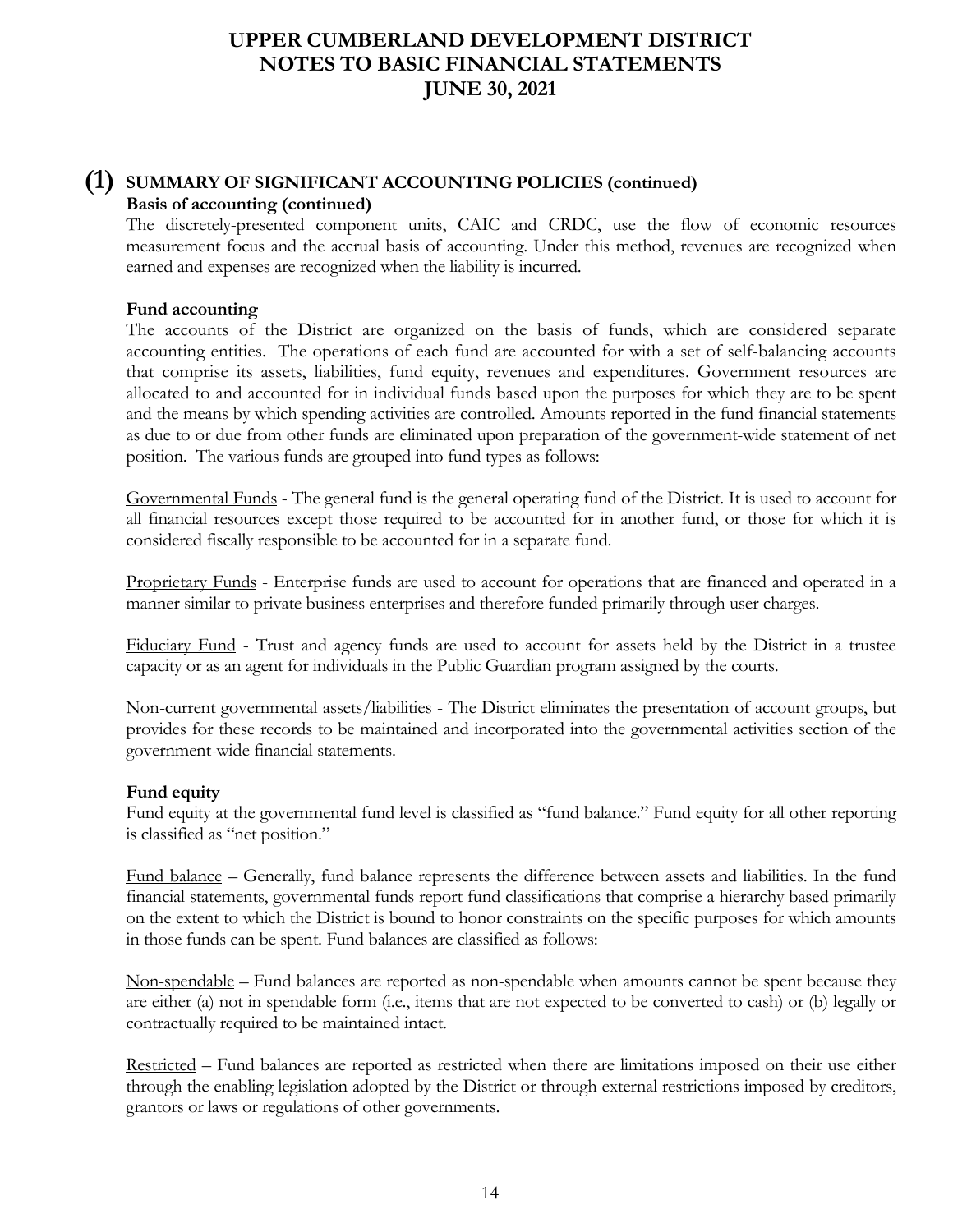# UPPER CUMBERLAND DEVELOPMENT DISTRICT
# NOTES TO BASIC FINANCIAL STATEMENTS
# JUNE 30, 2021

## (1) SUMMARY OF SIGNIFICANT ACCOUNTING POLICIES (continued)

**Basis of accounting (continued)**

The discretely-presented component units, CAIC and CRDC, use the flow of economic resources measurement focus and the accrual basis of accounting. Under this method, revenues are recognized when earned and expenses are recognized when the liability is incurred.

**Fund accounting**

The accounts of the District are organized on the basis of funds, which are considered separate accounting entities. The operations of each fund are accounted for with a set of self-balancing accounts that comprise its assets, liabilities, fund equity, revenues and expenditures. Government resources are allocated to and accounted for in individual funds based upon the purposes for which they are to be spent and the means by which spending activities are controlled. Amounts reported in the fund financial statements as due to or due from other funds are eliminated upon preparation of the government-wide statement of net position. The various funds are grouped into fund types as follows:

Governmental Funds - The general fund is the general operating fund of the District. It is used to account for all financial resources except those required to be accounted for in another fund, or those for which it is considered fiscally responsible to be accounted for in a separate fund.

Proprietary Funds - Enterprise funds are used to account for operations that are financed and operated in a manner similar to private business enterprises and therefore funded primarily through user charges.

Fiduciary Fund - Trust and agency funds are used to account for assets held by the District in a trustee capacity or as an agent for individuals in the Public Guardian program assigned by the courts.

Non-current governmental assets/liabilities - The District eliminates the presentation of account groups, but provides for these records to be maintained and incorporated into the governmental activities section of the government-wide financial statements.

**Fund equity**

Fund equity at the governmental fund level is classified as "fund balance." Fund equity for all other reporting is classified as "net position."

Fund balance – Generally, fund balance represents the difference between assets and liabilities. In the fund financial statements, governmental funds report fund classifications that comprise a hierarchy based primarily on the extent to which the District is bound to honor constraints on the specific purposes for which amounts in those funds can be spent. Fund balances are classified as follows:

Non-spendable – Fund balances are reported as non-spendable when amounts cannot be spent because they are either (a) not in spendable form (i.e., items that are not expected to be converted to cash) or (b) legally or contractually required to be maintained intact.

Restricted – Fund balances are reported as restricted when there are limitations imposed on their use either through the enabling legislation adopted by the District or through external restrictions imposed by creditors, grantors or laws or regulations of other governments.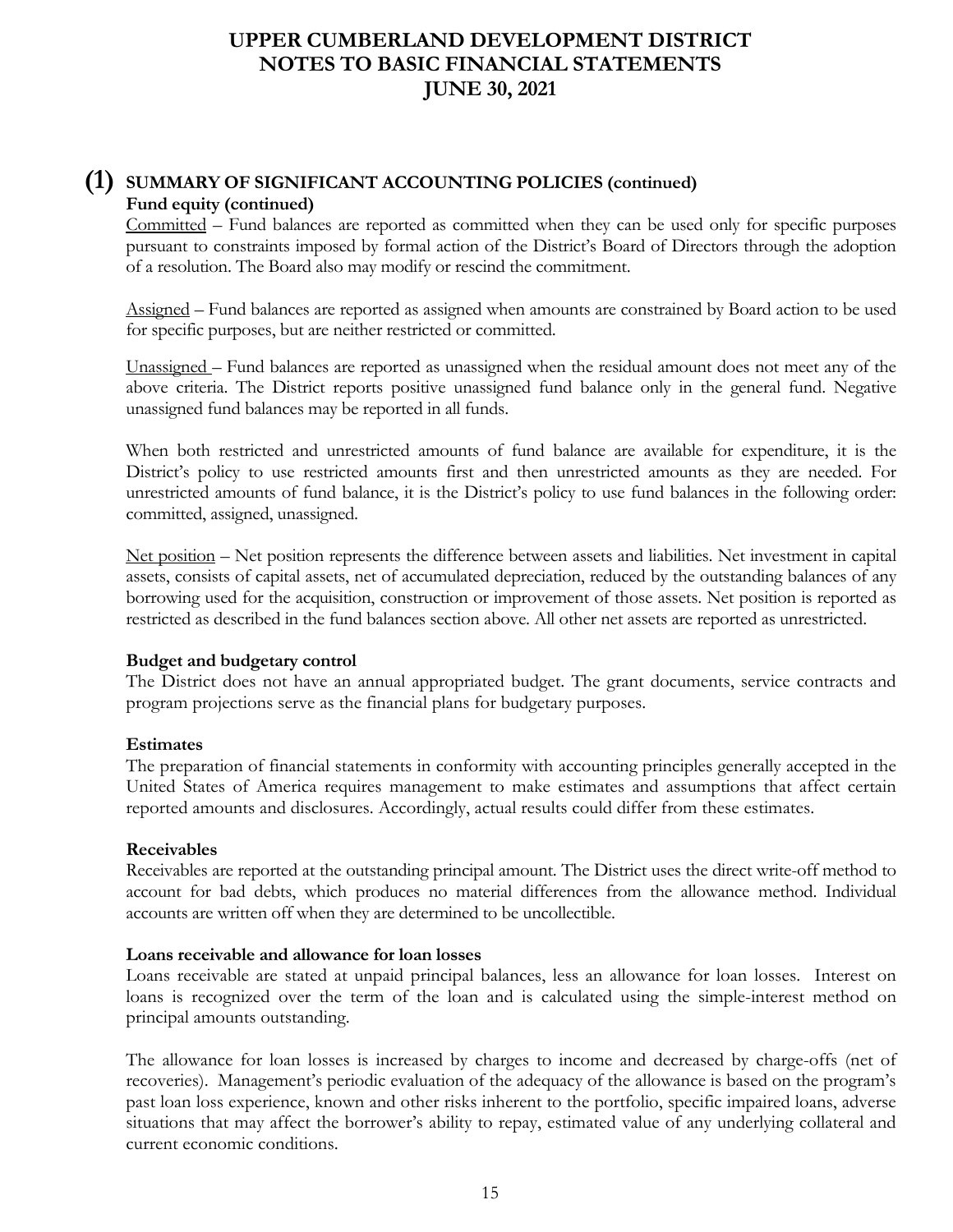## (1) SUMMARY OF SIGNIFICANT ACCOUNTING POLICIES (continued)

**Fund equity (continued)**

Committed – Fund balances are reported as committed when they can be used only for specific purposes pursuant to constraints imposed by formal action of the District's Board of Directors through the adoption of a resolution. The Board also may modify or rescind the commitment.

Assigned – Fund balances are reported as assigned when amounts are constrained by Board action to be used for specific purposes, but are neither restricted or committed.

Unassigned – Fund balances are reported as unassigned when the residual amount does not meet any of the above criteria. The District reports positive unassigned fund balance only in the general fund. Negative unassigned fund balances may be reported in all funds.

When both restricted and unrestricted amounts of fund balance are available for expenditure, it is the District's policy to use restricted amounts first and then unrestricted amounts as they are needed. For unrestricted amounts of fund balance, it is the District's policy to use fund balances in the following order: committed, assigned, unassigned.

Net position – Net position represents the difference between assets and liabilities. Net investment in capital assets, consists of capital assets, net of accumulated depreciation, reduced by the outstanding balances of any borrowing used for the acquisition, construction or improvement of those assets. Net position is reported as restricted as described in the fund balances section above. All other net assets are reported as unrestricted.

**Budget and budgetary control**

The District does not have an annual appropriated budget. The grant documents, service contracts and program projections serve as the financial plans for budgetary purposes.

**Estimates**

The preparation of financial statements in conformity with accounting principles generally accepted in the United States of America requires management to make estimates and assumptions that affect certain reported amounts and disclosures. Accordingly, actual results could differ from these estimates.

**Receivables**

Receivables are reported at the outstanding principal amount. The District uses the direct write-off method to account for bad debts, which produces no material differences from the allowance method. Individual accounts are written off when they are determined to be uncollectible.

**Loans receivable and allowance for loan losses**

Loans receivable are stated at unpaid principal balances, less an allowance for loan losses. Interest on loans is recognized over the term of the loan and is calculated using the simple-interest method on principal amounts outstanding.

The allowance for loan losses is increased by charges to income and decreased by charge-offs (net of recoveries). Management's periodic evaluation of the adequacy of the allowance is based on the program's past loan loss experience, known and other risks inherent to the portfolio, specific impaired loans, adverse situations that may affect the borrower's ability to repay, estimated value of any underlying collateral and current economic conditions.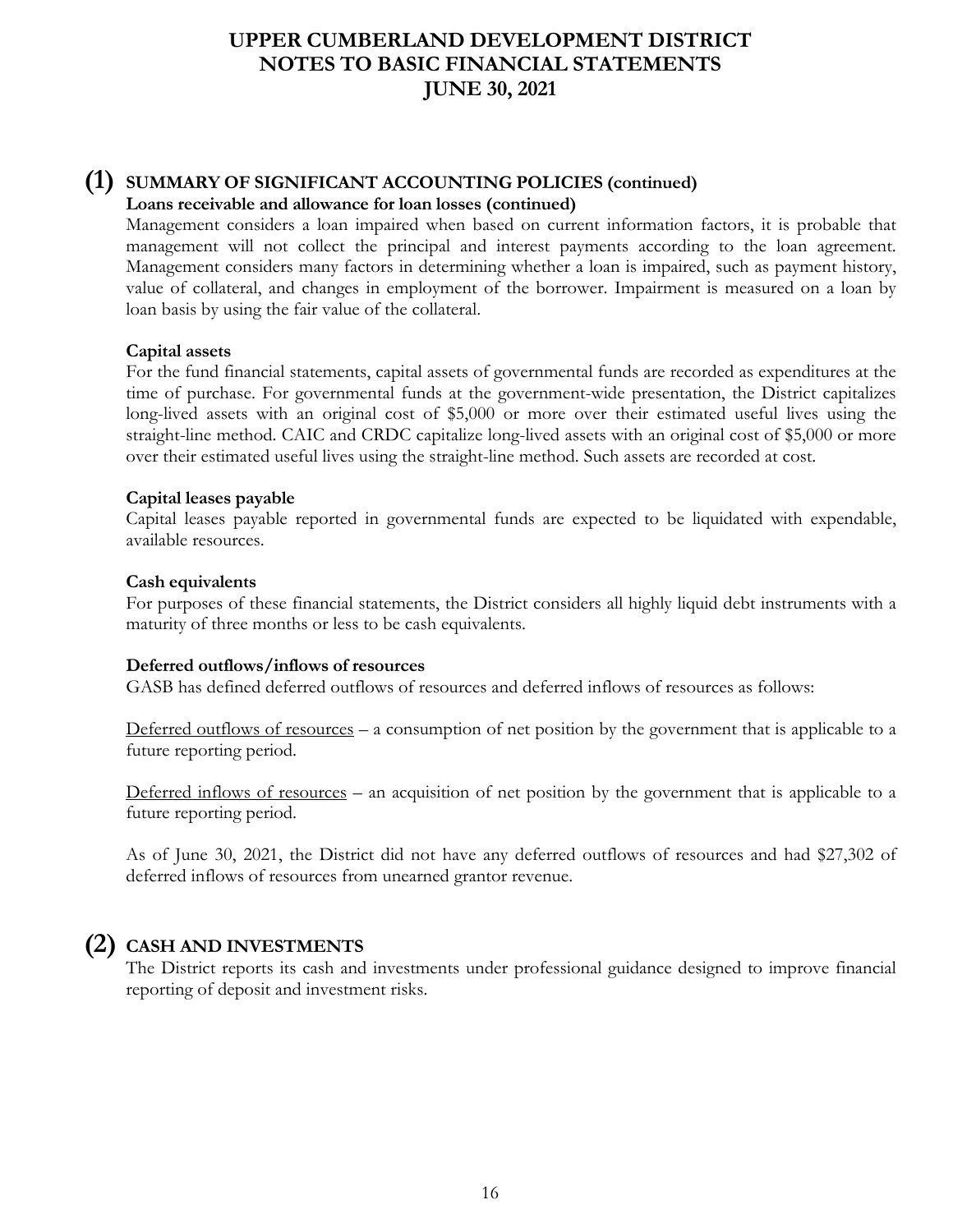## (1) SUMMARY OF SIGNIFICANT ACCOUNTING POLICIES (continued)

**Loans receivable and allowance for loan losses (continued)**

Management considers a loan impaired when based on current information factors, it is probable that management will not collect the principal and interest payments according to the loan agreement. Management considers many factors in determining whether a loan is impaired, such as payment history, value of collateral, and changes in employment of the borrower. Impairment is measured on a loan by loan basis by using the fair value of the collateral.

**Capital assets**

For the fund financial statements, capital assets of governmental funds are recorded as expenditures at the time of purchase. For governmental funds at the government-wide presentation, the District capitalizes long-lived assets with an original cost of $5,000 or more over their estimated useful lives using the straight-line method. CAIC and CRDC capitalize long-lived assets with an original cost of $5,000 or more over their estimated useful lives using the straight-line method. Such assets are recorded at cost.

**Capital leases payable**

Capital leases payable reported in governmental funds are expected to be liquidated with expendable, available resources.

**Cash equivalents**

For purposes of these financial statements, the District considers all highly liquid debt instruments with a maturity of three months or less to be cash equivalents.

**Deferred outflows/inflows of resources**

GASB has defined deferred outflows of resources and deferred inflows of resources as follows:

Deferred outflows of resources – a consumption of net position by the government that is applicable to a future reporting period.

Deferred inflows of resources – an acquisition of net position by the government that is applicable to a future reporting period.

As of June 30, 2021, the District did not have any deferred outflows of resources and had $27,302 of deferred inflows of resources from unearned grantor revenue.

## (2) CASH AND INVESTMENTS

The District reports its cash and investments under professional guidance designed to improve financial reporting of deposit and investment risks.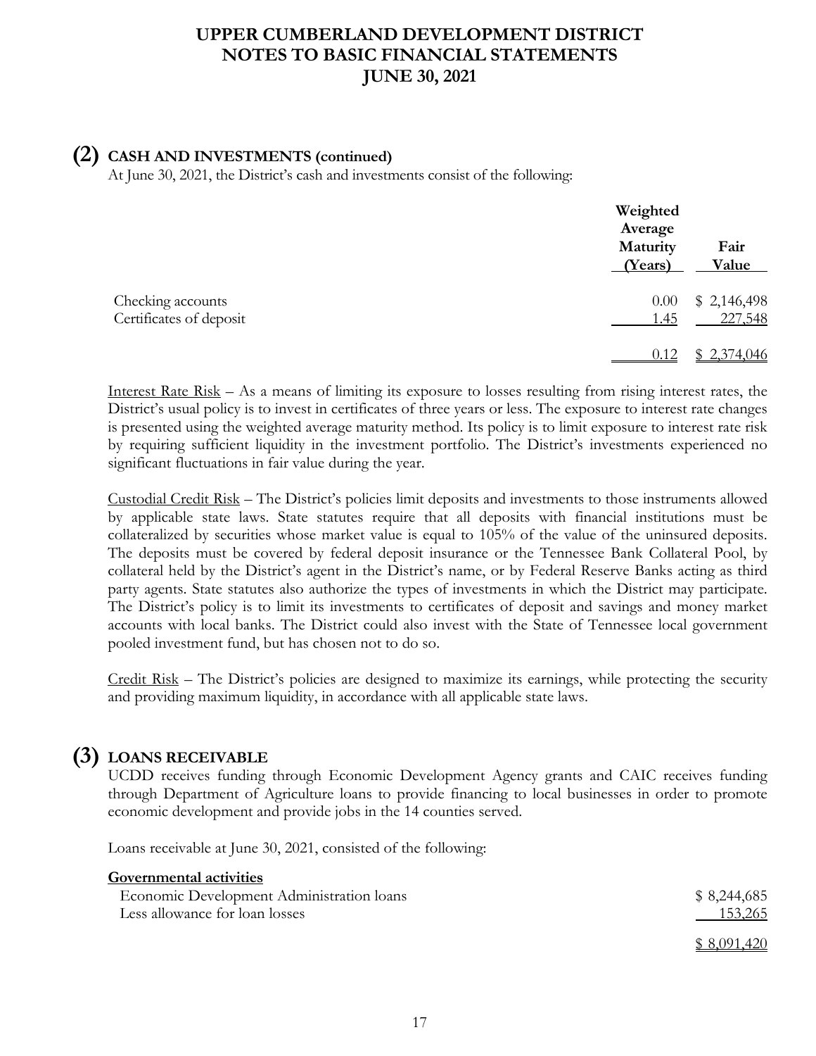## (2) CASH AND INVESTMENTS (continued)

At June 30, 2021, the District's cash and investments consist of the following:

| | Weighted Average Maturity (Years) | Fair Value |
|---|---|---|
| Checking accounts | 0.00 | $ 2,146,498 |
| Certificates of deposit | 1.45 | 227,548 |
| | 0.12 | $ 2,374,046 |

Interest Rate Risk – As a means of limiting its exposure to losses resulting from rising interest rates, the District's usual policy is to invest in certificates of three years or less. The exposure to interest rate changes is presented using the weighted average maturity method. Its policy is to limit exposure to interest rate risk by requiring sufficient liquidity in the investment portfolio. The District's investments experienced no significant fluctuations in fair value during the year.

Custodial Credit Risk – The District's policies limit deposits and investments to those instruments allowed by applicable state laws. State statutes require that all deposits with financial institutions must be collateralized by securities whose market value is equal to 105% of the value of the uninsured deposits. The deposits must be covered by federal deposit insurance or the Tennessee Bank Collateral Pool, by collateral held by the District's agent in the District's name, or by Federal Reserve Banks acting as third party agents. State statutes also authorize the types of investments in which the District may participate. The District's policy is to limit its investments to certificates of deposit and savings and money market accounts with local banks. The District could also invest with the State of Tennessee local government pooled investment fund, but has chosen not to do so.

Credit Risk – The District's policies are designed to maximize its earnings, while protecting the security and providing maximum liquidity, in accordance with all applicable state laws.

## (3) LOANS RECEIVABLE

UCDD receives funding through Economic Development Agency grants and CAIC receives funding through Department of Agriculture loans to provide financing to local businesses in order to promote economic development and provide jobs in the 14 counties served.

Loans receivable at June 30, 2021, consisted of the following:

| **Governmental activities** | |
|---|---|
| Economic Development Administration loans | $ 8,244,685 |
| Less allowance for loan losses | 153,265 |
| | $ 8,091,420 |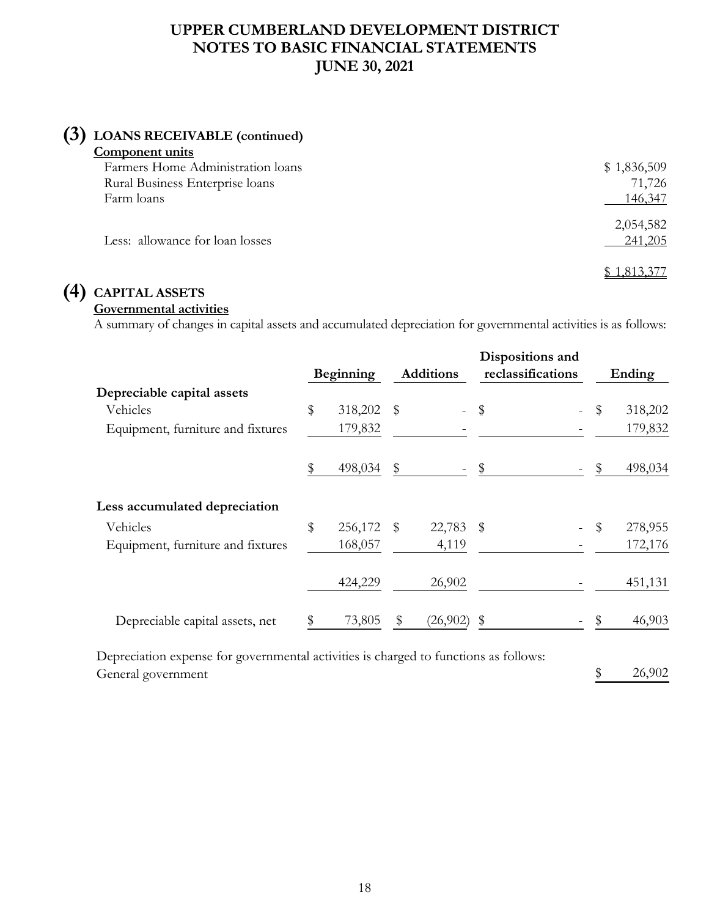# UPPER CUMBERLAND DEVELOPMENT DISTRICT
# NOTES TO BASIC FINANCIAL STATEMENTS
# JUNE 30, 2021

## (3) LOANS RECEIVABLE (continued)

**Component units**

| | |
|---|---|
| Farmers Home Administration loans | $ 1,836,509 |
| Rural Business Enterprise loans | 71,726 |
| Farm loans | 146,347 |
| | 2,054,582 |
| Less: allowance for loan losses | 241,205 |
| | $ 1,813,377 |

## (4) CAPITAL ASSETS

**Governmental activities**

A summary of changes in capital assets and accumulated depreciation for governmental activities is as follows:

| | Beginning | Additions | Dispositions and reclassifications | Ending |
|---|---|---|---|---|
| **Depreciable capital assets** | | | | |
| Vehicles | $ 318,202 | $ - | $ - | $ 318,202 |
| Equipment, furniture and fixtures | 179,832 | - | - | 179,832 |
| | $ 498,034 | $ - | $ - | $ 498,034 |
| **Less accumulated depreciation** | | | | |
| Vehicles | $ 256,172 | $ 22,783 | $ - | $ 278,955 |
| Equipment, furniture and fixtures | 168,057 | 4,119 | - | 172,176 |
| | 424,229 | 26,902 | - | 451,131 |
| Depreciable capital assets, net | $ 73,805 | $ (26,902) | $ - | $ 46,903 |

Depreciation expense for governmental activities is charged to functions as follows:

| | |
|---|---|
| General government | $ 26,902 |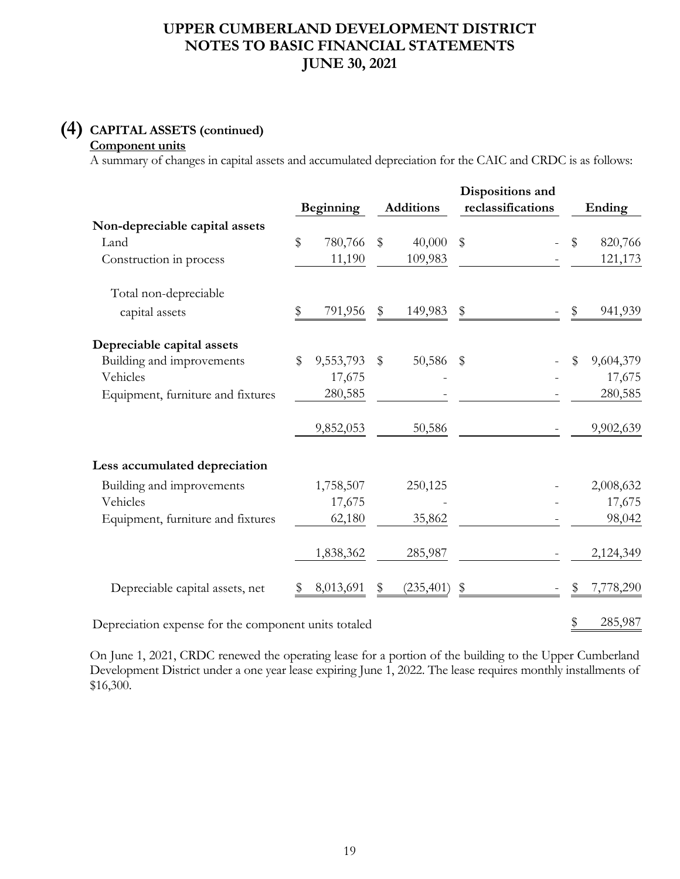# UPPER CUMBERLAND DEVELOPMENT DISTRICT
# NOTES TO BASIC FINANCIAL STATEMENTS
# JUNE 30, 2021

## (4) CAPITAL ASSETS (continued)

**Component units**

A summary of changes in capital assets and accumulated depreciation for the CAIC and CRDC is as follows:

| | Beginning | Additions | Dispositions and reclassifications | Ending |
|---|---|---|---|---|
| **Non-depreciable capital assets** | | | | |
| Land | $ 780,766 | $ 40,000 | $ - | $ 820,766 |
| Construction in process | 11,190 | 109,983 | - | 121,173 |
| Total non-depreciable capital assets | $ 791,956 | $ 149,983 | $ - | $ 941,939 |
| **Depreciable capital assets** | | | | |
| Building and improvements | $ 9,553,793 | $ 50,586 | $ - | $ 9,604,379 |
| Vehicles | 17,675 | - | - | 17,675 |
| Equipment, furniture and fixtures | 280,585 | - | - | 280,585 |
| | 9,852,053 | 50,586 | - | 9,902,639 |
| **Less accumulated depreciation** | | | | |
| Building and improvements | 1,758,507 | 250,125 | - | 2,008,632 |
| Vehicles | 17,675 | - | - | 17,675 |
| Equipment, furniture and fixtures | 62,180 | 35,862 | - | 98,042 |
| | 1,838,362 | 285,987 | - | 2,124,349 |
| Depreciable capital assets, net | $ 8,013,691 | $ (235,401) | $ - | $ 7,778,290 |
| Depreciation expense for the component units totaled | | | | $ 285,987 |

On June 1, 2021, CRDC renewed the operating lease for a portion of the building to the Upper Cumberland Development District under a one year lease expiring June 1, 2022. The lease requires monthly installments of $16,300.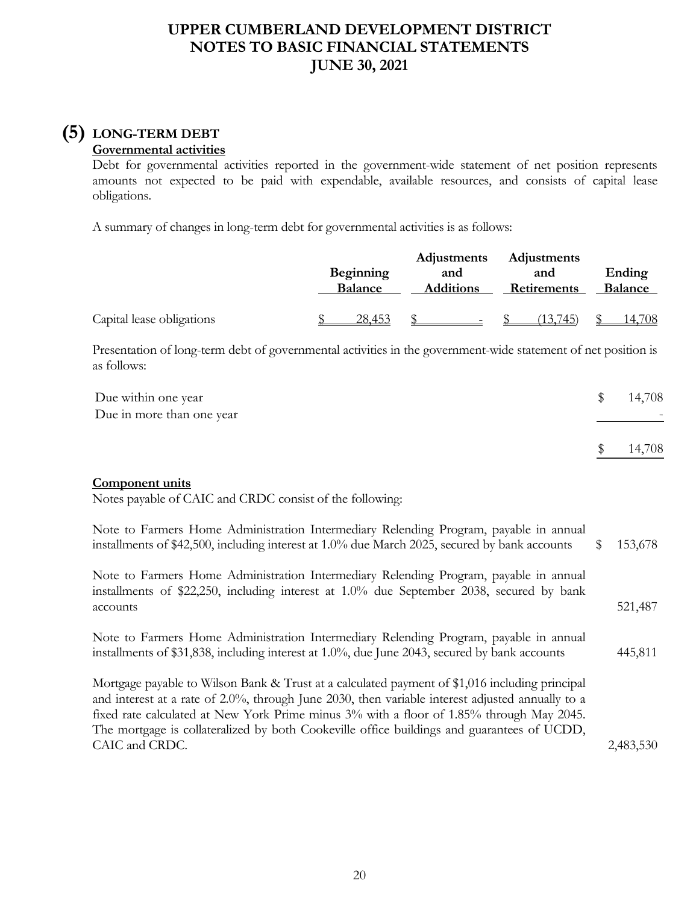# UPPER CUMBERLAND DEVELOPMENT DISTRICT
# NOTES TO BASIC FINANCIAL STATEMENTS
# JUNE 30, 2021

## (5) LONG-TERM DEBT

**Governmental activities**

Debt for governmental activities reported in the government-wide statement of net position represents amounts not expected to be paid with expendable, available resources, and consists of capital lease obligations.

A summary of changes in long-term debt for governmental activities is as follows:

| | Beginning Balance | Adjustments and Additions | Adjustments and Retirements | Ending Balance |
|---|---|---|---|---|
| Capital lease obligations | $ 28,453 | $ - | $ (13,745) | $ 14,708 |

Presentation of long-term debt of governmental activities in the government-wide statement of net position is as follows:

| | |
|---|---|
| Due within one year | $ 14,708 |
| Due in more than one year | - |
| | $ 14,708 |

**Component units**

Notes payable of CAIC and CRDC consist of the following:

| | |
|---|---|
| Note to Farmers Home Administration Intermediary Relending Program, payable in annual installments of $42,500, including interest at 1.0% due March 2025, secured by bank accounts | $ 153,678 |
| Note to Farmers Home Administration Intermediary Relending Program, payable in annual installments of $22,250, including interest at 1.0% due September 2038, secured by bank accounts | 521,487 |
| Note to Farmers Home Administration Intermediary Relending Program, payable in annual installments of $31,838, including interest at 1.0%, due June 2043, secured by bank accounts | 445,811 |
| Mortgage payable to Wilson Bank & Trust at a calculated payment of $1,016 including principal and interest at a rate of 2.0%, through June 2030, then variable interest adjusted annually to a fixed rate calculated at New York Prime minus 3% with a floor of 1.85% through May 2045. The mortgage is collateralized by both Cookeville office buildings and guarantees of UCDD, CAIC and CRDC. | 2,483,530 |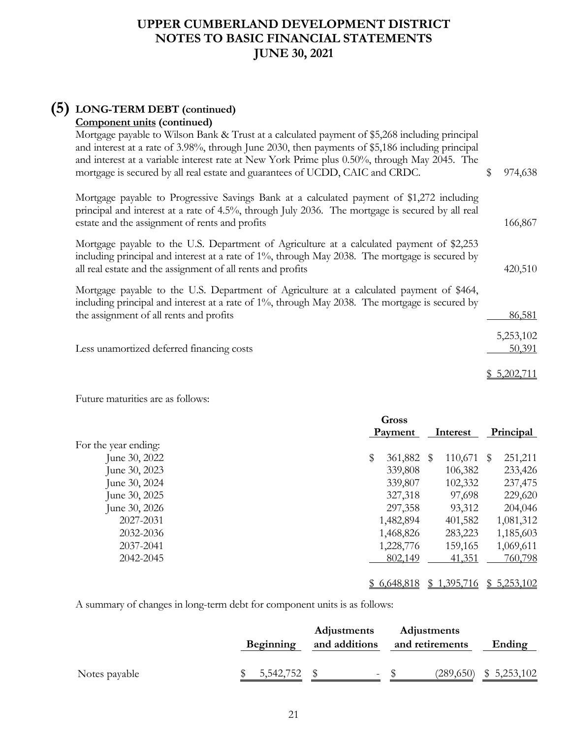# UPPER CUMBERLAND DEVELOPMENT DISTRICT
# NOTES TO BASIC FINANCIAL STATEMENTS
# JUNE 30, 2021

## (5) LONG-TERM DEBT (continued)

**Component units (continued)**

| | |
|---|---|
| Mortgage payable to Wilson Bank & Trust at a calculated payment of $5,268 including principal and interest at a rate of 3.98%, through June 2030, then payments of $5,186 including principal and interest at a variable interest rate at New York Prime plus 0.50%, through May 2045. The mortgage is secured by all real estate and guarantees of UCDD, CAIC and CRDC. | $ 974,638 |
| Mortgage payable to Progressive Savings Bank at a calculated payment of $1,272 including principal and interest at a rate of 4.5%, through July 2036. The mortgage is secured by all real estate and the assignment of rents and profits | 166,867 |
| Mortgage payable to the U.S. Department of Agriculture at a calculated payment of $2,253 including principal and interest at a rate of 1%, through May 2038. The mortgage is secured by all real estate and the assignment of all rents and profits | 420,510 |
| Mortgage payable to the U.S. Department of Agriculture at a calculated payment of $464, including principal and interest at a rate of 1%, through May 2038. The mortgage is secured by the assignment of all rents and profits | 86,581 |
| | 5,253,102 |
| Less unamortized deferred financing costs | 50,391 |
| | $ 5,202,711 |

Future maturities are as follows:

| | Gross Payment | Interest | Principal |
|---|---|---|---|
| For the year ending: | | | |
| June 30, 2022 | $ 361,882 | $ 110,671 | $ 251,211 |
| June 30, 2023 | 339,808 | 106,382 | 233,426 |
| June 30, 2024 | 339,807 | 102,332 | 237,475 |
| June 30, 2025 | 327,318 | 97,698 | 229,620 |
| June 30, 2026 | 297,358 | 93,312 | 204,046 |
| 2027-2031 | 1,482,894 | 401,582 | 1,081,312 |
| 2032-2036 | 1,468,826 | 283,223 | 1,185,603 |
| 2037-2041 | 1,228,776 | 159,165 | 1,069,611 |
| 2042-2045 | 802,149 | 41,351 | 760,798 |
| | $ 6,648,818 | $ 1,395,716 | $ 5,253,102 |

A summary of changes in long-term debt for component units is as follows:

| | Beginning | Adjustments and additions | Adjustments and retirements | Ending |
|---|---|---|---|---|
| Notes payable | $ 5,542,752 | $ - | $ (289,650) | $ 5,253,102 |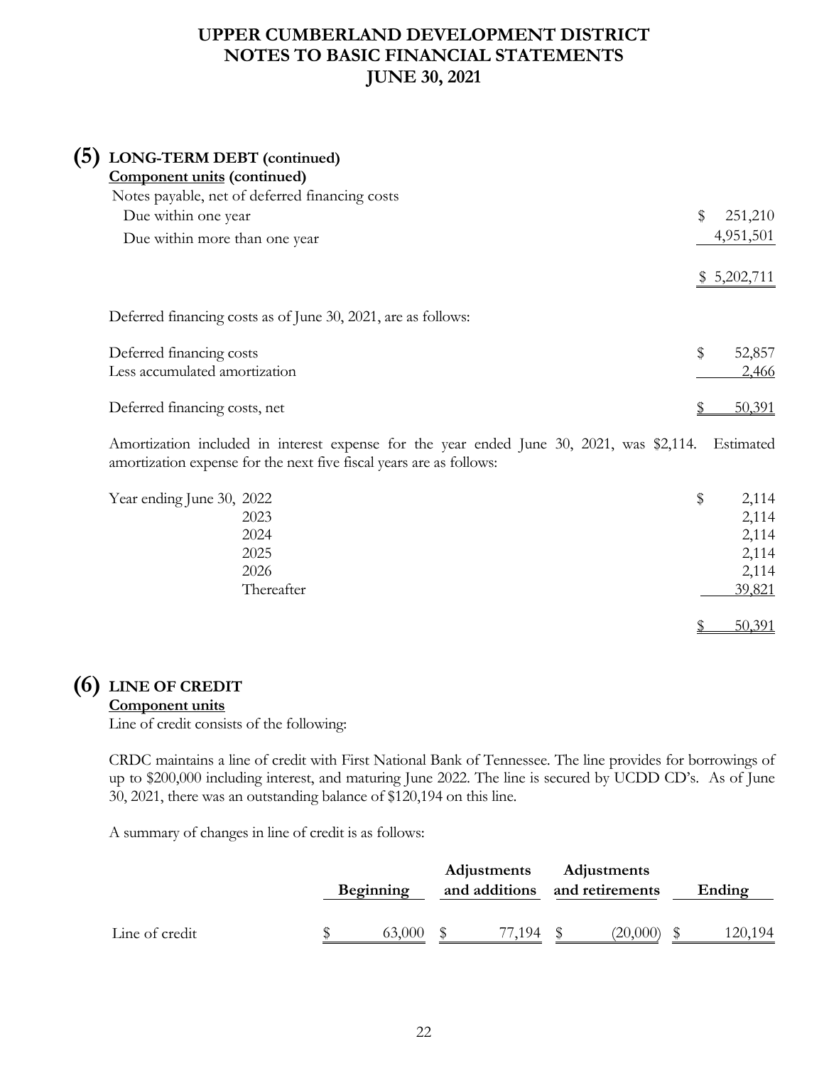# UPPER CUMBERLAND DEVELOPMENT DISTRICT
# NOTES TO BASIC FINANCIAL STATEMENTS
# JUNE 30, 2021

## (5) LONG-TERM DEBT (continued)

**Component units (continued)**

| | |
|---|---|
| Notes payable, net of deferred financing costs | |
| Due within one year | $ 251,210 |
| Due within more than one year | 4,951,501 |
| | $ 5,202,711 |

Deferred financing costs as of June 30, 2021, are as follows:

| | |
|---|---|
| Deferred financing costs | $ 52,857 |
| Less accumulated amortization | 2,466 |
| Deferred financing costs, net | $ 50,391 |

Amortization included in interest expense for the year ended June 30, 2021, was $2,114. Estimated amortization expense for the next five fiscal years are as follows:

| | |
|---|---|
| Year ending June 30, 2022 | $ 2,114 |
| 2023 | 2,114 |
| 2024 | 2,114 |
| 2025 | 2,114 |
| 2026 | 2,114 |
| Thereafter | 39,821 |
| | $ 50,391 |

## (6) LINE OF CREDIT

**Component units**

Line of credit consists of the following:

CRDC maintains a line of credit with First National Bank of Tennessee. The line provides for borrowings of up to $200,000 including interest, and maturing June 2022. The line is secured by UCDD CD's. As of June 30, 2021, there was an outstanding balance of $120,194 on this line.

A summary of changes in line of credit is as follows:

| | Beginning | Adjustments and additions | Adjustments and retirements | Ending |
|---|---|---|---|---|
| Line of credit | $ 63,000 | $ 77,194 | $ (20,000) | $ 120,194 |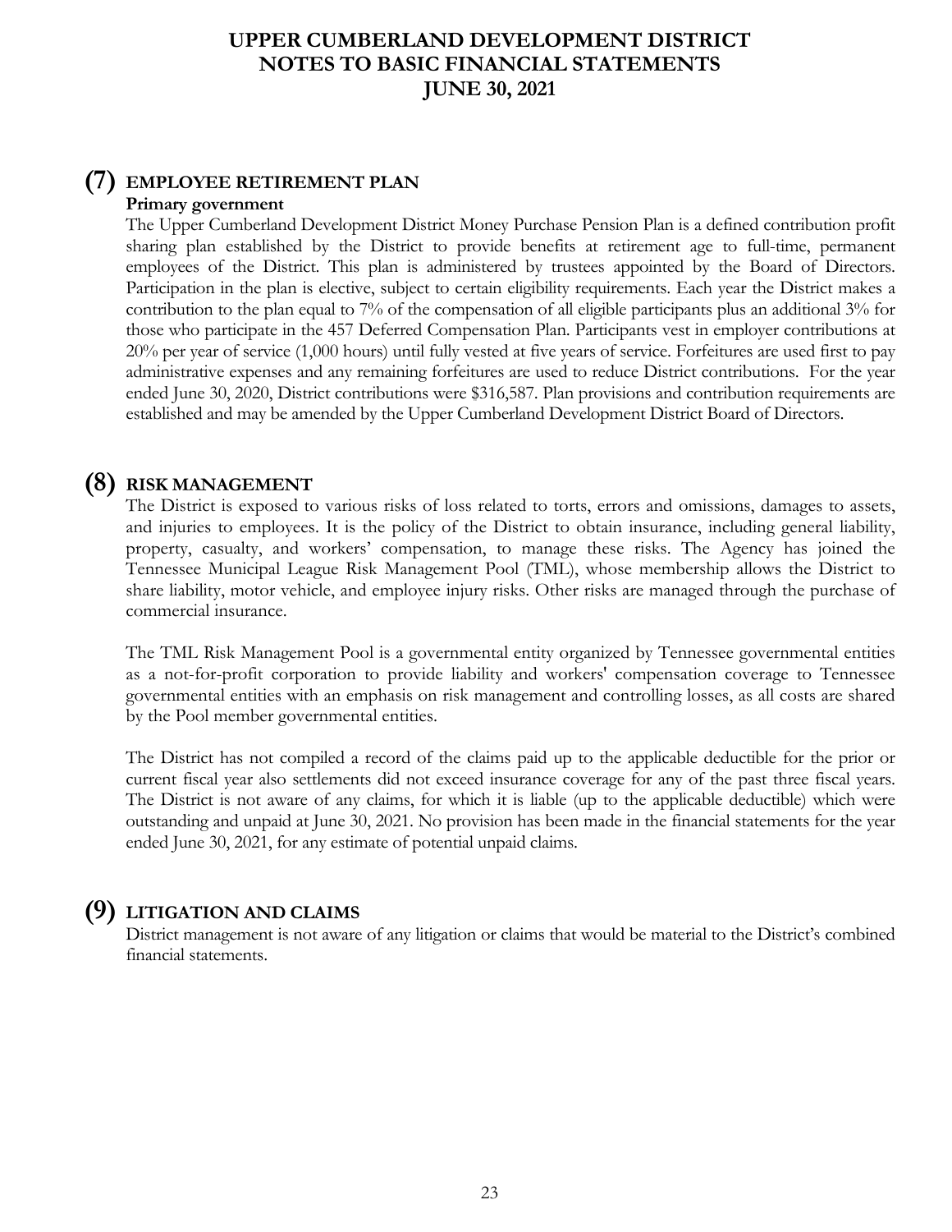## (7) EMPLOYEE RETIREMENT PLAN

**Primary government**

The Upper Cumberland Development District Money Purchase Pension Plan is a defined contribution profit sharing plan established by the District to provide benefits at retirement age to full-time, permanent employees of the District. This plan is administered by trustees appointed by the Board of Directors. Participation in the plan is elective, subject to certain eligibility requirements. Each year the District makes a contribution to the plan equal to 7% of the compensation of all eligible participants plus an additional 3% for those who participate in the 457 Deferred Compensation Plan. Participants vest in employer contributions at 20% per year of service (1,000 hours) until fully vested at five years of service. Forfeitures are used first to pay administrative expenses and any remaining forfeitures are used to reduce District contributions. For the year ended June 30, 2020, District contributions were $316,587. Plan provisions and contribution requirements are established and may be amended by the Upper Cumberland Development District Board of Directors.

## (8) RISK MANAGEMENT

The District is exposed to various risks of loss related to torts, errors and omissions, damages to assets, and injuries to employees. It is the policy of the District to obtain insurance, including general liability, property, casualty, and workers' compensation, to manage these risks. The Agency has joined the Tennessee Municipal League Risk Management Pool (TML), whose membership allows the District to share liability, motor vehicle, and employee injury risks. Other risks are managed through the purchase of commercial insurance.

The TML Risk Management Pool is a governmental entity organized by Tennessee governmental entities as a not-for-profit corporation to provide liability and workers' compensation coverage to Tennessee governmental entities with an emphasis on risk management and controlling losses, as all costs are shared by the Pool member governmental entities.

The District has not compiled a record of the claims paid up to the applicable deductible for the prior or current fiscal year also settlements did not exceed insurance coverage for any of the past three fiscal years. The District is not aware of any claims, for which it is liable (up to the applicable deductible) which were outstanding and unpaid at June 30, 2021. No provision has been made in the financial statements for the year ended June 30, 2021, for any estimate of potential unpaid claims.

## (9) LITIGATION AND CLAIMS

District management is not aware of any litigation or claims that would be material to the District's combined financial statements.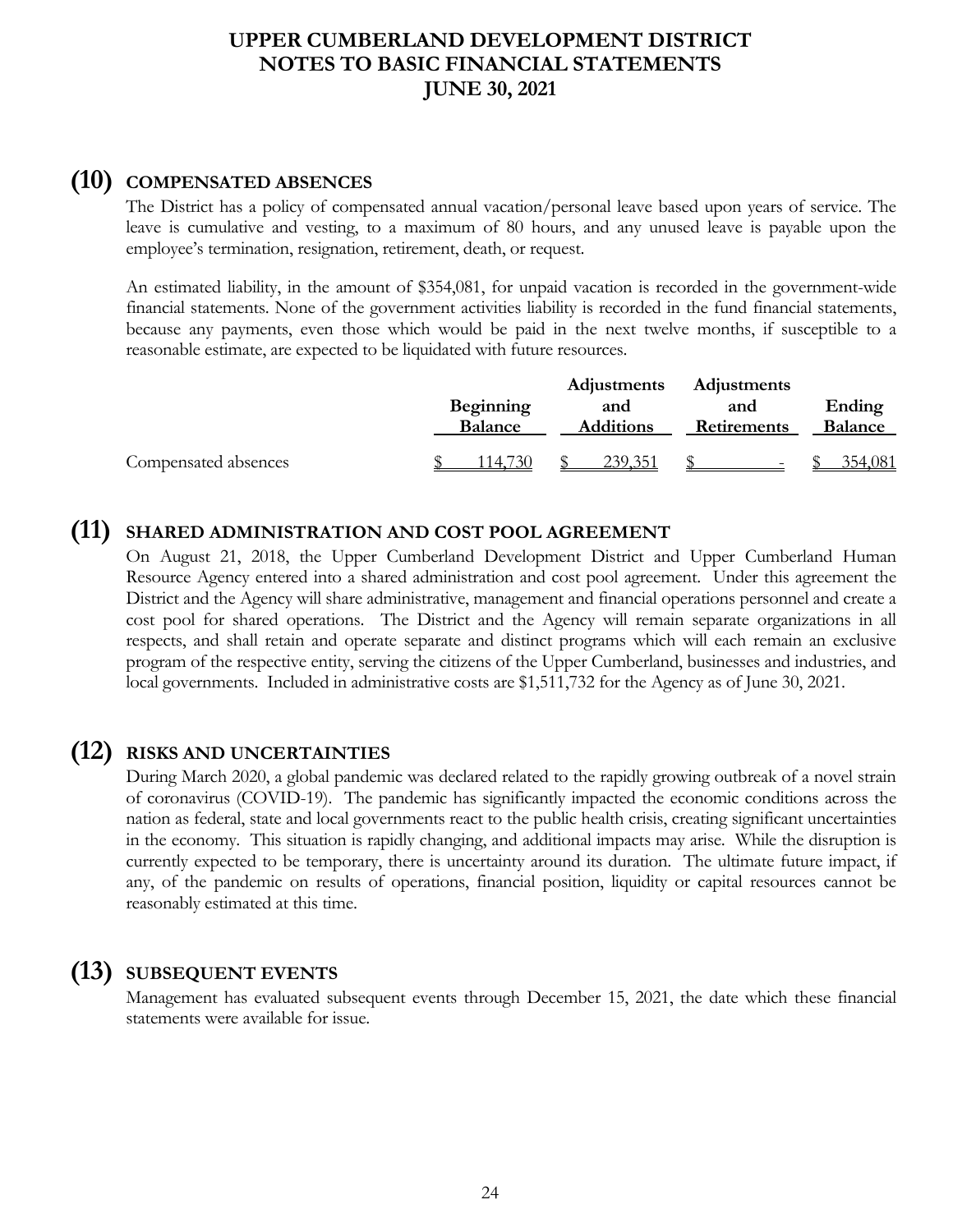# UPPER CUMBERLAND DEVELOPMENT DISTRICT
# NOTES TO BASIC FINANCIAL STATEMENTS
# JUNE 30, 2021

## (10) COMPENSATED ABSENCES

The District has a policy of compensated annual vacation/personal leave based upon years of service. The leave is cumulative and vesting, to a maximum of 80 hours, and any unused leave is payable upon the employee's termination, resignation, retirement, death, or request.

An estimated liability, in the amount of $354,081, for unpaid vacation is recorded in the government-wide financial statements. None of the government activities liability is recorded in the fund financial statements, because any payments, even those which would be paid in the next twelve months, if susceptible to a reasonable estimate, are expected to be liquidated with future resources.

| | Beginning Balance | Adjustments and Additions | Adjustments and Retirements | Ending Balance |
|---|---|---|---|---|
| Compensated absences | $ 114,730 | $ 239,351 | $ - | $ 354,081 |

## (11) SHARED ADMINISTRATION AND COST POOL AGREEMENT

On August 21, 2018, the Upper Cumberland Development District and Upper Cumberland Human Resource Agency entered into a shared administration and cost pool agreement. Under this agreement the District and the Agency will share administrative, management and financial operations personnel and create a cost pool for shared operations. The District and the Agency will remain separate organizations in all respects, and shall retain and operate separate and distinct programs which will each remain an exclusive program of the respective entity, serving the citizens of the Upper Cumberland, businesses and industries, and local governments. Included in administrative costs are $1,511,732 for the Agency as of June 30, 2021.

## (12) RISKS AND UNCERTAINTIES

During March 2020, a global pandemic was declared related to the rapidly growing outbreak of a novel strain of coronavirus (COVID-19). The pandemic has significantly impacted the economic conditions across the nation as federal, state and local governments react to the public health crisis, creating significant uncertainties in the economy. This situation is rapidly changing, and additional impacts may arise. While the disruption is currently expected to be temporary, there is uncertainty around its duration. The ultimate future impact, if any, of the pandemic on results of operations, financial position, liquidity or capital resources cannot be reasonably estimated at this time.

## (13) SUBSEQUENT EVENTS

Management has evaluated subsequent events through December 15, 2021, the date which these financial statements were available for issue.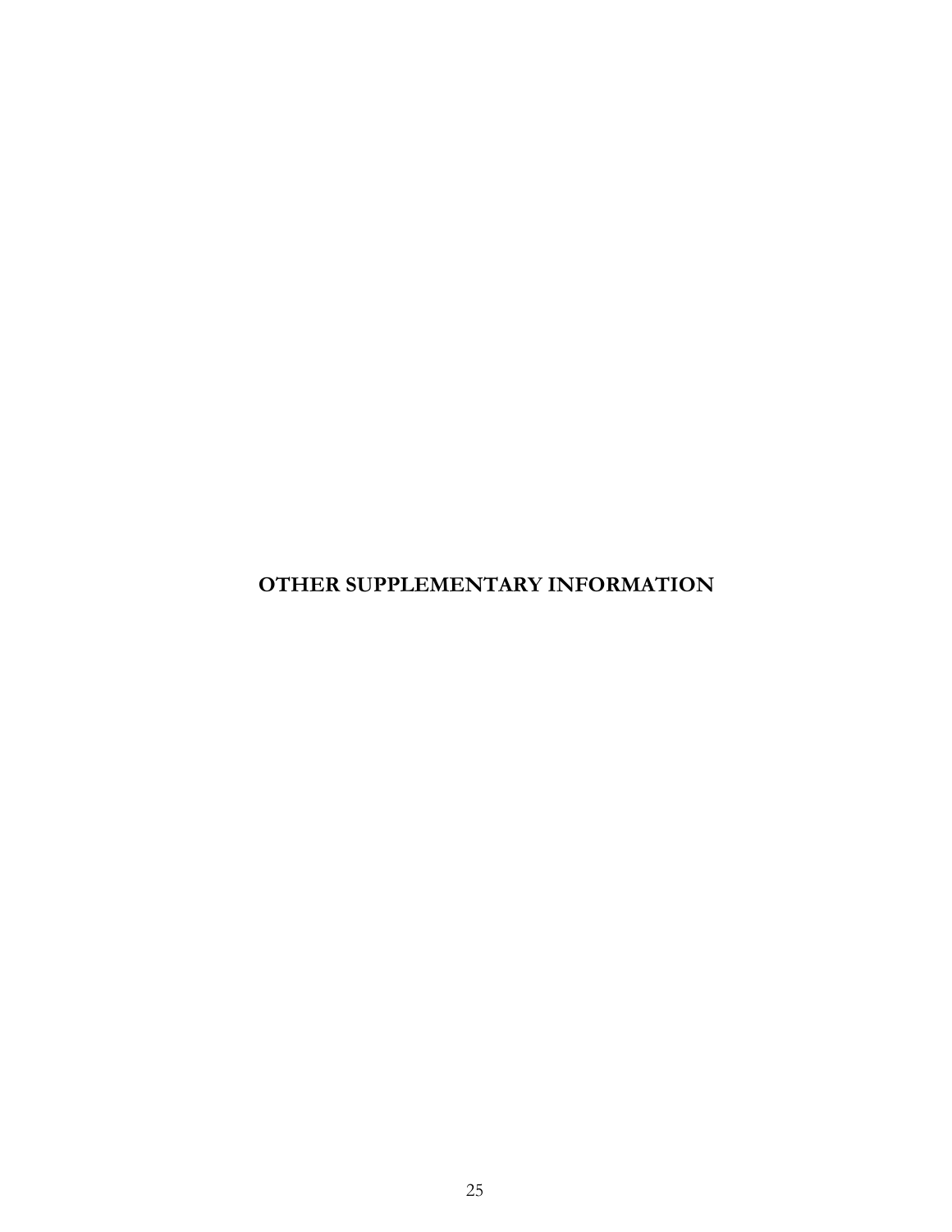# OTHER SUPPLEMENTARY INFORMATION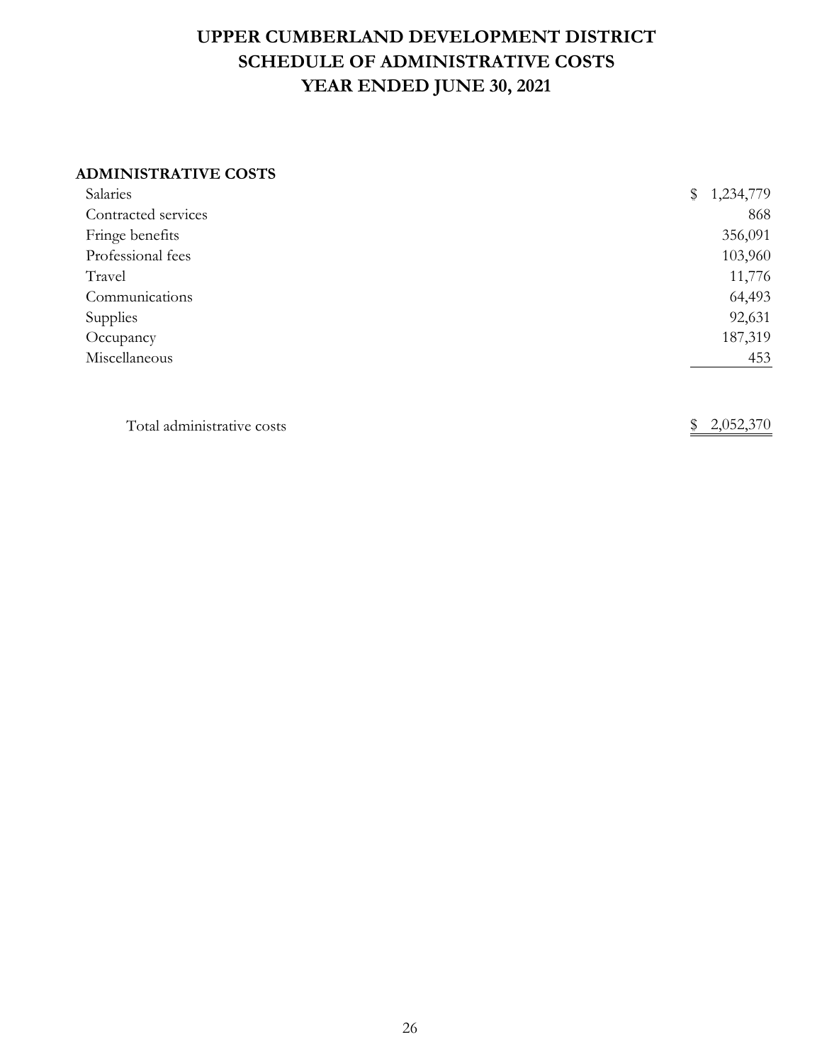# UPPER CUMBERLAND DEVELOPMENT DISTRICT
# SCHEDULE OF ADMINISTRATIVE COSTS
# YEAR ENDED JUNE 30, 2021

| ADMINISTRATIVE COSTS | |
|---|---|
| Salaries | $ 1,234,779 |
| Contracted services | 868 |
| Fringe benefits | 356,091 |
| Professional fees | 103,960 |
| Travel | 11,776 |
| Communications | 64,493 |
| Supplies | 92,631 |
| Occupancy | 187,319 |
| Miscellaneous | 453 |
| Total administrative costs | $ 2,052,370 |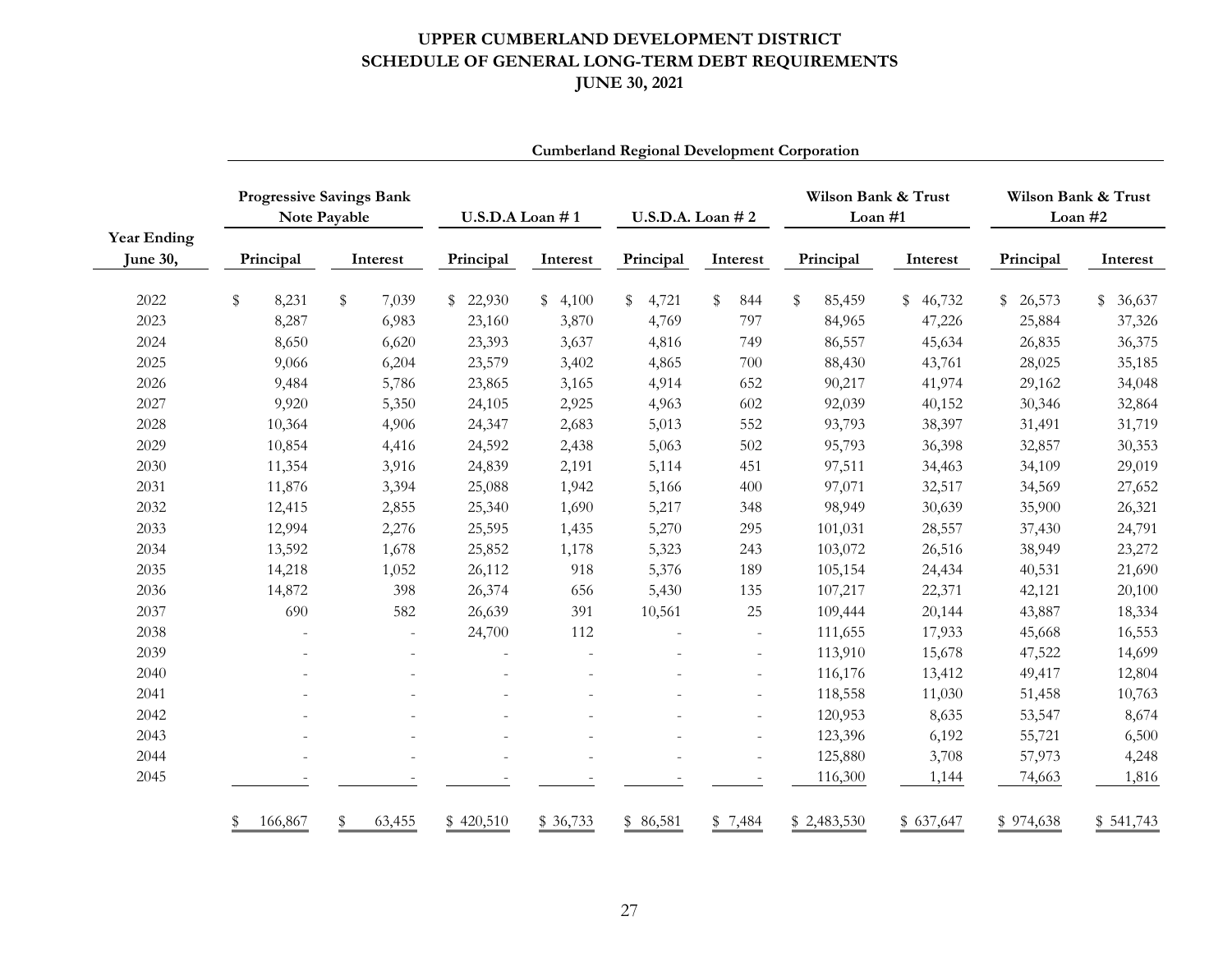# UPPER CUMBERLAND DEVELOPMENT DISTRICT
## SCHEDULE OF GENERAL LONG-TERM DEBT REQUIREMENTS
### JUNE 30, 2021

| | Cumberland Regional Development Corporation | | | | | | | | | |
|---|---|---|---|---|---|---|---|---|---|---|
| | Progressive Savings Bank Note Payable | | U.S.D.A Loan # 1 | | U.S.D.A. Loan # 2 | | Wilson Bank & Trust Loan #1 | | Wilson Bank & Trust Loan #2 | |
| Year Ending June 30, | Principal | Interest | Principal | Interest | Principal | Interest | Principal | Interest | Principal | Interest |
| 2022 | $ 8,231 | $ 7,039 | $ 22,930 | $ 4,100 | $ 4,721 | $ 844 | $ 85,459 | $ 46,732 | $ 26,573 | $ 36,637 |
| 2023 | 8,287 | 6,983 | 23,160 | 3,870 | 4,769 | 797 | 84,965 | 47,226 | 25,884 | 37,326 |
| 2024 | 8,650 | 6,620 | 23,393 | 3,637 | 4,816 | 749 | 86,557 | 45,634 | 26,835 | 36,375 |
| 2025 | 9,066 | 6,204 | 23,579 | 3,402 | 4,865 | 700 | 88,430 | 43,761 | 28,025 | 35,185 |
| 2026 | 9,484 | 5,786 | 23,865 | 3,165 | 4,914 | 652 | 90,217 | 41,974 | 29,162 | 34,048 |
| 2027 | 9,920 | 5,350 | 24,105 | 2,925 | 4,963 | 602 | 92,039 | 40,152 | 30,346 | 32,864 |
| 2028 | 10,364 | 4,906 | 24,347 | 2,683 | 5,013 | 552 | 93,793 | 38,397 | 31,491 | 31,719 |
| 2029 | 10,854 | 4,416 | 24,592 | 2,438 | 5,063 | 502 | 95,793 | 36,398 | 32,857 | 30,353 |
| 2030 | 11,354 | 3,916 | 24,839 | 2,191 | 5,114 | 451 | 97,511 | 34,463 | 34,109 | 29,019 |
| 2031 | 11,876 | 3,394 | 25,088 | 1,942 | 5,166 | 400 | 97,071 | 32,517 | 34,569 | 27,652 |
| 2032 | 12,415 | 2,855 | 25,340 | 1,690 | 5,217 | 348 | 98,949 | 30,639 | 35,900 | 26,321 |
| 2033 | 12,994 | 2,276 | 25,595 | 1,435 | 5,270 | 295 | 101,031 | 28,557 | 37,430 | 24,791 |
| 2034 | 13,592 | 1,678 | 25,852 | 1,178 | 5,323 | 243 | 103,072 | 26,516 | 38,949 | 23,272 |
| 2035 | 14,218 | 1,052 | 26,112 | 918 | 5,376 | 189 | 105,154 | 24,434 | 40,531 | 21,690 |
| 2036 | 14,872 | 398 | 26,374 | 656 | 5,430 | 135 | 107,217 | 22,371 | 42,121 | 20,100 |
| 2037 | 690 | 582 | 26,639 | 391 | 10,561 | 25 | 109,444 | 20,144 | 43,887 | 18,334 |
| 2038 | - | - | 24,700 | 112 | - | - | 111,655 | 17,933 | 45,668 | 16,553 |
| 2039 | - | - | - | - | - | - | 113,910 | 15,678 | 47,522 | 14,699 |
| 2040 | - | - | - | - | - | - | 116,176 | 13,412 | 49,417 | 12,804 |
| 2041 | - | - | - | - | - | - | 118,558 | 11,030 | 51,458 | 10,763 |
| 2042 | - | - | - | - | - | - | 120,953 | 8,635 | 53,547 | 8,674 |
| 2043 | - | - | - | - | - | - | 123,396 | 6,192 | 55,721 | 6,500 |
| 2044 | - | - | - | - | - | - | 125,880 | 3,708 | 57,973 | 4,248 |
| 2045 | - | - | - | - | - | - | 116,300 | 1,144 | 74,663 | 1,816 |
| | $ 166,867 | $ 63,455 | $ 420,510 | $ 36,733 | $ 86,581 | $ 7,484 | $ 2,483,530 | $ 637,647 | $ 974,638 | $ 541,743 |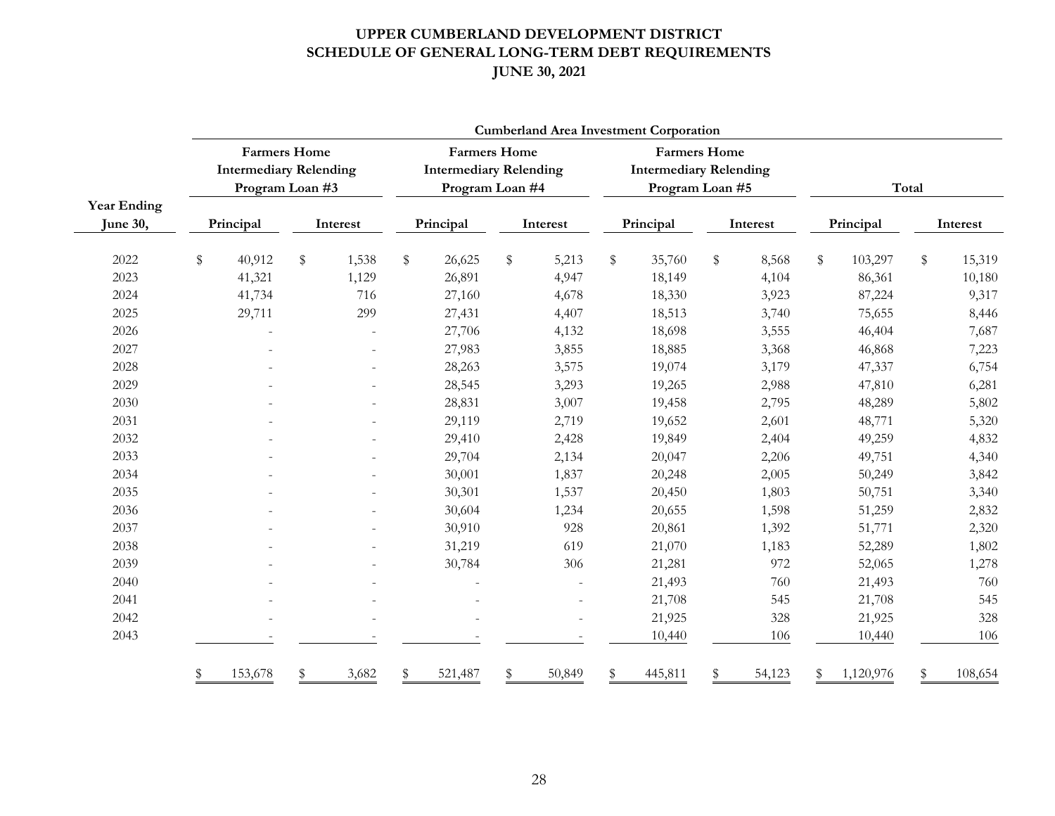# UPPER CUMBERLAND DEVELOPMENT DISTRICT
## SCHEDULE OF GENERAL LONG-TERM DEBT REQUIREMENTS
### JUNE 30, 2021

| | Cumberland Area Investment Corporation | | | | | | | |
|---|---|---|---|---|---|---|---|---|
| | Farmers Home Intermediary Relending Program Loan #3 | | Farmers Home Intermediary Relending Program Loan #4 | | Farmers Home Intermediary Relending Program Loan #5 | | Total | |
| Year Ending June 30, | Principal | Interest | Principal | Interest | Principal | Interest | Principal | Interest |
| 2022 | $ 40,912 | $ 1,538 | $ 26,625 | $ 5,213 | $ 35,760 | $ 8,568 | $ 103,297 | $ 15,319 |
| 2023 | 41,321 | 1,129 | 26,891 | 4,947 | 18,149 | 4,104 | 86,361 | 10,180 |
| 2024 | 41,734 | 716 | 27,160 | 4,678 | 18,330 | 3,923 | 87,224 | 9,317 |
| 2025 | 29,711 | 299 | 27,431 | 4,407 | 18,513 | 3,740 | 75,655 | 8,446 |
| 2026 | - | - | 27,706 | 4,132 | 18,698 | 3,555 | 46,404 | 7,687 |
| 2027 | - | - | 27,983 | 3,855 | 18,885 | 3,368 | 46,868 | 7,223 |
| 2028 | - | - | 28,263 | 3,575 | 19,074 | 3,179 | 47,337 | 6,754 |
| 2029 | - | - | 28,545 | 3,293 | 19,265 | 2,988 | 47,810 | 6,281 |
| 2030 | - | - | 28,831 | 3,007 | 19,458 | 2,795 | 48,289 | 5,802 |
| 2031 | - | - | 29,119 | 2,719 | 19,652 | 2,601 | 48,771 | 5,320 |
| 2032 | - | - | 29,410 | 2,428 | 19,849 | 2,404 | 49,259 | 4,832 |
| 2033 | - | - | 29,704 | 2,134 | 20,047 | 2,206 | 49,751 | 4,340 |
| 2034 | - | - | 30,001 | 1,837 | 20,248 | 2,005 | 50,249 | 3,842 |
| 2035 | - | - | 30,301 | 1,537 | 20,450 | 1,803 | 50,751 | 3,340 |
| 2036 | - | - | 30,604 | 1,234 | 20,655 | 1,598 | 51,259 | 2,832 |
| 2037 | - | - | 30,910 | 928 | 20,861 | 1,392 | 51,771 | 2,320 |
| 2038 | - | - | 31,219 | 619 | 21,070 | 1,183 | 52,289 | 1,802 |
| 2039 | - | - | 30,784 | 306 | 21,281 | 972 | 52,065 | 1,278 |
| 2040 | - | - | - | - | 21,493 | 760 | 21,493 | 760 |
| 2041 | - | - | - | - | 21,708 | 545 | 21,708 | 545 |
| 2042 | - | - | - | - | 21,925 | 328 | 21,925 | 328 |
| 2043 | - | - | - | - | 10,440 | 106 | 10,440 | 106 |
| | $ 153,678 | $ 3,682 | $ 521,487 | $ 50,849 | $ 445,811 | $ 54,123 | $ 1,120,976 | $ 108,654 |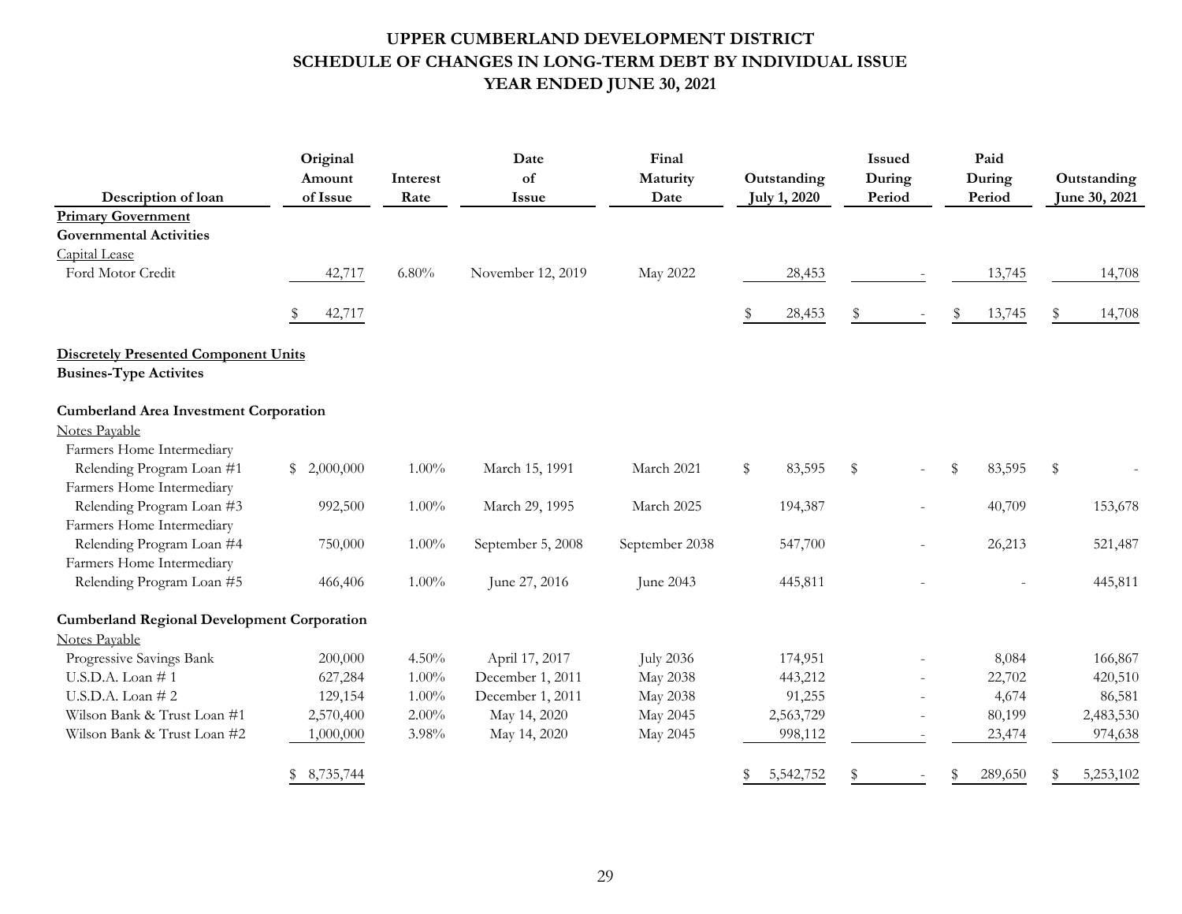# UPPER CUMBERLAND DEVELOPMENT DISTRICT
# SCHEDULE OF CHANGES IN LONG-TERM DEBT BY INDIVIDUAL ISSUE
# YEAR ENDED JUNE 30, 2021

| Description of loan | Original Amount of Issue | Interest Rate | Date of Issue | Final Maturity Date | Outstanding July 1, 2020 | Issued During Period | Paid During Period | Outstanding June 30, 2021 |
|---|---|---|---|---|---|---|---|---|
| **Primary Government** | | | | | | | | |
| **Governmental Activities** | | | | | | | | |
| Capital Lease | | | | | | | | |
| Ford Motor Credit | 42,717 | 6.80% | November 12, 2019 | May 2022 | 28,453 | - | 13,745 | 14,708 |
| | $ 42,717 | | | | $ 28,453 | $ - | $ 13,745 | $ 14,708 |
| **Discretely Presented Component Units** | | | | | | | | |
| **Busines-Type Activites** | | | | | | | | |
| **Cumberland Area Investment Corporation** | | | | | | | | |
| Notes Payable | | | | | | | | |
| Farmers Home Intermediary Relending Program Loan #1 | $ 2,000,000 | 1.00% | March 15, 1991 | March 2021 | $ 83,595 | $ - | $ 83,595 | $ - |
| Farmers Home Intermediary Relending Program Loan #3 | 992,500 | 1.00% | March 29, 1995 | March 2025 | 194,387 | - | 40,709 | 153,678 |
| Farmers Home Intermediary Relending Program Loan #4 | 750,000 | 1.00% | September 5, 2008 | September 2038 | 547,700 | - | 26,213 | 521,487 |
| Farmers Home Intermediary Relending Program Loan #5 | 466,406 | 1.00% | June 27, 2016 | June 2043 | 445,811 | - | - | 445,811 |
| **Cumberland Regional Development Corporation** | | | | | | | | |
| Notes Payable | | | | | | | | |
| Progressive Savings Bank | 200,000 | 4.50% | April 17, 2017 | July 2036 | 174,951 | - | 8,084 | 166,867 |
| U.S.D.A. Loan # 1 | 627,284 | 1.00% | December 1, 2011 | May 2038 | 443,212 | - | 22,702 | 420,510 |
| U.S.D.A. Loan # 2 | 129,154 | 1.00% | December 1, 2011 | May 2038 | 91,255 | - | 4,674 | 86,581 |
| Wilson Bank & Trust Loan #1 | 2,570,400 | 2.00% | May 14, 2020 | May 2045 | 2,563,729 | - | 80,199 | 2,483,530 |
| Wilson Bank & Trust Loan #2 | 1,000,000 | 3.98% | May 14, 2020 | May 2045 | 998,112 | - | 23,474 | 974,638 |
| | $ 8,735,744 | | | | $ 5,542,752 | $ - | $ 289,650 | $ 5,253,102 |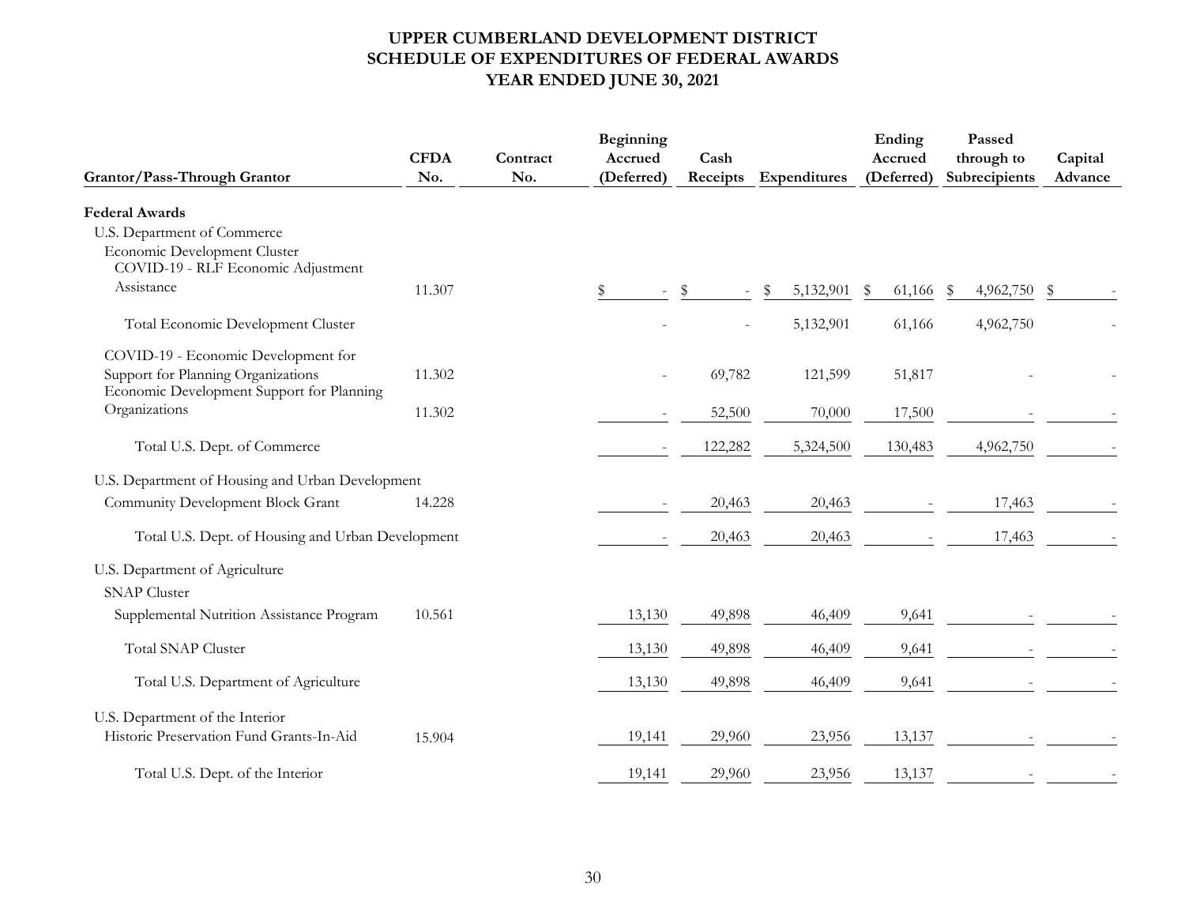# UPPER CUMBERLAND DEVELOPMENT DISTRICT
# SCHEDULE OF EXPENDITURES OF FEDERAL AWARDS
# YEAR ENDED JUNE 30, 2021

| Grantor/Pass-Through Grantor | CFDA No. | Contract No. | Beginning Accrued (Deferred) | Cash Receipts | Expenditures | Ending Accrued (Deferred) | Passed through to Subrecipients | Capital Advance |
|---|---|---|---|---|---|---|---|---|
| **Federal Awards** | | | | | | | | |
| U.S. Department of Commerce | | | | | | | | |
| Economic Development Cluster | | | | | | | | |
| COVID-19 - RLF Economic Adjustment Assistance | 11.307 | | $ - | $ - | $ 5,132,901 | $ 61,166 | $ 4,962,750 | $ - |
| Total Economic Development Cluster | | | - | - | 5,132,901 | 61,166 | 4,962,750 | - |
| COVID-19 - Economic Development for Support for Planning Organizations | 11.302 | | - | 69,782 | 121,599 | 51,817 | - | - |
| Economic Development Support for Planning Organizations | 11.302 | | - | 52,500 | 70,000 | 17,500 | - | - |
| Total U.S. Dept. of Commerce | | | - | 122,282 | 5,324,500 | 130,483 | 4,962,750 | - |
| U.S. Department of Housing and Urban Development | | | | | | | | |
| Community Development Block Grant | 14.228 | | - | 20,463 | 20,463 | - | 17,463 | - |
| Total U.S. Dept. of Housing and Urban Development | | | - | 20,463 | 20,463 | - | 17,463 | - |
| U.S. Department of Agriculture | | | | | | | | |
| SNAP Cluster | | | | | | | | |
| Supplemental Nutrition Assistance Program | 10.561 | | 13,130 | 49,898 | 46,409 | 9,641 | - | - |
| Total SNAP Cluster | | | 13,130 | 49,898 | 46,409 | 9,641 | - | - |
| Total U.S. Department of Agriculture | | | 13,130 | 49,898 | 46,409 | 9,641 | - | - |
| U.S. Department of the Interior | | | | | | | | |
| Historic Preservation Fund Grants-In-Aid | 15.904 | | 19,141 | 29,960 | 23,956 | 13,137 | - | - |
| Total U.S. Dept. of the Interior | | | 19,141 | 29,960 | 23,956 | 13,137 | - | - |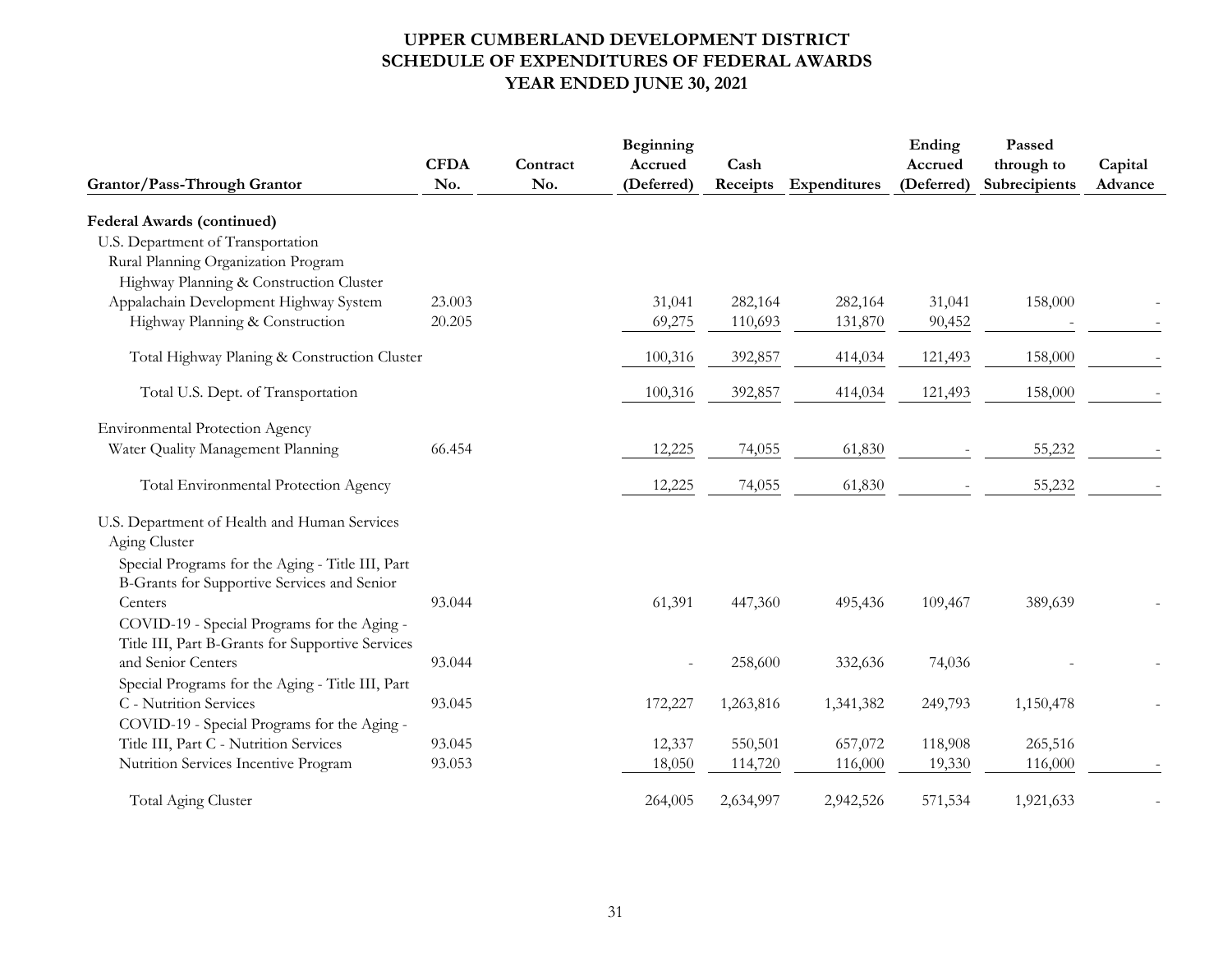# UPPER CUMBERLAND DEVELOPMENT DISTRICT
# SCHEDULE OF EXPENDITURES OF FEDERAL AWARDS
# YEAR ENDED JUNE 30, 2021

| Grantor/Pass-Through Grantor | CFDA No. | Contract No. | Beginning Accrued (Deferred) | Cash Receipts | Expenditures | Ending Accrued (Deferred) | Passed through to Subrecipients | Capital Advance |
|---|---|---|---|---|---|---|---|---|
| **Federal Awards (continued)** | | | | | | | | |
| U.S. Department of Transportation | | | | | | | | |
| Rural Planning Organization Program | | | | | | | | |
| Highway Planning & Construction Cluster | | | | | | | | |
| Appalachain Development Highway System | 23.003 | | 31,041 | 282,164 | 282,164 | 31,041 | 158,000 | - |
| Highway Planning & Construction | 20.205 | | 69,275 | 110,693 | 131,870 | 90,452 | - | - |
| Total Highway Planing & Construction Cluster | | | 100,316 | 392,857 | 414,034 | 121,493 | 158,000 | - |
| Total U.S. Dept. of Transportation | | | 100,316 | 392,857 | 414,034 | 121,493 | 158,000 | - |
| Environmental Protection Agency | | | | | | | | |
| Water Quality Management Planning | 66.454 | | 12,225 | 74,055 | 61,830 | - | 55,232 | - |
| Total Environmental Protection Agency | | | 12,225 | 74,055 | 61,830 | - | 55,232 | - |
| U.S. Department of Health and Human Services | | | | | | | | |
| Aging Cluster | | | | | | | | |
| Special Programs for the Aging - Title III, Part B-Grants for Supportive Services and Senior Centers | 93.044 | | 61,391 | 447,360 | 495,436 | 109,467 | 389,639 | - |
| COVID-19 - Special Programs for the Aging - Title III, Part B-Grants for Supportive Services and Senior Centers | 93.044 | | - | 258,600 | 332,636 | 74,036 | - | - |
| Special Programs for the Aging - Title III, Part C - Nutrition Services | 93.045 | | 172,227 | 1,263,816 | 1,341,382 | 249,793 | 1,150,478 | - |
| COVID-19 - Special Programs for the Aging - Title III, Part C - Nutrition Services | 93.045 | | 12,337 | 550,501 | 657,072 | 118,908 | 265,516 | |
| Nutrition Services Incentive Program | 93.053 | | 18,050 | 114,720 | 116,000 | 19,330 | 116,000 | - |
| Total Aging Cluster | | | 264,005 | 2,634,997 | 2,942,526 | 571,534 | 1,921,633 | - |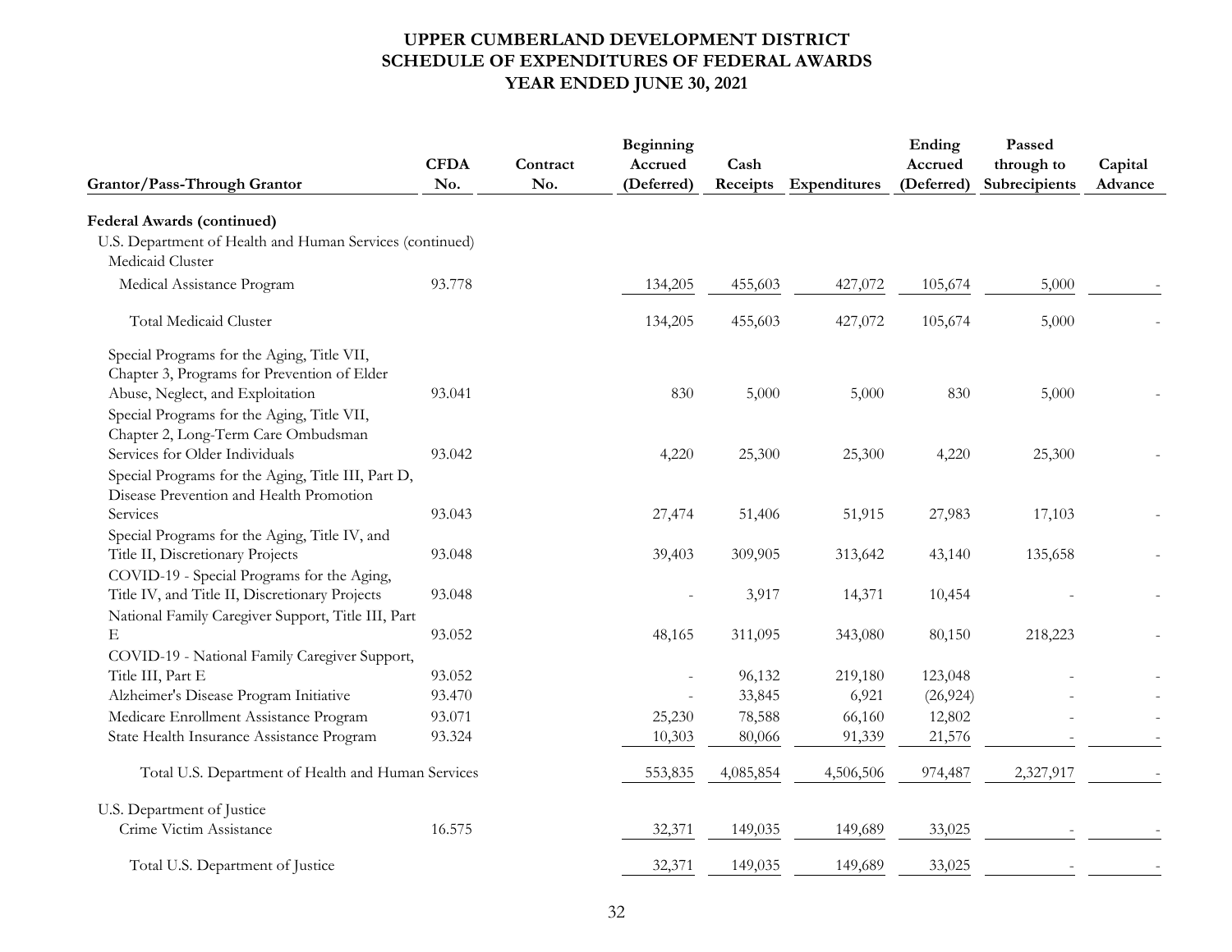# UPPER CUMBERLAND DEVELOPMENT DISTRICT
# SCHEDULE OF EXPENDITURES OF FEDERAL AWARDS
# YEAR ENDED JUNE 30, 2021

| Grantor/Pass-Through Grantor | CFDA No. | Contract No. | Beginning Accrued (Deferred) | Cash Receipts | Expenditures | Ending Accrued (Deferred) | Passed through to Subrecipients | Capital Advance |
|---|---|---|---|---|---|---|---|---|
| **Federal Awards (continued)** | | | | | | | | |
| U.S. Department of Health and Human Services (continued) | | | | | | | | |
| Medicaid Cluster | | | | | | | | |
| Medical Assistance Program | 93.778 | | 134,205 | 455,603 | 427,072 | 105,674 | 5,000 | - |
| Total Medicaid Cluster | | | 134,205 | 455,603 | 427,072 | 105,674 | 5,000 | - |
| Special Programs for the Aging, Title VII, Chapter 3, Programs for Prevention of Elder Abuse, Neglect, and Exploitation | 93.041 | | 830 | 5,000 | 5,000 | 830 | 5,000 | - |
| Special Programs for the Aging, Title VII, Chapter 2, Long-Term Care Ombudsman Services for Older Individuals | 93.042 | | 4,220 | 25,300 | 25,300 | 4,220 | 25,300 | - |
| Special Programs for the Aging, Title III, Part D, Disease Prevention and Health Promotion Services | 93.043 | | 27,474 | 51,406 | 51,915 | 27,983 | 17,103 | - |
| Special Programs for the Aging, Title IV, and Title II, Discretionary Projects | 93.048 | | 39,403 | 309,905 | 313,642 | 43,140 | 135,658 | - |
| COVID-19 - Special Programs for the Aging, Title IV, and Title II, Discretionary Projects | 93.048 | | - | 3,917 | 14,371 | 10,454 | - | - |
| National Family Caregiver Support, Title III, Part E | 93.052 | | 48,165 | 311,095 | 343,080 | 80,150 | 218,223 | - |
| COVID-19 - National Family Caregiver Support, Title III, Part E | 93.052 | | - | 96,132 | 219,180 | 123,048 | - | - |
| Alzheimer's Disease Program Initiative | 93.470 | | - | 33,845 | 6,921 | (26,924) | - | - |
| Medicare Enrollment Assistance Program | 93.071 | | 25,230 | 78,588 | 66,160 | 12,802 | - | - |
| State Health Insurance Assistance Program | 93.324 | | 10,303 | 80,066 | 91,339 | 21,576 | - | - |
| Total U.S. Department of Health and Human Services | | | 553,835 | 4,085,854 | 4,506,506 | 974,487 | 2,327,917 | - |
| U.S. Department of Justice | | | | | | | | |
| Crime Victim Assistance | 16.575 | | 32,371 | 149,035 | 149,689 | 33,025 | - | - |
| Total U.S. Department of Justice | | | 32,371 | 149,035 | 149,689 | 33,025 | - | - |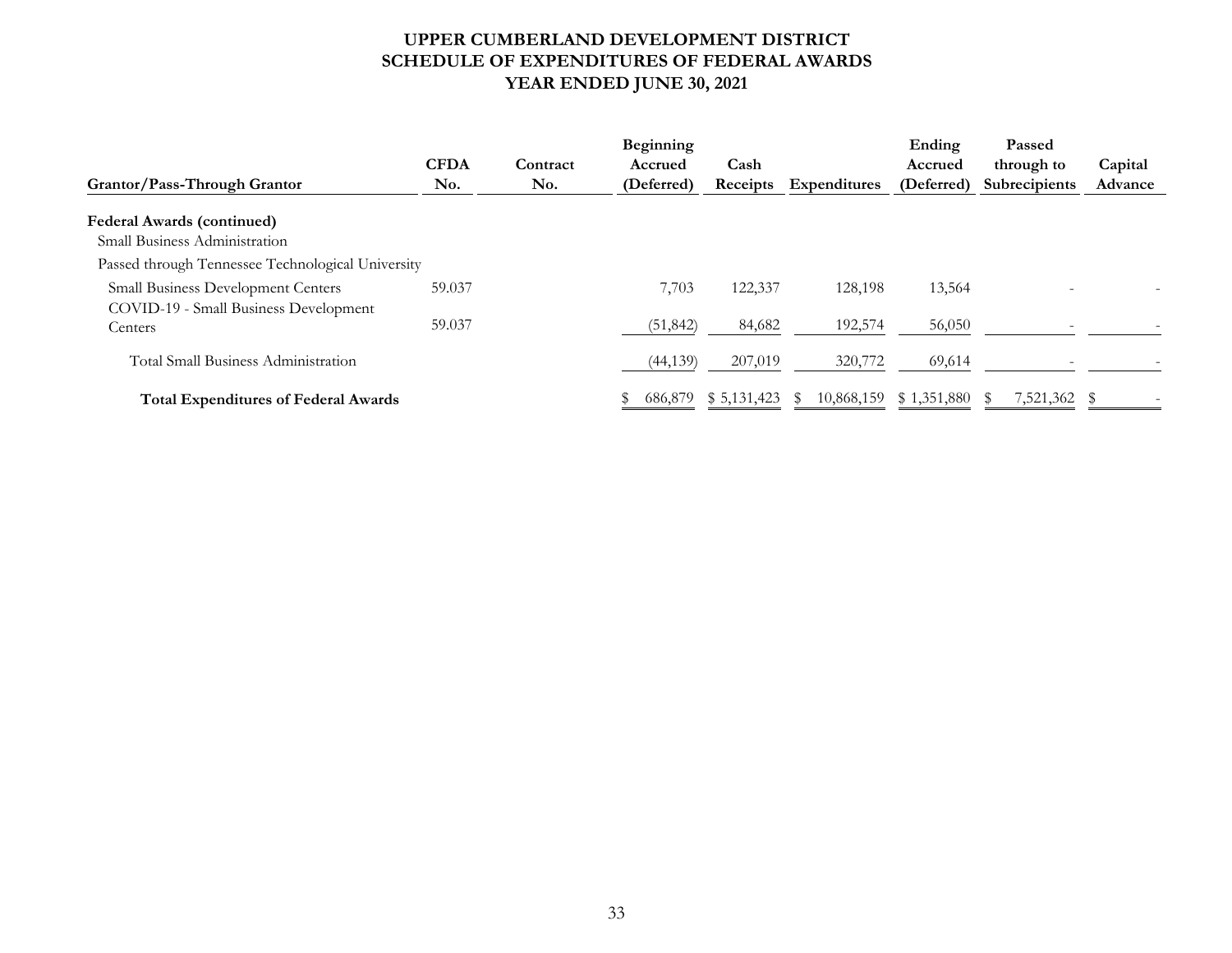# UPPER CUMBERLAND DEVELOPMENT DISTRICT
# SCHEDULE OF EXPENDITURES OF FEDERAL AWARDS
# YEAR ENDED JUNE 30, 2021

| Grantor/Pass-Through Grantor | CFDA No. | Contract No. | Beginning Accrued (Deferred) | Cash Receipts | Expenditures | Ending Accrued (Deferred) | Passed through to Subrecipients | Capital Advance |
|---|---|---|---|---|---|---|---|---|
| **Federal Awards (continued)** | | | | | | | | |
| Small Business Administration | | | | | | | | |
| Passed through Tennessee Technological University | | | | | | | | |
| Small Business Development Centers | 59.037 | | 7,703 | 122,337 | 128,198 | 13,564 | - | - |
| COVID-19 - Small Business Development Centers | 59.037 | | (51,842) | 84,682 | 192,574 | 56,050 | - | - |
| Total Small Business Administration | | | (44,139) | 207,019 | 320,772 | 69,614 | - | - |
| **Total Expenditures of Federal Awards** | | | $ 686,879 | $ 5,131,423 | $ 10,868,159 | $ 1,351,880 | $ 7,521,362 | $ - |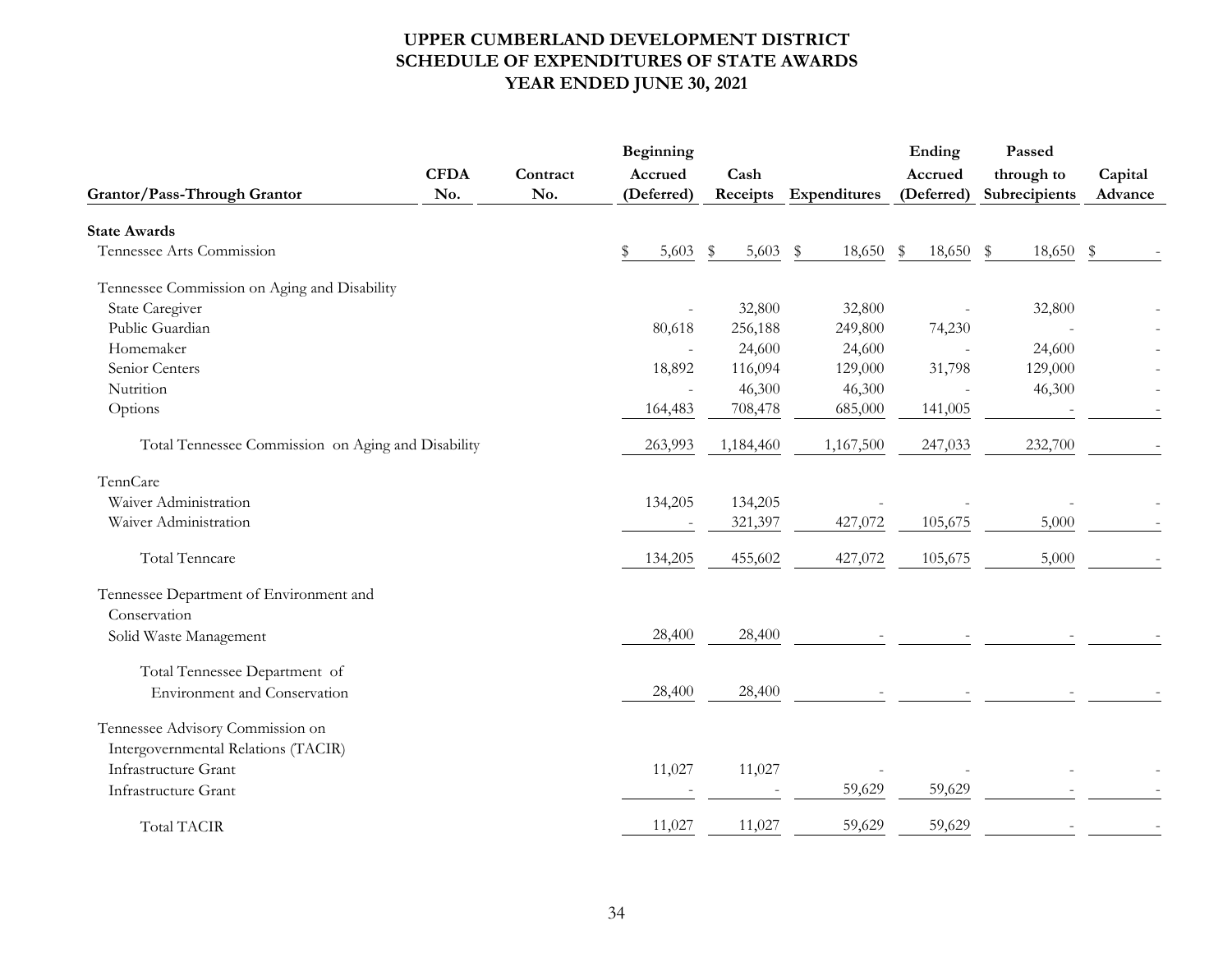# UPPER CUMBERLAND DEVELOPMENT DISTRICT
## SCHEDULE OF EXPENDITURES OF STATE AWARDS
## YEAR ENDED JUNE 30, 2021

| Grantor/Pass-Through Grantor | CFDA No. | Contract No. | Beginning Accrued (Deferred) | Cash Receipts | Expenditures | Ending Accrued (Deferred) | Passed through to Subrecipients | Capital Advance |
|---|---|---|---|---|---|---|---|---|
| **State Awards** | | | | | | | | |
| Tennessee Arts Commission | | | $ 5,603 | $ 5,603 | $ 18,650 | $ 18,650 | $ 18,650 | $ - |
| Tennessee Commission on Aging and Disability | | | | | | | | |
| State Caregiver | | | - | 32,800 | 32,800 | - | 32,800 | - |
| Public Guardian | | | 80,618 | 256,188 | 249,800 | 74,230 | - | - |
| Homemaker | | | - | 24,600 | 24,600 | - | 24,600 | - |
| Senior Centers | | | 18,892 | 116,094 | 129,000 | 31,798 | 129,000 | - |
| Nutrition | | | - | 46,300 | 46,300 | - | 46,300 | - |
| Options | | | 164,483 | 708,478 | 685,000 | 141,005 | - | - |
| Total Tennessee Commission on Aging and Disability | | | 263,993 | 1,184,460 | 1,167,500 | 247,033 | 232,700 | - |
| TennCare | | | | | | | | |
| Waiver Administration | | | 134,205 | 134,205 | - | - | - | - |
| Waiver Administration | | | - | 321,397 | 427,072 | 105,675 | 5,000 | - |
| Total Tenncare | | | 134,205 | 455,602 | 427,072 | 105,675 | 5,000 | - |
| Tennessee Department of Environment and Conservation | | | | | | | | |
| Solid Waste Management | | | 28,400 | 28,400 | - | - | - | - |
| Total Tennessee Department of Environment and Conservation | | | 28,400 | 28,400 | - | - | - | - |
| Tennessee Advisory Commission on Intergovernmental Relations (TACIR) | | | | | | | | |
| Infrastructure Grant | | | 11,027 | 11,027 | - | - | - | - |
| Infrastructure Grant | | | - | - | 59,629 | 59,629 | - | - |
| Total TACIR | | | 11,027 | 11,027 | 59,629 | 59,629 | - | - |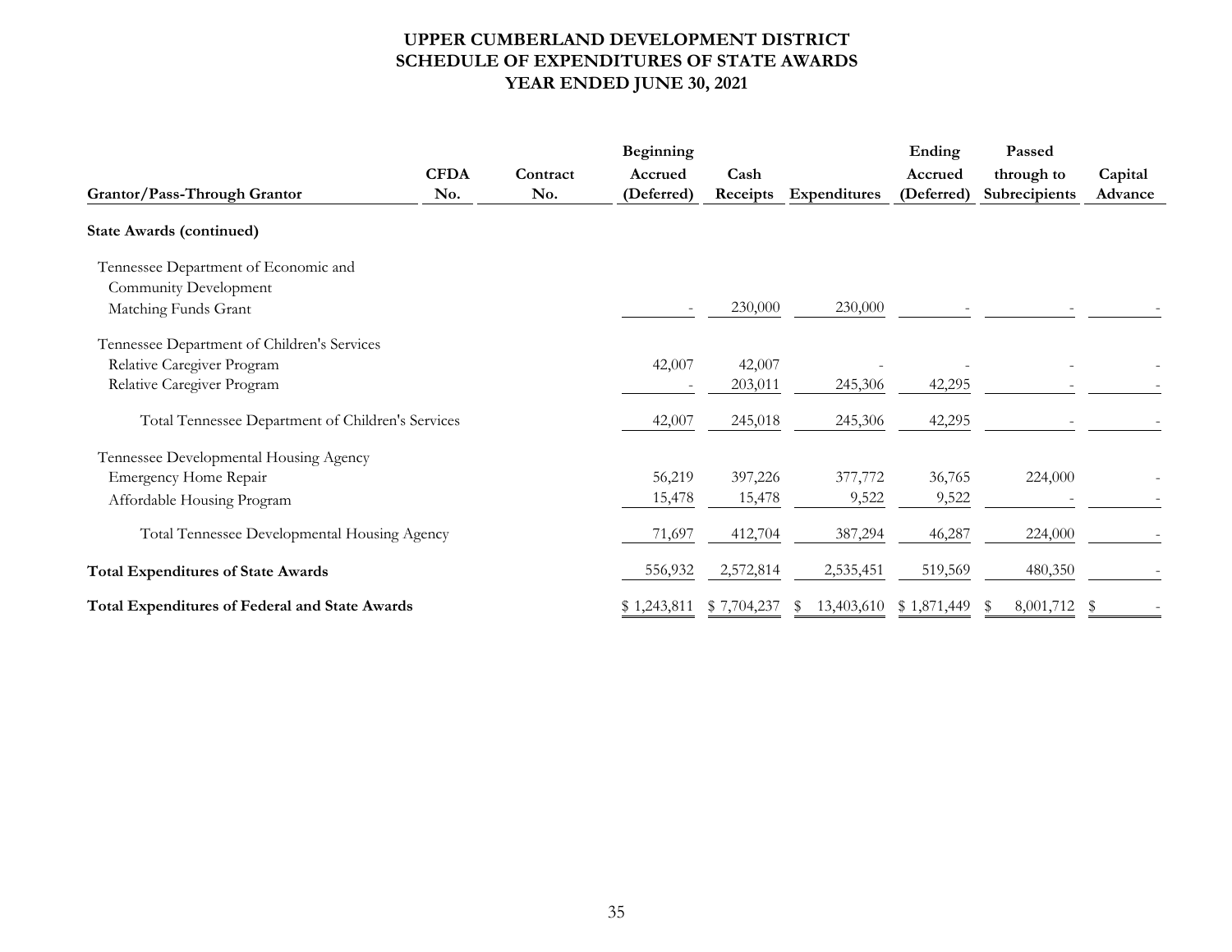# UPPER CUMBERLAND DEVELOPMENT DISTRICT
## SCHEDULE OF EXPENDITURES OF STATE AWARDS
### YEAR ENDED JUNE 30, 2021

| Grantor/Pass-Through Grantor | CFDA No. | Contract No. | Beginning Accrued (Deferred) | Cash Receipts | Expenditures | Ending Accrued (Deferred) | Passed through to Subrecipients | Capital Advance |
|---|---|---|---|---|---|---|---|---|
| **State Awards (continued)** | | | | | | | | |
| Tennessee Department of Economic and Community Development | | | | | | | | |
| Matching Funds Grant | | | - | 230,000 | 230,000 | - | - | - |
| Tennessee Department of Children's Services | | | | | | | | |
| Relative Caregiver Program | | | 42,007 | 42,007 | - | - | - | - |
| Relative Caregiver Program | | | - | 203,011 | 245,306 | 42,295 | - | - |
| Total Tennessee Department of Children's Services | | | 42,007 | 245,018 | 245,306 | 42,295 | - | - |
| Tennessee Developmental Housing Agency | | | | | | | | |
| Emergency Home Repair | | | 56,219 | 397,226 | 377,772 | 36,765 | 224,000 | - |
| Affordable Housing Program | | | 15,478 | 15,478 | 9,522 | 9,522 | - | - |
| Total Tennessee Developmental Housing Agency | | | 71,697 | 412,704 | 387,294 | 46,287 | 224,000 | - |
| **Total Expenditures of State Awards** | | | 556,932 | 2,572,814 | 2,535,451 | 519,569 | 480,350 | - |
| **Total Expenditures of Federal and State Awards** | | | $ 1,243,811 | $ 7,704,237 | $ 13,403,610 | $ 1,871,449 | $ 8,001,712 | $ - |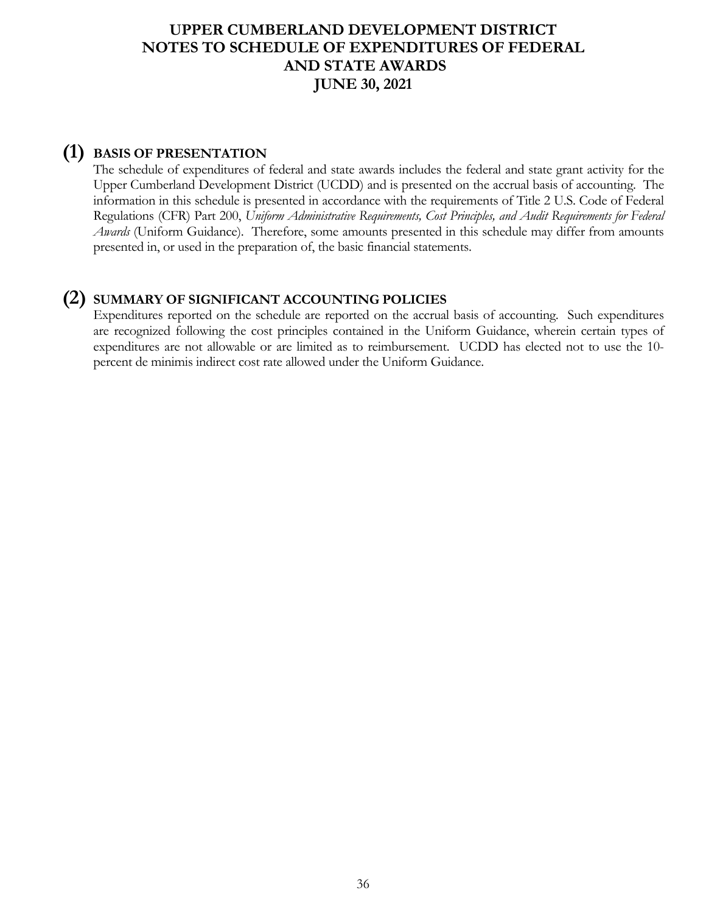# UPPER CUMBERLAND DEVELOPMENT DISTRICT
# NOTES TO SCHEDULE OF EXPENDITURES OF FEDERAL AND STATE AWARDS
# JUNE 30, 2021

## (1) BASIS OF PRESENTATION

The schedule of expenditures of federal and state awards includes the federal and state grant activity for the Upper Cumberland Development District (UCDD) and is presented on the accrual basis of accounting. The information in this schedule is presented in accordance with the requirements of Title 2 U.S. Code of Federal Regulations (CFR) Part 200, *Uniform Administrative Requirements, Cost Principles, and Audit Requirements for Federal Awards* (Uniform Guidance). Therefore, some amounts presented in this schedule may differ from amounts presented in, or used in the preparation of, the basic financial statements.

## (2) SUMMARY OF SIGNIFICANT ACCOUNTING POLICIES

Expenditures reported on the schedule are reported on the accrual basis of accounting. Such expenditures are recognized following the cost principles contained in the Uniform Guidance, wherein certain types of expenditures are not allowable or are limited as to reimbursement. UCDD has elected not to use the 10-percent de minimis indirect cost rate allowed under the Uniform Guidance.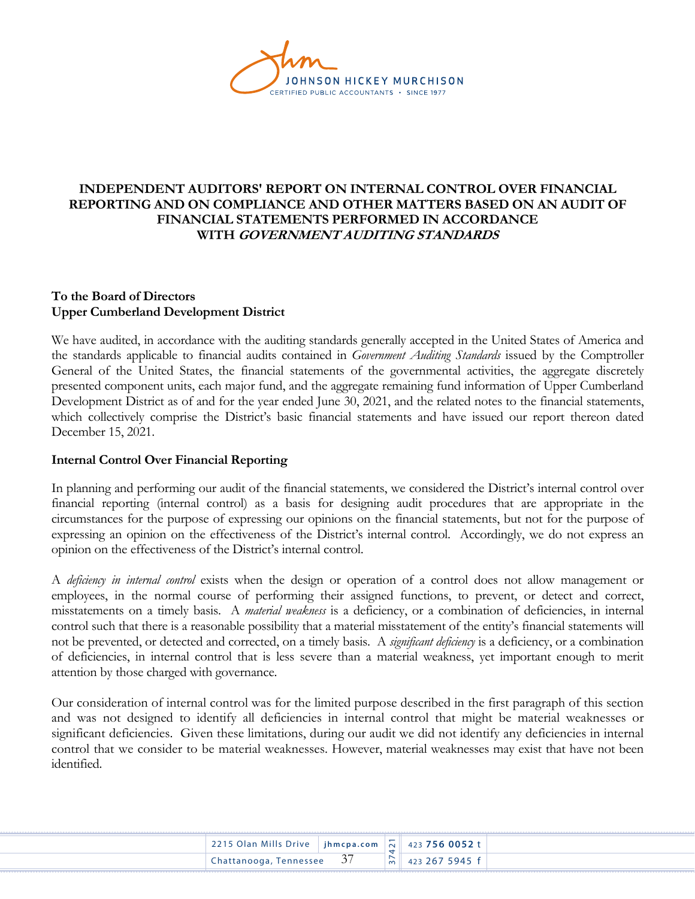# INDEPENDENT AUDITORS' REPORT ON INTERNAL CONTROL OVER FINANCIAL REPORTING AND ON COMPLIANCE AND OTHER MATTERS BASED ON AN AUDIT OF FINANCIAL STATEMENTS PERFORMED IN ACCORDANCE WITH *GOVERNMENT AUDITING STANDARDS*

**To the Board of Directors**
**Upper Cumberland Development District**

We have audited, in accordance with the auditing standards generally accepted in the United States of America and the standards applicable to financial audits contained in *Government Auditing Standards* issued by the Comptroller General of the United States, the financial statements of the governmental activities, the aggregate discretely presented component units, each major fund, and the aggregate remaining fund information of Upper Cumberland Development District as of and for the year ended June 30, 2021, and the related notes to the financial statements, which collectively comprise the District's basic financial statements and have issued our report thereon dated December 15, 2021.

## Internal Control Over Financial Reporting

In planning and performing our audit of the financial statements, we considered the District's internal control over financial reporting (internal control) as a basis for designing audit procedures that are appropriate in the circumstances for the purpose of expressing our opinions on the financial statements, but not for the purpose of expressing an opinion on the effectiveness of the District's internal control. Accordingly, we do not express an opinion on the effectiveness of the District's internal control.

A *deficiency in internal control* exists when the design or operation of a control does not allow management or employees, in the normal course of performing their assigned functions, to prevent, or detect and correct, misstatements on a timely basis. A *material weakness* is a deficiency, or a combination of deficiencies, in internal control such that there is a reasonable possibility that a material misstatement of the entity's financial statements will not be prevented, or detected and corrected, on a timely basis. A *significant deficiency* is a deficiency, or a combination of deficiencies, in internal control that is less severe than a material weakness, yet important enough to merit attention by those charged with governance.

Our consideration of internal control was for the limited purpose described in the first paragraph of this section and was not designed to identify all deficiencies in internal control that might be material weaknesses or significant deficiencies. Given these limitations, during our audit we did not identify any deficiencies in internal control that we consider to be material weaknesses. However, material weaknesses may exist that have not been identified.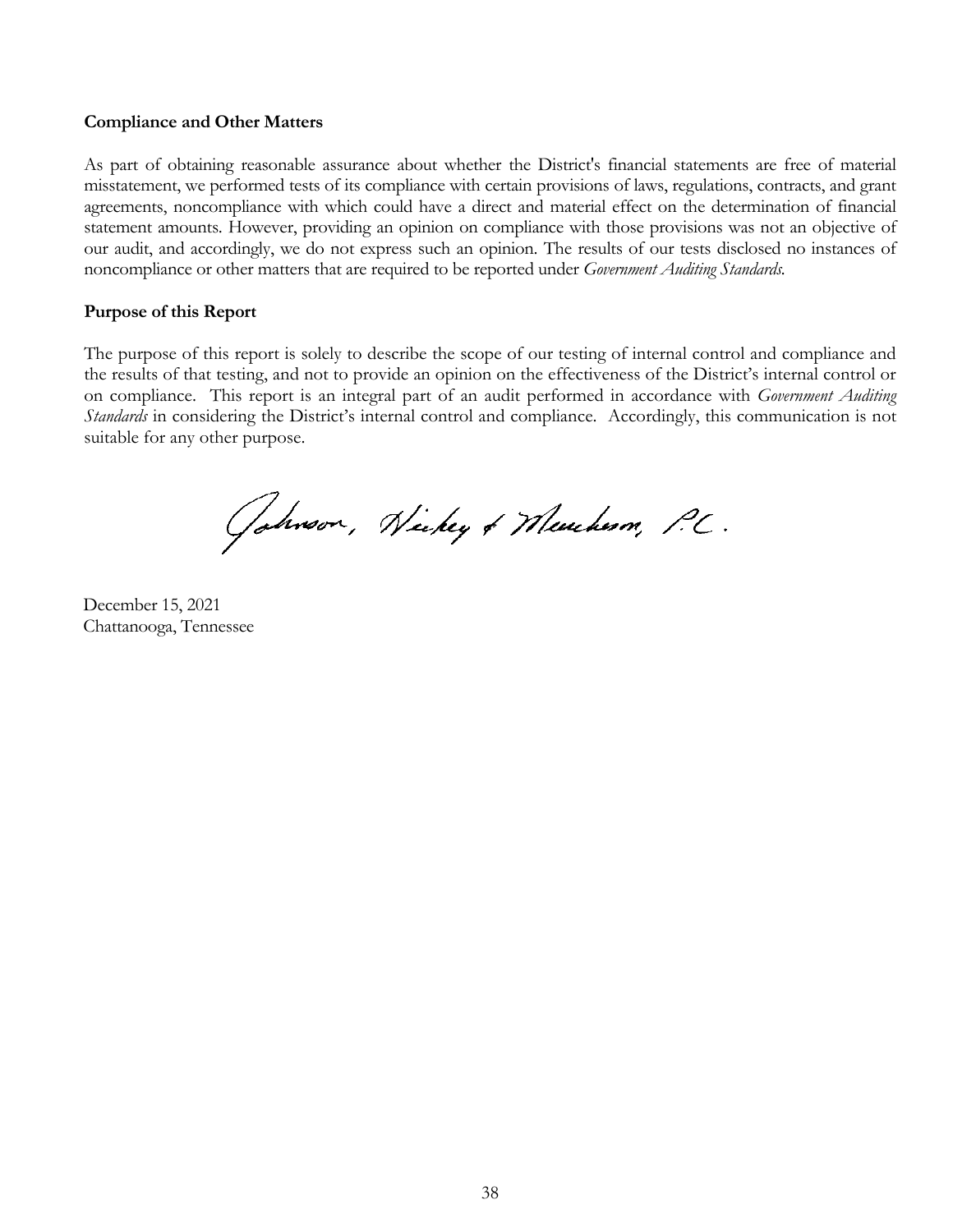**Compliance and Other Matters**

As part of obtaining reasonable assurance about whether the District's financial statements are free of material misstatement, we performed tests of its compliance with certain provisions of laws, regulations, contracts, and grant agreements, noncompliance with which could have a direct and material effect on the determination of financial statement amounts. However, providing an opinion on compliance with those provisions was not an objective of our audit, and accordingly, we do not express such an opinion. The results of our tests disclosed no instances of noncompliance or other matters that are required to be reported under *Government Auditing Standards*.

**Purpose of this Report**

The purpose of this report is solely to describe the scope of our testing of internal control and compliance and the results of that testing, and not to provide an opinion on the effectiveness of the District's internal control or on compliance. This report is an integral part of an audit performed in accordance with *Government Auditing Standards* in considering the District's internal control and compliance. Accordingly, this communication is not suitable for any other purpose.

Johnson, Hickey & Murchison, P.C.

December 15, 2021
Chattanooga, Tennessee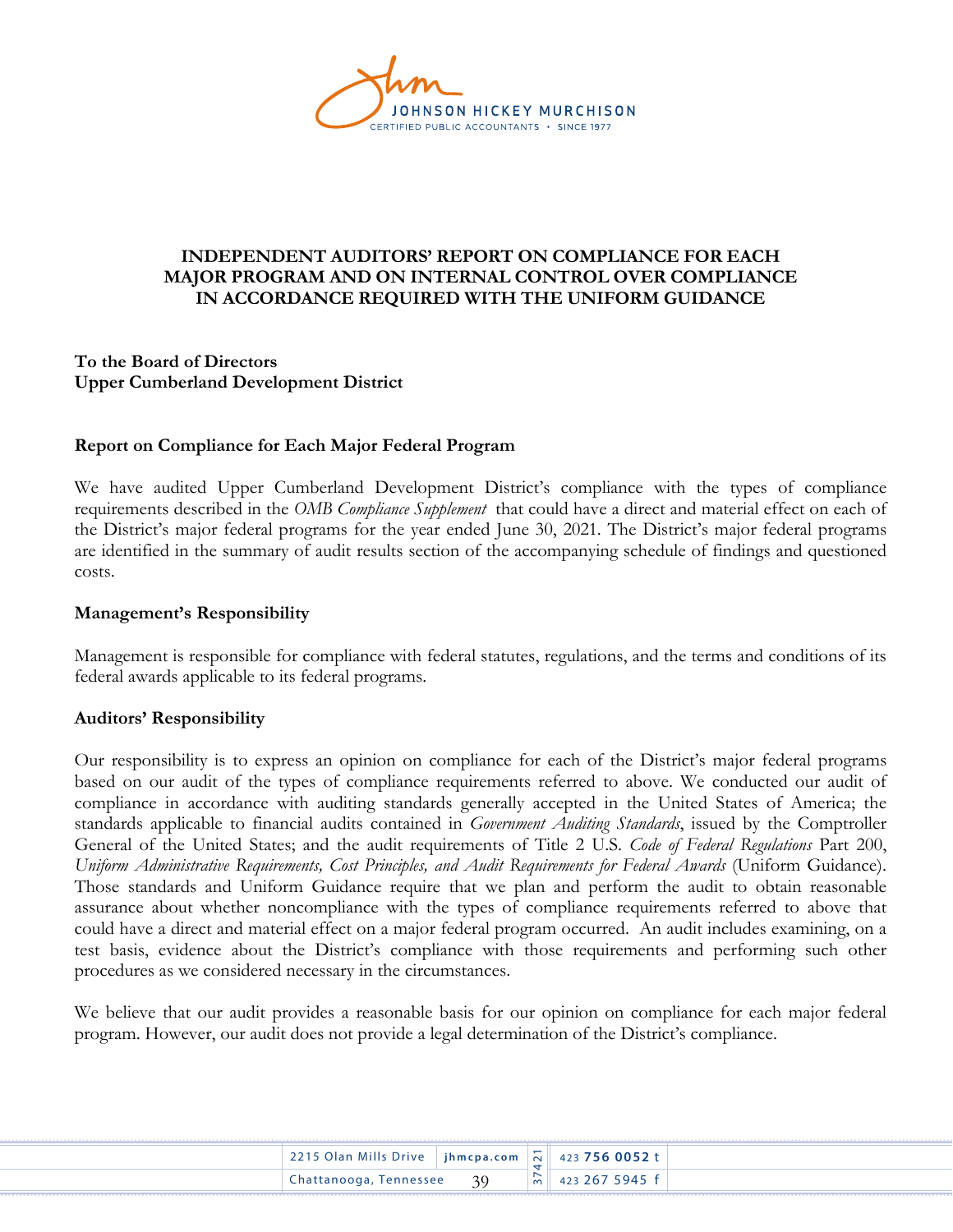# INDEPENDENT AUDITORS' REPORT ON COMPLIANCE FOR EACH MAJOR PROGRAM AND ON INTERNAL CONTROL OVER COMPLIANCE IN ACCORDANCE REQUIRED WITH THE UNIFORM GUIDANCE

**To the Board of Directors**
**Upper Cumberland Development District**

## Report on Compliance for Each Major Federal Program

We have audited Upper Cumberland Development District's compliance with the types of compliance requirements described in the *OMB Compliance Supplement* that could have a direct and material effect on each of the District's major federal programs for the year ended June 30, 2021. The District's major federal programs are identified in the summary of audit results section of the accompanying schedule of findings and questioned costs.

## Management's Responsibility

Management is responsible for compliance with federal statutes, regulations, and the terms and conditions of its federal awards applicable to its federal programs.

## Auditors' Responsibility

Our responsibility is to express an opinion on compliance for each of the District's major federal programs based on our audit of the types of compliance requirements referred to above. We conducted our audit of compliance in accordance with auditing standards generally accepted in the United States of America; the standards applicable to financial audits contained in *Government Auditing Standards*, issued by the Comptroller General of the United States; and the audit requirements of Title 2 U.S. *Code of Federal Regulations* Part 200, *Uniform Administrative Requirements, Cost Principles, and Audit Requirements for Federal Awards* (Uniform Guidance). Those standards and Uniform Guidance require that we plan and perform the audit to obtain reasonable assurance about whether noncompliance with the types of compliance requirements referred to above that could have a direct and material effect on a major federal program occurred. An audit includes examining, on a test basis, evidence about the District's compliance with those requirements and performing such other procedures as we considered necessary in the circumstances.

We believe that our audit provides a reasonable basis for our opinion on compliance for each major federal program. However, our audit does not provide a legal determination of the District's compliance.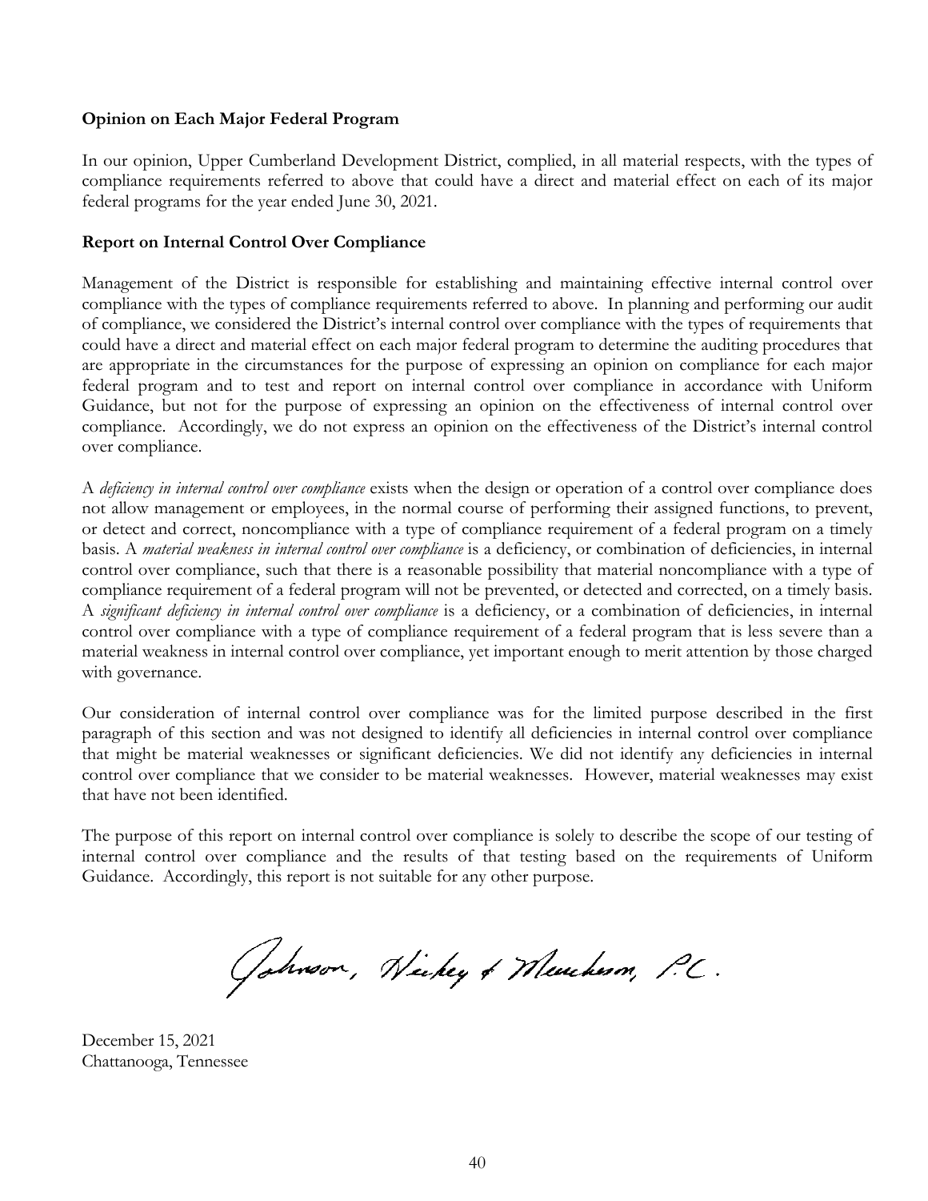**Opinion on Each Major Federal Program**

In our opinion, Upper Cumberland Development District, complied, in all material respects, with the types of compliance requirements referred to above that could have a direct and material effect on each of its major federal programs for the year ended June 30, 2021.

**Report on Internal Control Over Compliance**

Management of the District is responsible for establishing and maintaining effective internal control over compliance with the types of compliance requirements referred to above. In planning and performing our audit of compliance, we considered the District's internal control over compliance with the types of requirements that could have a direct and material effect on each major federal program to determine the auditing procedures that are appropriate in the circumstances for the purpose of expressing an opinion on compliance for each major federal program and to test and report on internal control over compliance in accordance with Uniform Guidance, but not for the purpose of expressing an opinion on the effectiveness of internal control over compliance. Accordingly, we do not express an opinion on the effectiveness of the District's internal control over compliance.

A *deficiency in internal control over compliance* exists when the design or operation of a control over compliance does not allow management or employees, in the normal course of performing their assigned functions, to prevent, or detect and correct, noncompliance with a type of compliance requirement of a federal program on a timely basis. A *material weakness in internal control over compliance* is a deficiency, or combination of deficiencies, in internal control over compliance, such that there is a reasonable possibility that material noncompliance with a type of compliance requirement of a federal program will not be prevented, or detected and corrected, on a timely basis. A *significant deficiency in internal control over compliance* is a deficiency, or a combination of deficiencies, in internal control over compliance with a type of compliance requirement of a federal program that is less severe than a material weakness in internal control over compliance, yet important enough to merit attention by those charged with governance.

Our consideration of internal control over compliance was for the limited purpose described in the first paragraph of this section and was not designed to identify all deficiencies in internal control over compliance that might be material weaknesses or significant deficiencies. We did not identify any deficiencies in internal control over compliance that we consider to be material weaknesses. However, material weaknesses may exist that have not been identified.

The purpose of this report on internal control over compliance is solely to describe the scope of our testing of internal control over compliance and the results of that testing based on the requirements of Uniform Guidance. Accordingly, this report is not suitable for any other purpose.

Johnson, Hickey & Murchison, P.C.

December 15, 2021
Chattanooga, Tennessee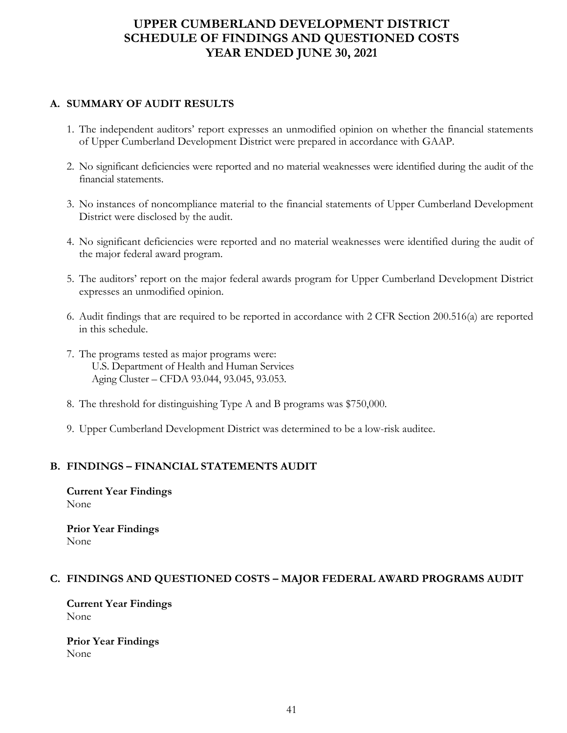# UPPER CUMBERLAND DEVELOPMENT DISTRICT
# SCHEDULE OF FINDINGS AND QUESTIONED COSTS
# YEAR ENDED JUNE 30, 2021

## A. SUMMARY OF AUDIT RESULTS

1. The independent auditors' report expresses an unmodified opinion on whether the financial statements of Upper Cumberland Development District were prepared in accordance with GAAP.

2. No significant deficiencies were reported and no material weaknesses were identified during the audit of the financial statements.

3. No instances of noncompliance material to the financial statements of Upper Cumberland Development District were disclosed by the audit.

4. No significant deficiencies were reported and no material weaknesses were identified during the audit of the major federal award program.

5. The auditors' report on the major federal awards program for Upper Cumberland Development District expresses an unmodified opinion.

6. Audit findings that are required to be reported in accordance with 2 CFR Section 200.516(a) are reported in this schedule.

7. The programs tested as major programs were:
   U.S. Department of Health and Human Services
   Aging Cluster – CFDA 93.044, 93.045, 93.053.

8. The threshold for distinguishing Type A and B programs was $750,000.

9. Upper Cumberland Development District was determined to be a low-risk auditee.

## B. FINDINGS – FINANCIAL STATEMENTS AUDIT

**Current Year Findings**
None

**Prior Year Findings**
None

## C. FINDINGS AND QUESTIONED COSTS – MAJOR FEDERAL AWARD PROGRAMS AUDIT

**Current Year Findings**
None

**Prior Year Findings**
None